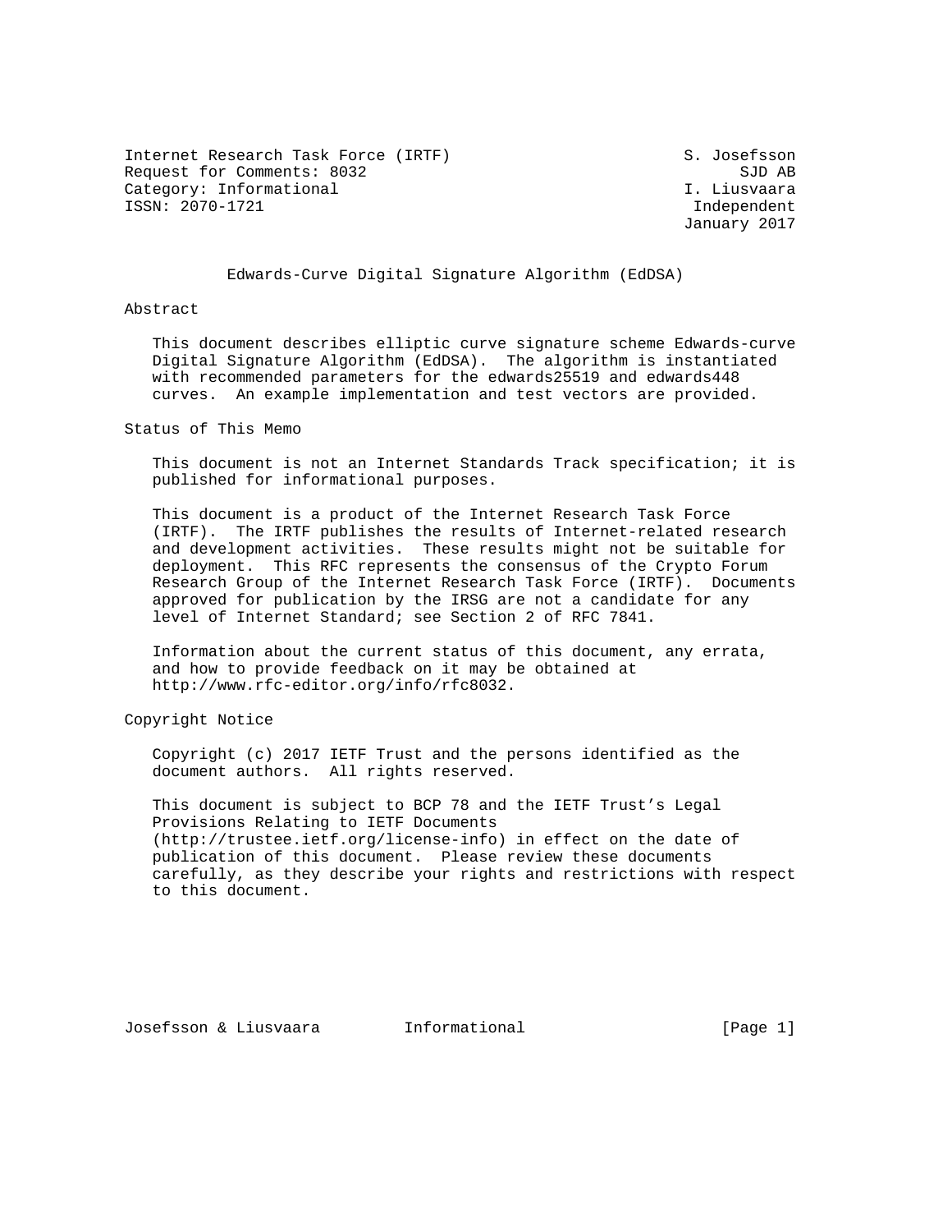Internet Research Task Force (IRTF) S. Josefsson
Request for Comments: 8032 SJD AB
Category: Informational I. Liusvaara
ISSN: 2070-1721 Independent
January 2017

# Edwards-Curve Digital Signature Algorithm (EdDSA)

## Abstract

This document describes elliptic curve signature scheme Edwards-curve Digital Signature Algorithm (EdDSA). The algorithm is instantiated with recommended parameters for the edwards25519 and edwards448 curves. An example implementation and test vectors are provided.

## Status of This Memo

This document is not an Internet Standards Track specification; it is published for informational purposes.

This document is a product of the Internet Research Task Force (IRTF). The IRTF publishes the results of Internet-related research and development activities. These results might not be suitable for deployment. This RFC represents the consensus of the Crypto Forum Research Group of the Internet Research Task Force (IRTF). Documents approved for publication by the IRSG are not a candidate for any level of Internet Standard; see Section 2 of RFC 7841.

Information about the current status of this document, any errata, and how to provide feedback on it may be obtained at http://www.rfc-editor.org/info/rfc8032.

## Copyright Notice

Copyright (c) 2017 IETF Trust and the persons identified as the document authors. All rights reserved.

This document is subject to BCP 78 and the IETF Trust's Legal Provisions Relating to IETF Documents (http://trustee.ietf.org/license-info) in effect on the date of publication of this document. Please review these documents carefully, as they describe your rights and restrictions with respect to this document.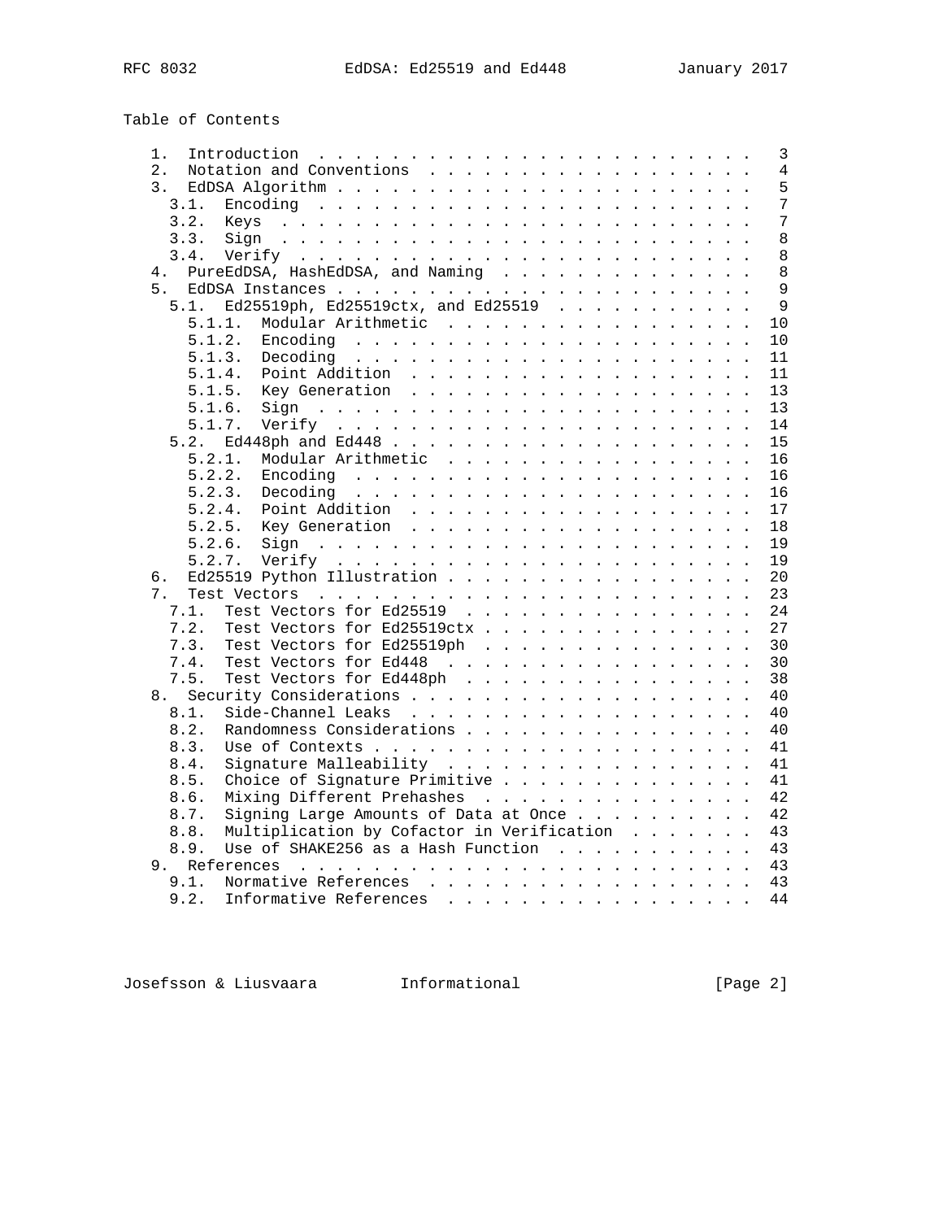## Table of Contents

```
   1.  Introduction  . . . . . . . . . . . . . . . . . . . . . . . .   3
   2.  Notation and Conventions  . . . . . . . . . . . . . . . . . .   4
   3.  EdDSA Algorithm . . . . . . . . . . . . . . . . . . . . . . .   5
     3.1.  Encoding  . . . . . . . . . . . . . . . . . . . . . . . .   7
     3.2.  Keys  . . . . . . . . . . . . . . . . . . . . . . . . . .   7
     3.3.  Sign  . . . . . . . . . . . . . . . . . . . . . . . . . .   8
     3.4.  Verify  . . . . . . . . . . . . . . . . . . . . . . . . .   8
   4.  PureEdDSA, HashEdDSA, and Naming  . . . . . . . . . . . . . .   8
   5.  EdDSA Instances . . . . . . . . . . . . . . . . . . . . . . .   9
     5.1.  Ed25519ph, Ed25519ctx, and Ed25519  . . . . . . . . . . .   9
       5.1.1.  Modular Arithmetic  . . . . . . . . . . . . . . . . .  10
       5.1.2.  Encoding  . . . . . . . . . . . . . . . . . . . . . .  10
       5.1.3.  Decoding  . . . . . . . . . . . . . . . . . . . . . .  11
       5.1.4.  Point Addition  . . . . . . . . . . . . . . . . . . .  11
       5.1.5.  Key Generation  . . . . . . . . . . . . . . . . . . .  13
       5.1.6.  Sign  . . . . . . . . . . . . . . . . . . . . . . . .  13
       5.1.7.  Verify  . . . . . . . . . . . . . . . . . . . . . . .  14
     5.2.  Ed448ph and Ed448 . . . . . . . . . . . . . . . . . . . .  15
       5.2.1.  Modular Arithmetic  . . . . . . . . . . . . . . . . .  16
       5.2.2.  Encoding  . . . . . . . . . . . . . . . . . . . . . .  16
       5.2.3.  Decoding  . . . . . . . . . . . . . . . . . . . . . .  16
       5.2.4.  Point Addition  . . . . . . . . . . . . . . . . . . .  17
       5.2.5.  Key Generation  . . . . . . . . . . . . . . . . . . .  18
       5.2.6.  Sign  . . . . . . . . . . . . . . . . . . . . . . . .  19
       5.2.7.  Verify  . . . . . . . . . . . . . . . . . . . . . . .  19
   6.  Ed25519 Python Illustration . . . . . . . . . . . . . . . . .  20
   7.  Test Vectors  . . . . . . . . . . . . . . . . . . . . . . . .  23
     7.1.  Test Vectors for Ed25519  . . . . . . . . . . . . . . . .  24
     7.2.  Test Vectors for Ed25519ctx . . . . . . . . . . . . . . .  27
     7.3.  Test Vectors for Ed25519ph  . . . . . . . . . . . . . . .  30
     7.4.  Test Vectors for Ed448  . . . . . . . . . . . . . . . . .  30
     7.5.  Test Vectors for Ed448ph  . . . . . . . . . . . . . . . .  38
   8.  Security Considerations . . . . . . . . . . . . . . . . . . .  40
     8.1.  Side-Channel Leaks  . . . . . . . . . . . . . . . . . . .  40
     8.2.  Randomness Considerations . . . . . . . . . . . . . . . .  40
     8.3.  Use of Contexts . . . . . . . . . . . . . . . . . . . . .  41
     8.4.  Signature Malleability  . . . . . . . . . . . . . . . . .  41
     8.5.  Choice of Signature Primitive . . . . . . . . . . . . . .  41
     8.6.  Mixing Different Prehashes  . . . . . . . . . . . . . . .  42
     8.7.  Signing Large Amounts of Data at Once . . . . . . . . . .  42
     8.8.  Multiplication by Cofactor in Verification  . . . . . . .  43
     8.9.  Use of SHAKE256 as a Hash Function  . . . . . . . . . . .  43
   9.  References  . . . . . . . . . . . . . . . . . . . . . . . . .  43
     9.1.  Normative References  . . . . . . . . . . . . . . . . . .  43
     9.2.  Informative References  . . . . . . . . . . . . . . . . .  44
```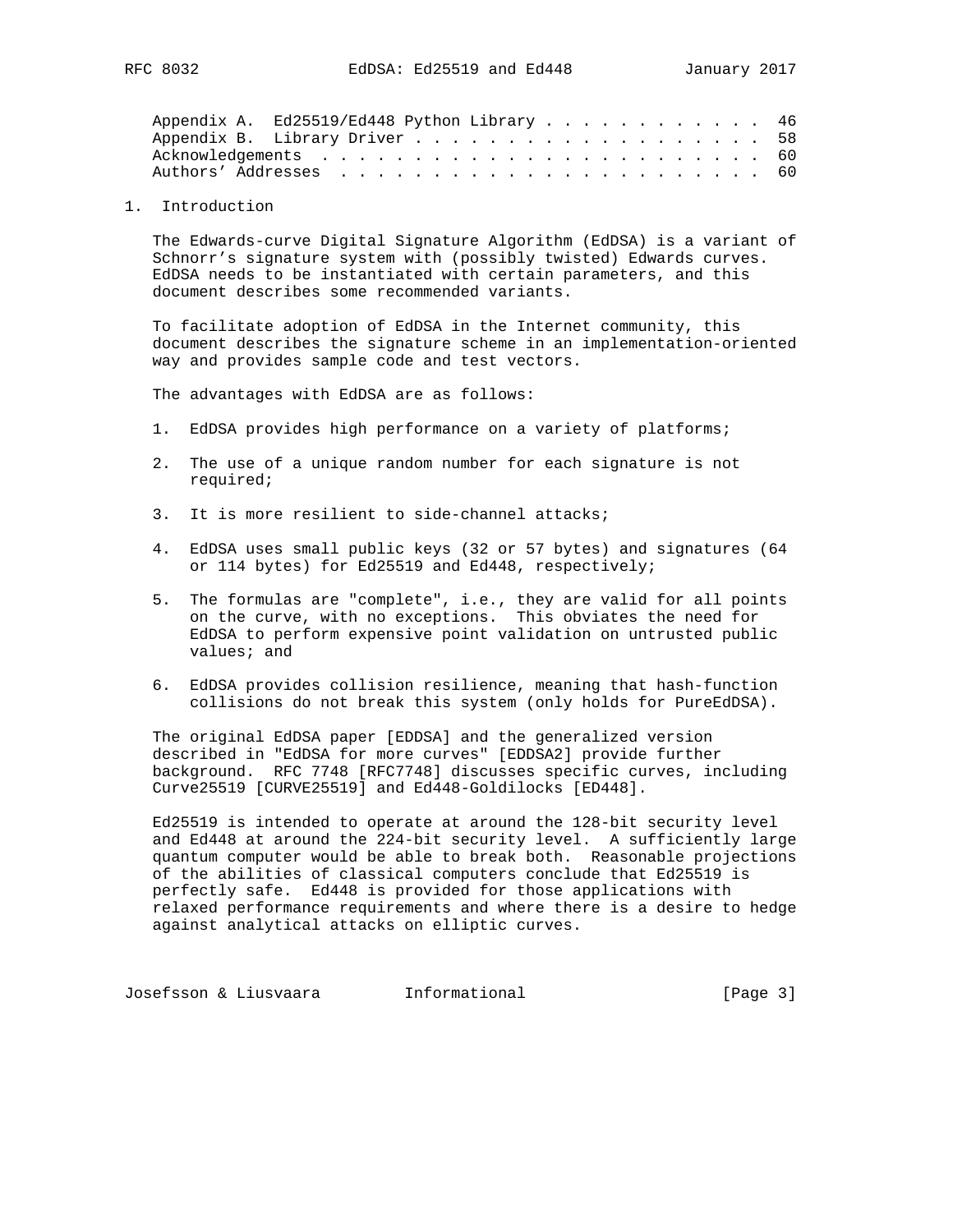Appendix A. Ed25519/Ed448 Python Library . . . . . . . . . . . . . 46
Appendix B. Library Driver . . . . . . . . . . . . . . . . . . . . 58
Acknowledgements . . . . . . . . . . . . . . . . . . . . . . . . . 60
Authors' Addresses . . . . . . . . . . . . . . . . . . . . . . . . 60

# 1. Introduction

The Edwards-curve Digital Signature Algorithm (EdDSA) is a variant of Schnorr's signature system with (possibly twisted) Edwards curves. EdDSA needs to be instantiated with certain parameters, and this document describes some recommended variants.

To facilitate adoption of EdDSA in the Internet community, this document describes the signature scheme in an implementation-oriented way and provides sample code and test vectors.

The advantages with EdDSA are as follows:

1. EdDSA provides high performance on a variety of platforms;

2. The use of a unique random number for each signature is not required;

3. It is more resilient to side-channel attacks;

4. EdDSA uses small public keys (32 or 57 bytes) and signatures (64 or 114 bytes) for Ed25519 and Ed448, respectively;

5. The formulas are "complete", i.e., they are valid for all points on the curve, with no exceptions. This obviates the need for EdDSA to perform expensive point validation on untrusted public values; and

6. EdDSA provides collision resilience, meaning that hash-function collisions do not break this system (only holds for PureEdDSA).

The original EdDSA paper [EDDSA] and the generalized version described in "EdDSA for more curves" [EDDSA2] provide further background. RFC 7748 [RFC7748] discusses specific curves, including Curve25519 [CURVE25519] and Ed448-Goldilocks [ED448].

Ed25519 is intended to operate at around the 128-bit security level and Ed448 at around the 224-bit security level. A sufficiently large quantum computer would be able to break both. Reasonable projections of the abilities of classical computers conclude that Ed25519 is perfectly safe. Ed448 is provided for those applications with relaxed performance requirements and where there is a desire to hedge against analytical attacks on elliptic curves.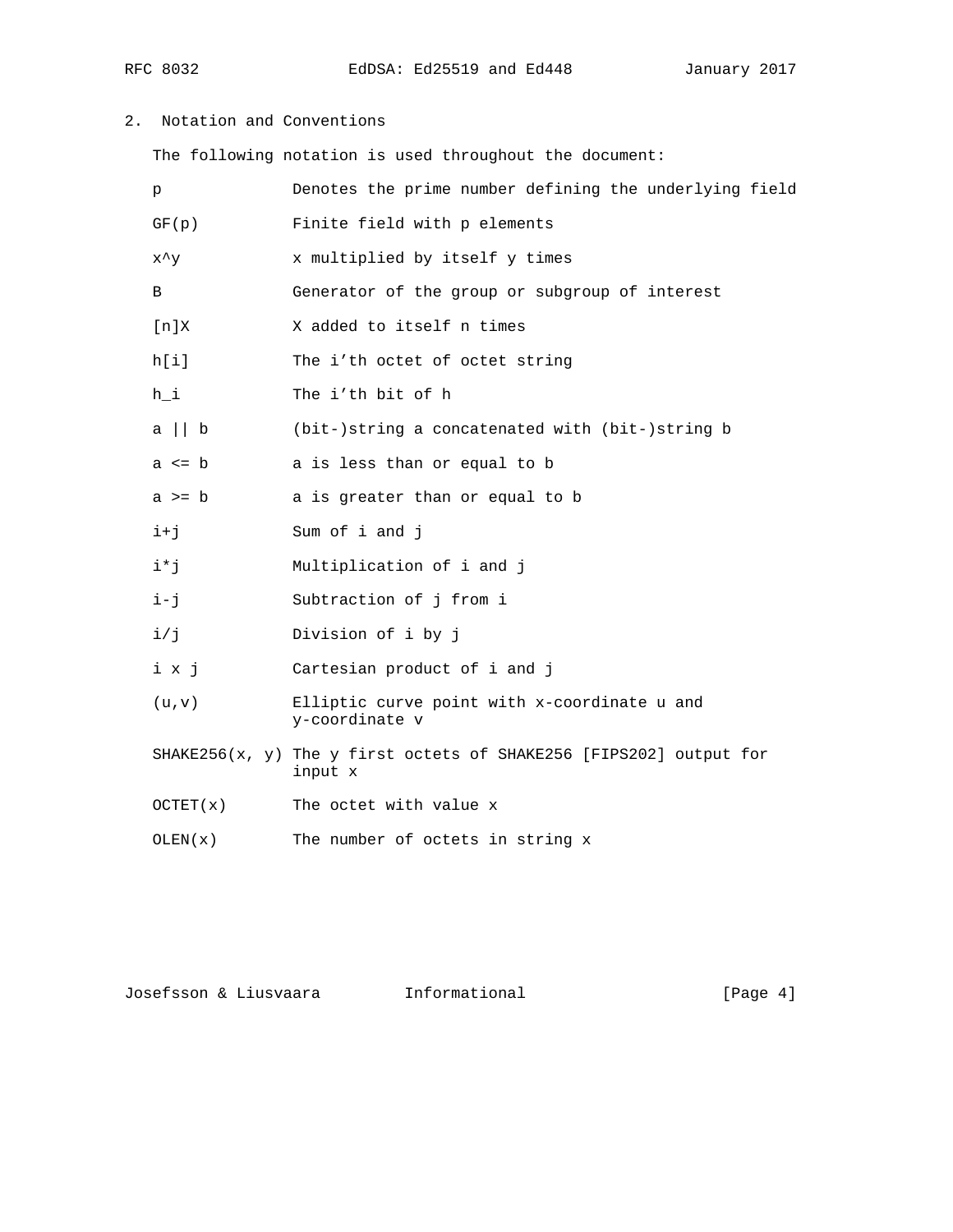## 2. Notation and Conventions

The following notation is used throughout the document:

| Notation | Meaning |
|---|---|
| p | Denotes the prime number defining the underlying field |
| GF(p) | Finite field with p elements |
| x^y | x multiplied by itself y times |
| B | Generator of the group or subgroup of interest |
| [n]X | X added to itself n times |
| h[i] | The i'th octet of octet string |
| h_i | The i'th bit of h |
| a \|\| b | (bit-)string a concatenated with (bit-)string b |
| a <= b | a is less than or equal to b |
| a >= b | a is greater than or equal to b |
| i+j | Sum of i and j |
| i*j | Multiplication of i and j |
| i-j | Subtraction of j from i |
| i/j | Division of i by j |
| i x j | Cartesian product of i and j |
| (u,v) | Elliptic curve point with x-coordinate u and y-coordinate v |
| SHAKE256(x, y) | The y first octets of SHAKE256 [FIPS202] output for input x |
| OCTET(x) | The octet with value x |
| OLEN(x) | The number of octets in string x |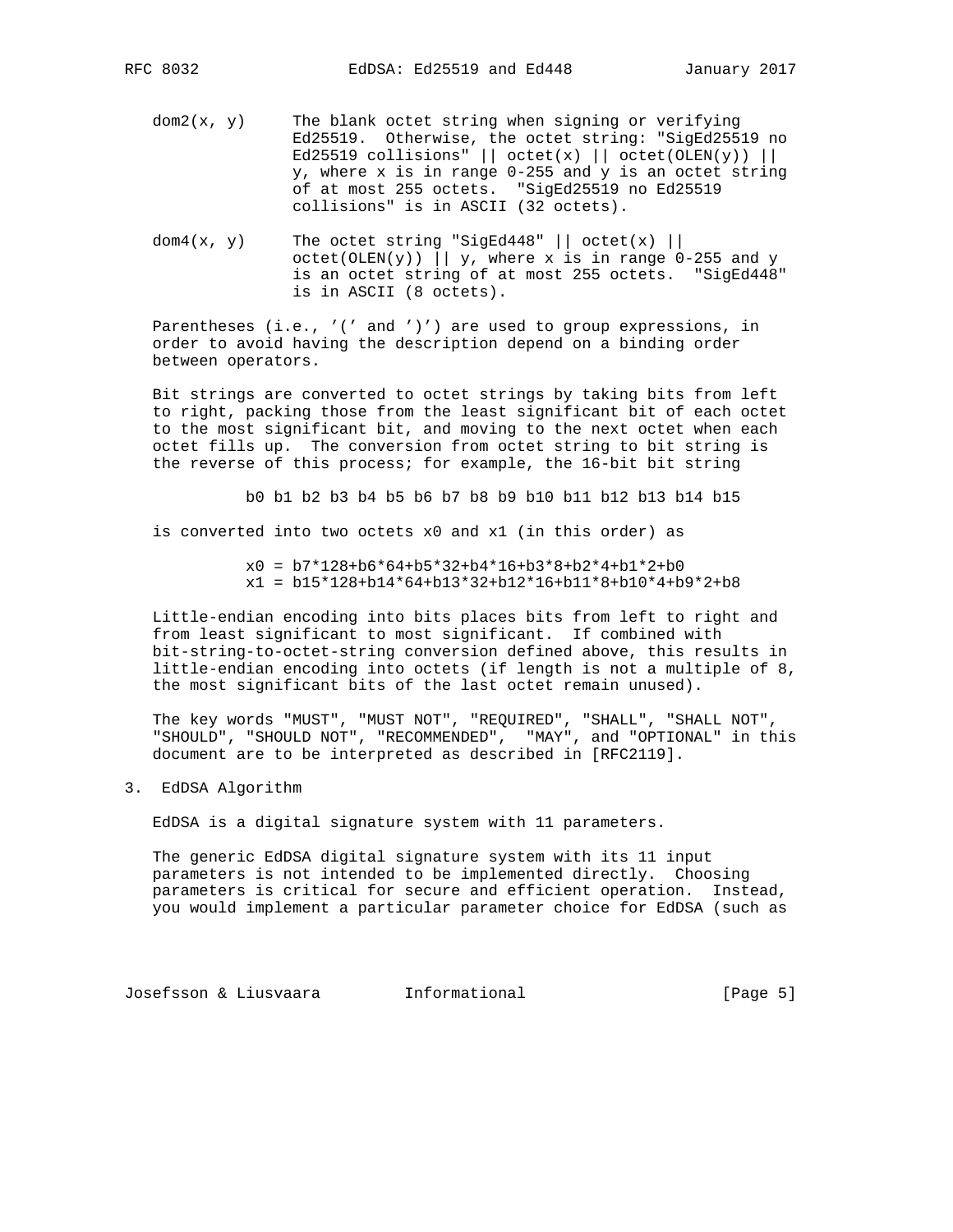dom2(x, y) The blank octet string when signing or verifying Ed25519. Otherwise, the octet string: "SigEd25519 no Ed25519 collisions" || octet(x) || octet(OLEN(y)) || y, where x is in range 0-255 and y is an octet string of at most 255 octets. "SigEd25519 no Ed25519 collisions" is in ASCII (32 octets).

dom4(x, y) The octet string "SigEd448" || octet(x) || octet(OLEN(y)) || y, where x is in range 0-255 and y is an octet string of at most 255 octets. "SigEd448" is in ASCII (8 octets).

Parentheses (i.e., '(' and ')') are used to group expressions, in order to avoid having the description depend on a binding order between operators.

Bit strings are converted to octet strings by taking bits from left to right, packing those from the least significant bit of each octet to the most significant bit, and moving to the next octet when each octet fills up. The conversion from octet string to bit string is the reverse of this process; for example, the 16-bit bit string

```
b0 b1 b2 b3 b4 b5 b6 b7 b8 b9 b10 b11 b12 b13 b14 b15
```

is converted into two octets x0 and x1 (in this order) as

```
x0 = b7*128+b6*64+b5*32+b4*16+b3*8+b2*4+b1*2+b0
x1 = b15*128+b14*64+b13*32+b12*16+b11*8+b10*4+b9*2+b8
```

Little-endian encoding into bits places bits from left to right and from least significant to most significant. If combined with bit-string-to-octet-string conversion defined above, this results in little-endian encoding into octets (if length is not a multiple of 8, the most significant bits of the last octet remain unused).

The key words "MUST", "MUST NOT", "REQUIRED", "SHALL", "SHALL NOT", "SHOULD", "SHOULD NOT", "RECOMMENDED", "MAY", and "OPTIONAL" in this document are to be interpreted as described in [RFC2119].

## 3. EdDSA Algorithm

EdDSA is a digital signature system with 11 parameters.

The generic EdDSA digital signature system with its 11 input parameters is not intended to be implemented directly. Choosing parameters is critical for secure and efficient operation. Instead, you would implement a particular parameter choice for EdDSA (such as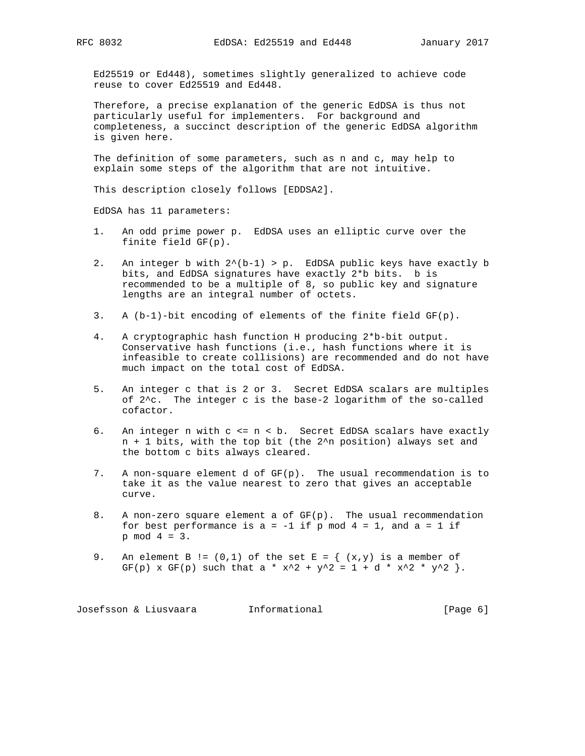Ed25519 or Ed448), sometimes slightly generalized to achieve code reuse to cover Ed25519 and Ed448.

Therefore, a precise explanation of the generic EdDSA is thus not particularly useful for implementers. For background and completeness, a succinct description of the generic EdDSA algorithm is given here.

The definition of some parameters, such as n and c, may help to explain some steps of the algorithm that are not intuitive.

This description closely follows [EDDSA2].

EdDSA has 11 parameters:

1. An odd prime power p. EdDSA uses an elliptic curve over the finite field GF(p).

2. An integer b with $2^{(b-1)} > p$. EdDSA public keys have exactly b bits, and EdDSA signatures have exactly $2*b$ bits. b is recommended to be a multiple of 8, so public key and signature lengths are an integral number of octets.

3. A (b-1)-bit encoding of elements of the finite field GF(p).

4. A cryptographic hash function H producing $2*b$-bit output. Conservative hash functions (i.e., hash functions where it is infeasible to create collisions) are recommended and do not have much impact on the total cost of EdDSA.

5. An integer c that is 2 or 3. Secret EdDSA scalars are multiples of $2^c$. The integer c is the base-2 logarithm of the so-called cofactor.

6. An integer n with $c \le n < b$. Secret EdDSA scalars have exactly $n + 1$ bits, with the top bit (the $2^n$ position) always set and the bottom c bits always cleared.

7. A non-square element d of GF(p). The usual recommendation is to take it as the value nearest to zero that gives an acceptable curve.

8. A non-zero square element a of GF(p). The usual recommendation for best performance is $a = -1$ if $p \bmod 4 = 1$, and $a = 1$ if $p \bmod 4 = 3$.

9. An element $B \ne (0,1)$ of the set $E = \{ (x,y)$ is a member of $GF(p) \times GF(p)$ such that $a * x^2 + y^2 = 1 + d * x^2 * y^2 \}$.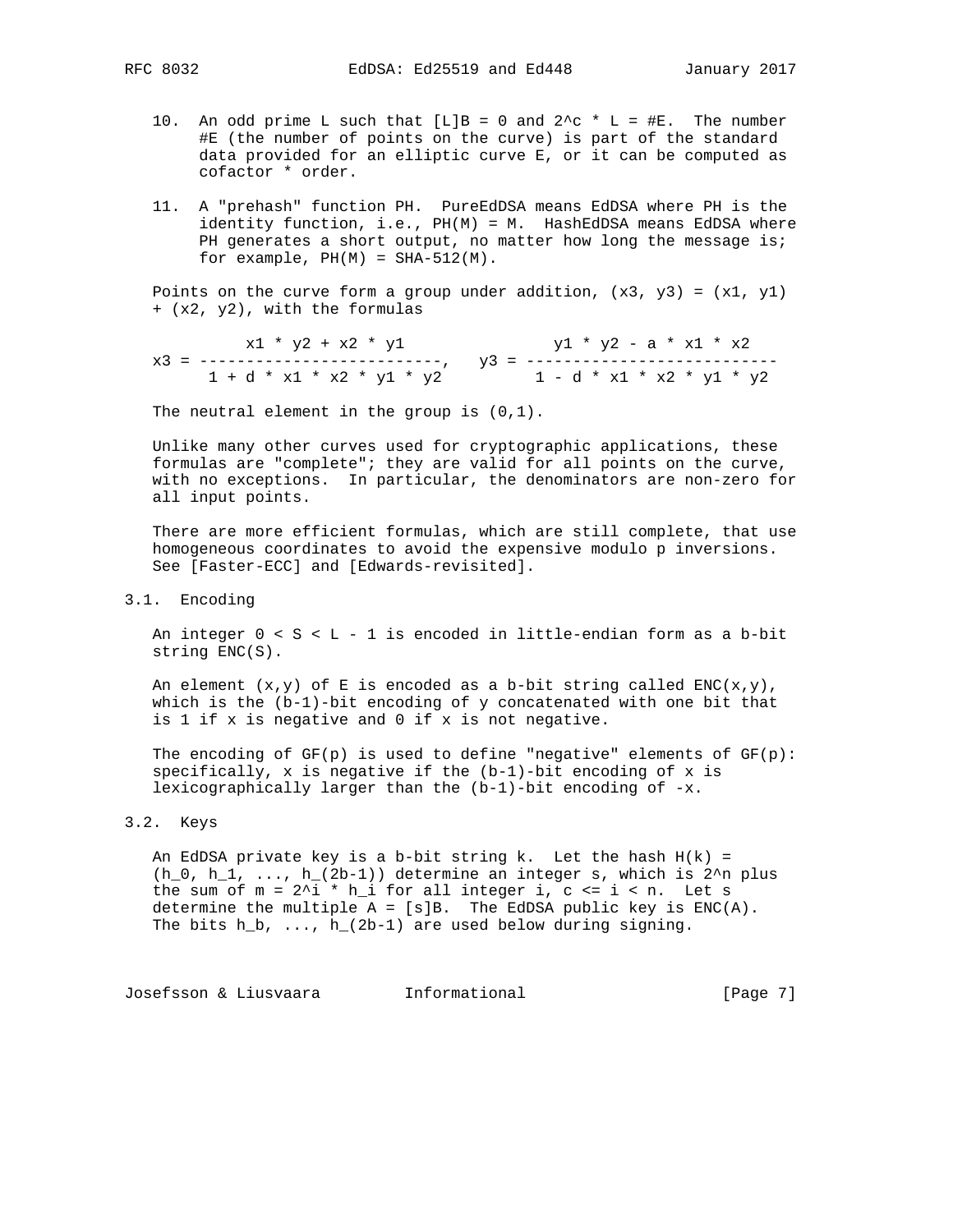10. An odd prime $L$ such that $[L]B = 0$ and $2^c * L = \#E$. The number $\#E$ (the number of points on the curve) is part of the standard data provided for an elliptic curve $E$, or it can be computed as cofactor * order.

11. A "prehash" function PH. PureEdDSA means EdDSA where PH is the identity function, i.e., $PH(M) = M$. HashEdDSA means EdDSA where PH generates a short output, no matter how long the message is; for example, $PH(M) = \text{SHA-512}(M)$.

Points on the curve form a group under addition, $(x_3, y_3) = (x_1, y_1) + (x_2, y_2)$, with the formulas

$$x_3 = \frac{x_1 * y_2 + x_2 * y_1}{1 + d * x_1 * x_2 * y_1 * y_2}, \quad y_3 = \frac{y_1 * y_2 - a * x_1 * x_2}{1 - d * x_1 * x_2 * y_1 * y_2}$$

The neutral element in the group is $(0,1)$.

Unlike many other curves used for cryptographic applications, these formulas are "complete"; they are valid for all points on the curve, with no exceptions. In particular, the denominators are non-zero for all input points.

There are more efficient formulas, which are still complete, that use homogeneous coordinates to avoid the expensive modulo p inversions. See [Faster-ECC] and [Edwards-revisited].

## 3.1. Encoding

An integer $0 < S < L - 1$ is encoded in little-endian form as a b-bit string $ENC(S)$.

An element $(x,y)$ of $E$ is encoded as a b-bit string called $ENC(x,y)$, which is the $(b-1)$-bit encoding of $y$ concatenated with one bit that is 1 if $x$ is negative and 0 if $x$ is not negative.

The encoding of $GF(p)$ is used to define "negative" elements of $GF(p)$: specifically, $x$ is negative if the $(b-1)$-bit encoding of $x$ is lexicographically larger than the $(b-1)$-bit encoding of $-x$.

## 3.2. Keys

An EdDSA private key is a b-bit string k. Let the hash $H(k) = (h_0, h_1, \ldots, h_{(2b-1)})$ determine an integer s, which is $2^n$ plus the sum of $m = 2^i * h_i$ for all integer i, $c \le i < n$. Let s determine the multiple $A = [s]B$. The EdDSA public key is $ENC(A)$. The bits $h_b, \ldots, h_{(2b-1)}$ are used below during signing.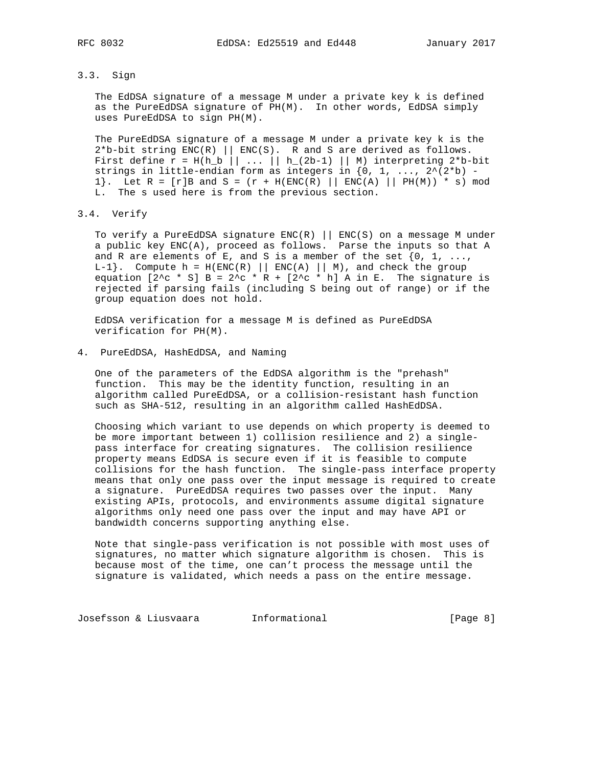### 3.3. Sign

The EdDSA signature of a message M under a private key k is defined as the PureEdDSA signature of PH(M). In other words, EdDSA simply uses PureEdDSA to sign PH(M).

The PureEdDSA signature of a message M under a private key k is the $2*b$-bit string ENC(R) || ENC(S). R and S are derived as follows. First define $r = H(h_b || ... || h_{(2b-1)} || M)$ interpreting $2*b$-bit strings in little-endian form as integers in $\{0, 1, ..., 2^{(2*b)} - 1\}$. Let $R = [r]B$ and $S = (r + H(ENC(R) || ENC(A) || PH(M)) * s) \bmod L$. The s used here is from the previous section.

### 3.4. Verify

To verify a PureEdDSA signature ENC(R) || ENC(S) on a message M under a public key ENC(A), proceed as follows. Parse the inputs so that A and R are elements of E, and S is a member of the set $\{0, 1, ..., L-1\}$. Compute $h = H(ENC(R) || ENC(A) || M)$, and check the group equation $[2^c * S] B = 2^c * R + [2^c * h] A$ in E. The signature is rejected if parsing fails (including S being out of range) or if the group equation does not hold.

EdDSA verification for a message M is defined as PureEdDSA verification for PH(M).

## 4. PureEdDSA, HashEdDSA, and Naming

One of the parameters of the EdDSA algorithm is the "prehash" function. This may be the identity function, resulting in an algorithm called PureEdDSA, or a collision-resistant hash function such as SHA-512, resulting in an algorithm called HashEdDSA.

Choosing which variant to use depends on which property is deemed to be more important between 1) collision resilience and 2) a single-pass interface for creating signatures. The collision resilience property means EdDSA is secure even if it is feasible to compute collisions for the hash function. The single-pass interface property means that only one pass over the input message is required to create a signature. PureEdDSA requires two passes over the input. Many existing APIs, protocols, and environments assume digital signature algorithms only need one pass over the input and may have API or bandwidth concerns supporting anything else.

Note that single-pass verification is not possible with most uses of signatures, no matter which signature algorithm is chosen. This is because most of the time, one can't process the message until the signature is validated, which needs a pass on the entire message.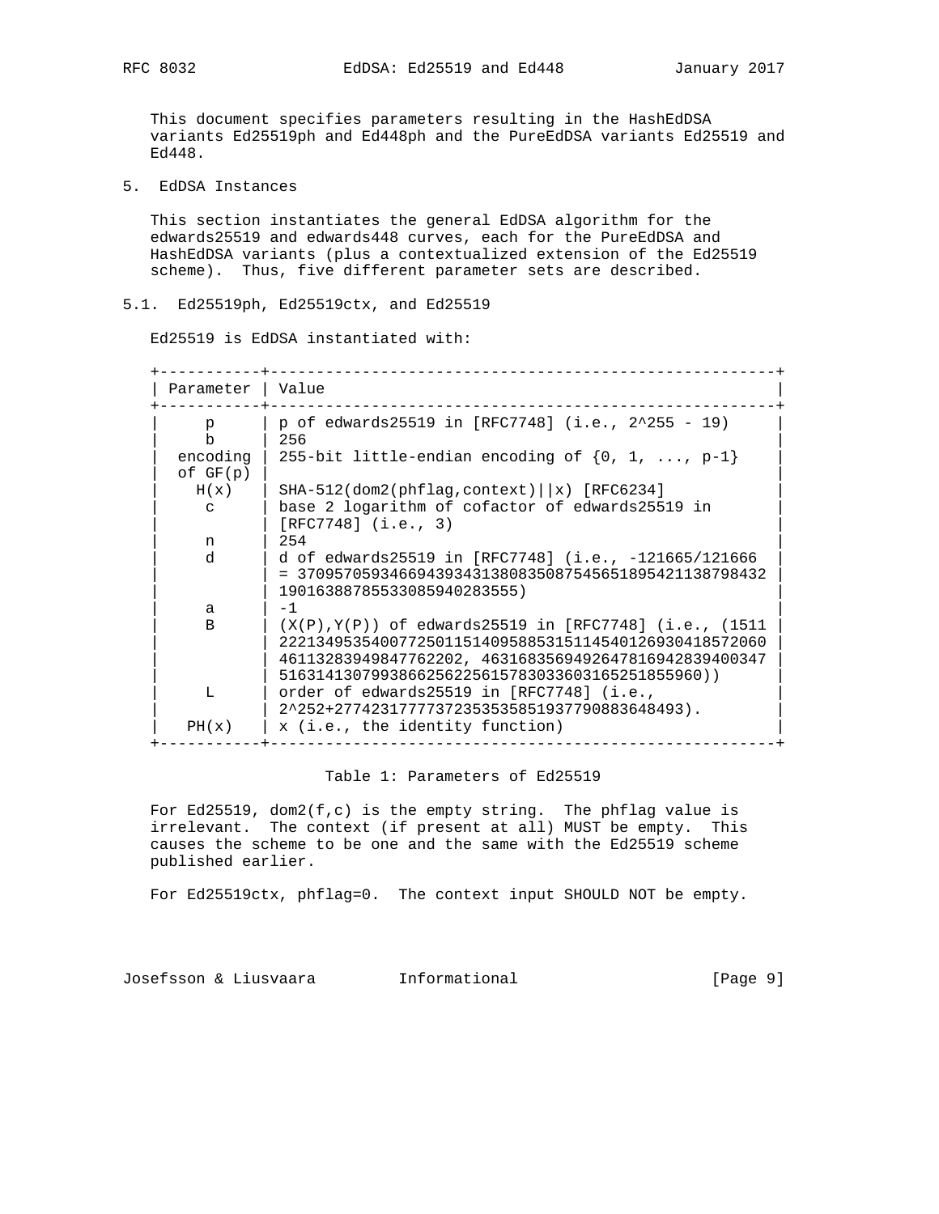This document specifies parameters resulting in the HashEdDSA variants Ed25519ph and Ed448ph and the PureEdDSA variants Ed25519 and Ed448.

## 5. EdDSA Instances

This section instantiates the general EdDSA algorithm for the edwards25519 and edwards448 curves, each for the PureEdDSA and HashEdDSA variants (plus a contextualized extension of the Ed25519 scheme). Thus, five different parameter sets are described.

### 5.1. Ed25519ph, Ed25519ctx, and Ed25519

Ed25519 is EdDSA instantiated with:

| Parameter | Value |
|---|---|
| p | p of edwards25519 in [RFC7748] (i.e., 2^255 - 19) |
| b | 256 |
| encoding of GF(p) | 255-bit little-endian encoding of {0, 1, ..., p-1} |
| H(x) | SHA-512(dom2(phflag,context)\|\|x) [RFC6234] |
| c | base 2 logarithm of cofactor of edwards25519 in [RFC7748] (i.e., 3) |
| n | 254 |
| d | d of edwards25519 in [RFC7748] (i.e., -121665/121666 = 37095705934669439343138083508754565189542113879843219016388785533085940283555) |
| a | -1 |
| B | (X(P),Y(P)) of edwards25519 in [RFC7748] (i.e., (15112221349535400772501151409588531511454012693041857206046113283949847762202, 46316835694926478169428394003475163141307993866256225615783033603165251855960)) |
| L | order of edwards25519 in [RFC7748] (i.e., 2^252+27742317777372353535851937790883648493). |
| PH(x) | x (i.e., the identity function) |

Table 1: Parameters of Ed25519

For Ed25519, dom2(f,c) is the empty string. The phflag value is irrelevant. The context (if present at all) MUST be empty. This causes the scheme to be one and the same with the Ed25519 scheme published earlier.

For Ed25519ctx, phflag=0. The context input SHOULD NOT be empty.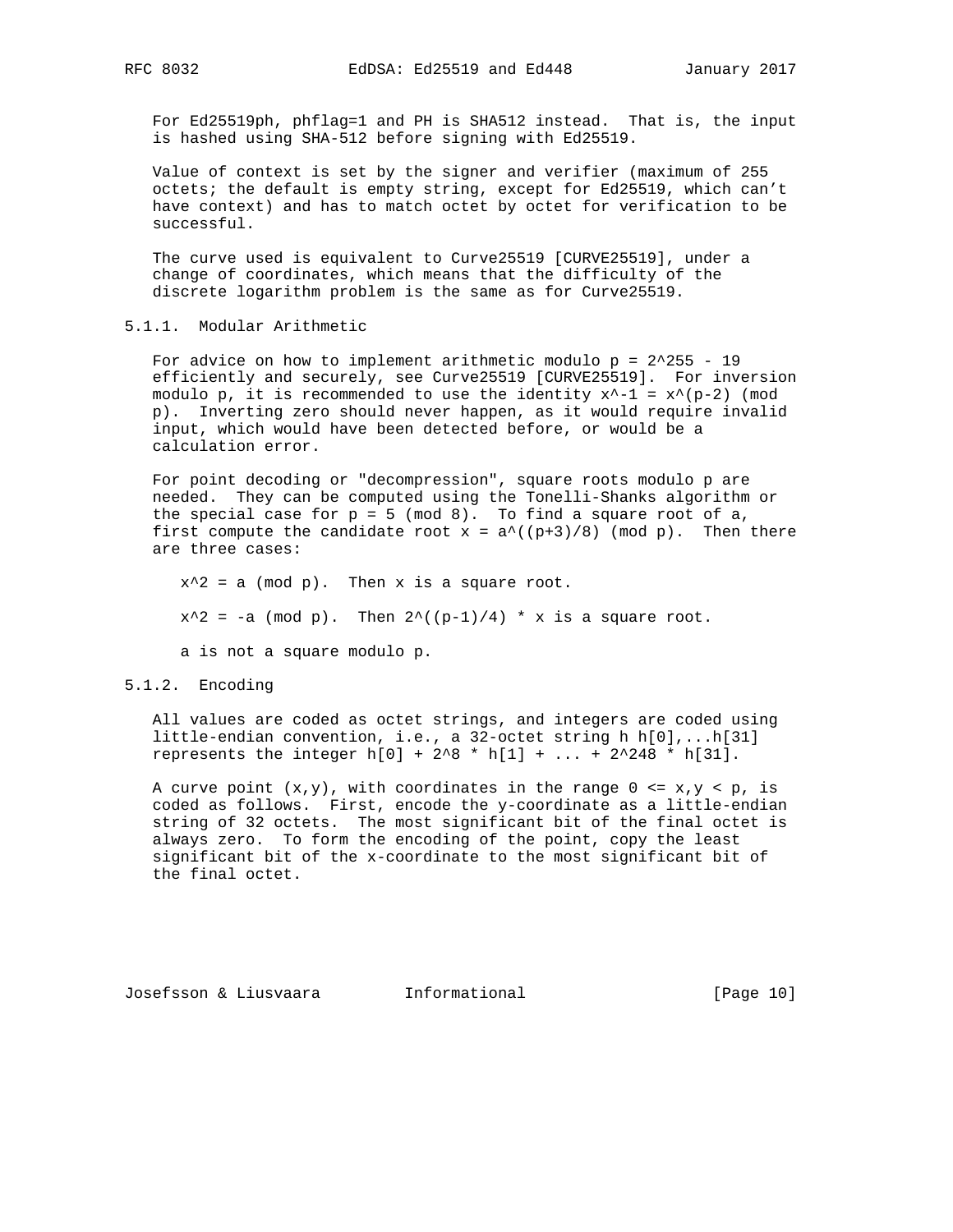For Ed25519ph, phflag=1 and PH is SHA512 instead. That is, the input is hashed using SHA-512 before signing with Ed25519.

Value of context is set by the signer and verifier (maximum of 255 octets; the default is empty string, except for Ed25519, which can't have context) and has to match octet by octet for verification to be successful.

The curve used is equivalent to Curve25519 [CURVE25519], under a change of coordinates, which means that the difficulty of the discrete logarithm problem is the same as for Curve25519.

### 5.1.1. Modular Arithmetic

For advice on how to implement arithmetic modulo $p = 2^{255} - 19$ efficiently and securely, see Curve25519 [CURVE25519]. For inversion modulo p, it is recommended to use the identity $x^{-1} = x^{(p-2)} \pmod{p}$. Inverting zero should never happen, as it would require invalid input, which would have been detected before, or would be a calculation error.

For point decoding or "decompression", square roots modulo p are needed. They can be computed using the Tonelli-Shanks algorithm or the special case for $p = 5 \pmod 8$. To find a square root of a, first compute the candidate root $x = a^{((p+3)/8)} \pmod{p}$. Then there are three cases:

- $x^2 = a \pmod{p}$. Then x is a square root.
- $x^2 = -a \pmod{p}$. Then $2^{((p-1)/4)} \cdot x$ is a square root.
- a is not a square modulo p.

### 5.1.2. Encoding

All values are coded as octet strings, and integers are coded using little-endian convention, i.e., a 32-octet string h h[0],...h[31] represents the integer $h[0] + 2^8 \cdot h[1] + \ldots + 2^{248} \cdot h[31]$.

A curve point (x,y), with coordinates in the range $0 \le x,y < p$, is coded as follows. First, encode the y-coordinate as a little-endian string of 32 octets. The most significant bit of the final octet is always zero. To form the encoding of the point, copy the least significant bit of the x-coordinate to the most significant bit of the final octet.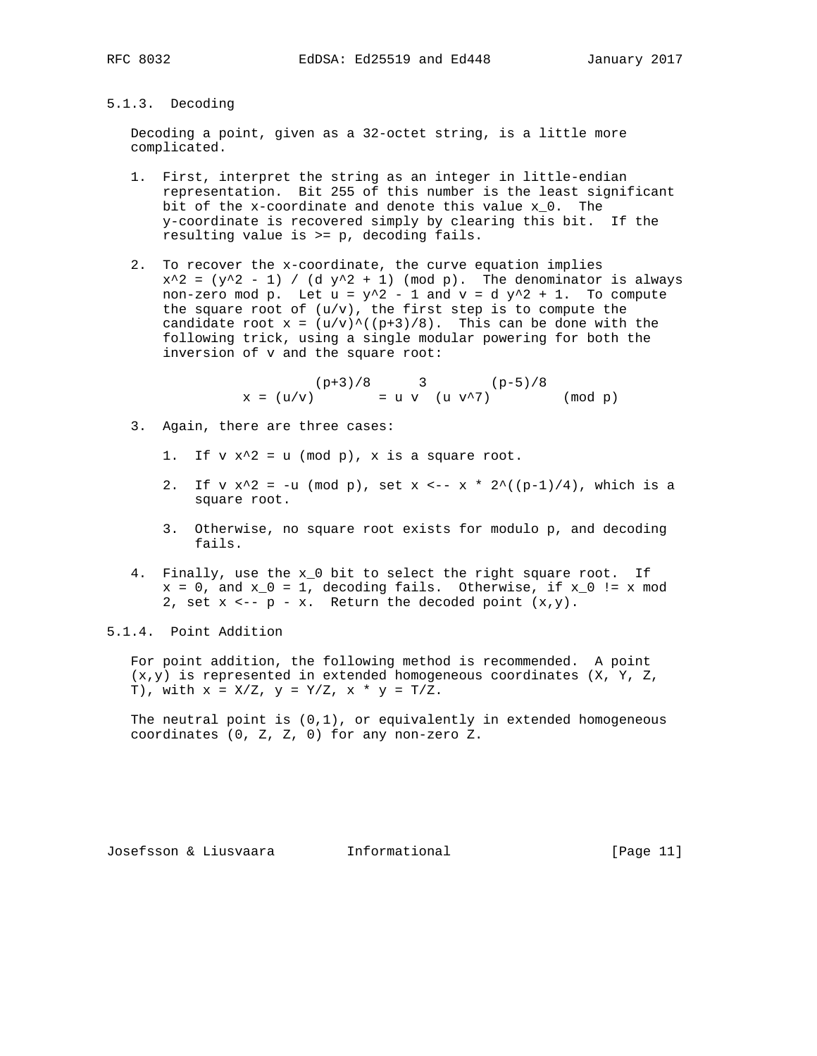### 5.1.3. Decoding

Decoding a point, given as a 32-octet string, is a little more complicated.

1. First, interpret the string as an integer in little-endian representation. Bit 255 of this number is the least significant bit of the x-coordinate and denote this value $x_0$. The y-coordinate is recovered simply by clearing this bit. If the resulting value is >= p, decoding fails.

2. To recover the x-coordinate, the curve equation implies $x^2 = (y^2 - 1) / (d y^2 + 1) \pmod p$. The denominator is always non-zero mod p. Let $u = y^2 - 1$ and $v = d y^2 + 1$. To compute the square root of (u/v), the first step is to compute the candidate root $x = (u/v)^{(p+3)/8}$. This can be done with the following trick, using a single modular powering for both the inversion of v and the square root:

$$x = (u/v)^{(p+3)/8} = u v^3 (u v^7)^{(p-5)/8} \pmod p$$

3. Again, there are three cases:

   1. If $v x^2 = u \pmod p$, x is a square root.

   2. If $v x^2 = -u \pmod p$, set $x \leftarrow x * 2^{(p-1)/4}$, which is a square root.

   3. Otherwise, no square root exists for modulo p, and decoding fails.

4. Finally, use the $x_0$ bit to select the right square root. If $x = 0$, and $x_0 = 1$, decoding fails. Otherwise, if $x_0 \neq x \bmod 2$, set $x \leftarrow p - x$. Return the decoded point (x,y).

### 5.1.4. Point Addition

For point addition, the following method is recommended. A point (x,y) is represented in extended homogeneous coordinates (X, Y, Z, T), with $x = X/Z$, $y = Y/Z$, $x * y = T/Z$.

The neutral point is (0,1), or equivalently in extended homogeneous coordinates (0, Z, Z, 0) for any non-zero Z.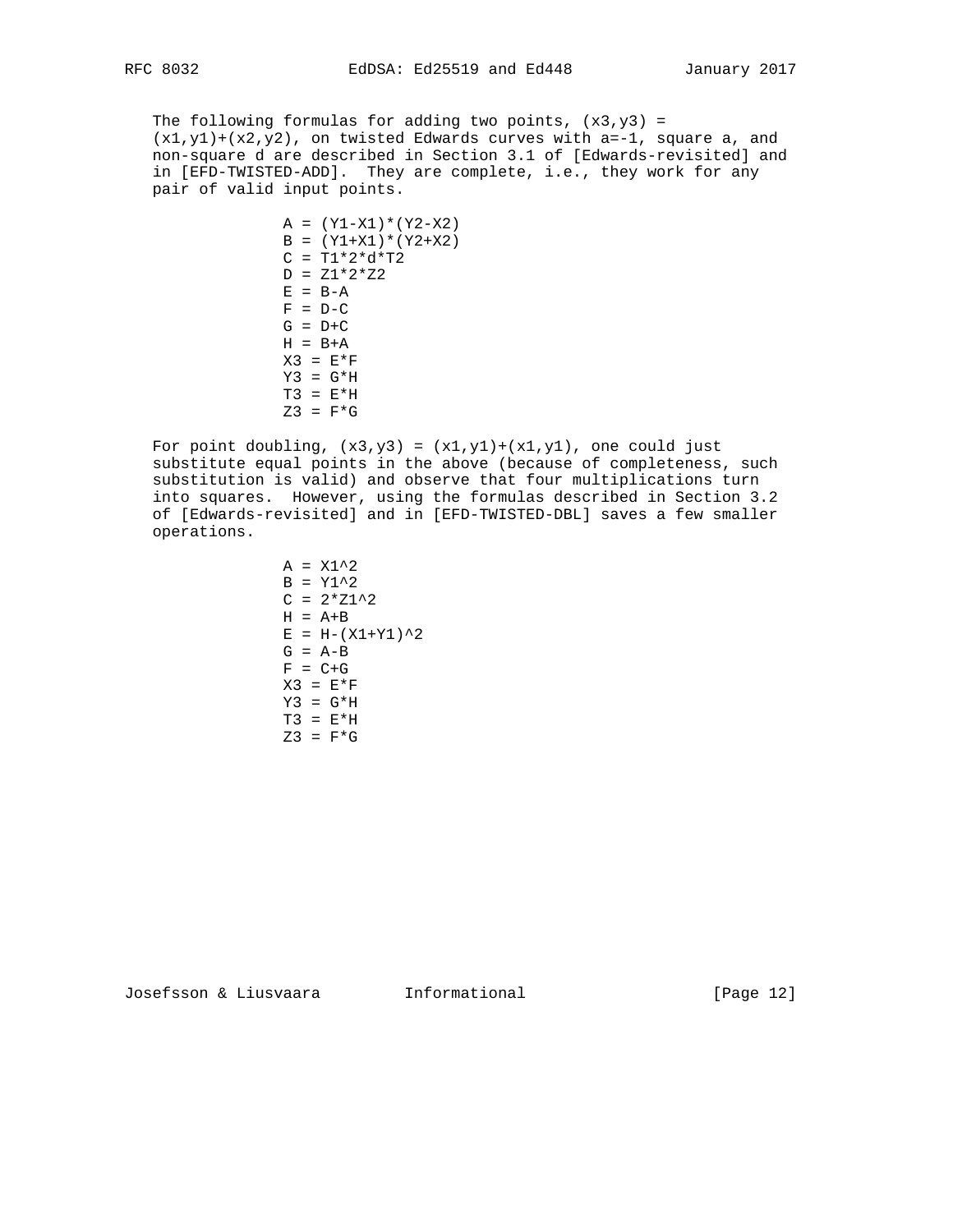The following formulas for adding two points, (x3,y3) = (x1,y1)+(x2,y2), on twisted Edwards curves with a=-1, square a, and non-square d are described in Section 3.1 of [Edwards-revisited] and in [EFD-TWISTED-ADD]. They are complete, i.e., they work for any pair of valid input points.

```
A = (Y1-X1)*(Y2-X2)
B = (Y1+X1)*(Y2+X2)
C = T1*2*d*T2
D = Z1*2*Z2
E = B-A
F = D-C
G = D+C
H = B+A
X3 = E*F
Y3 = G*H
T3 = E*H
Z3 = F*G
```

For point doubling, (x3,y3) = (x1,y1)+(x1,y1), one could just substitute equal points in the above (because of completeness, such substitution is valid) and observe that four multiplications turn into squares. However, using the formulas described in Section 3.2 of [Edwards-revisited] and in [EFD-TWISTED-DBL] saves a few smaller operations.

```
A = X1^2
B = Y1^2
C = 2*Z1^2
H = A+B
E = H-(X1+Y1)^2
G = A-B
F = C+G
X3 = E*F
Y3 = G*H
T3 = E*H
Z3 = F*G
```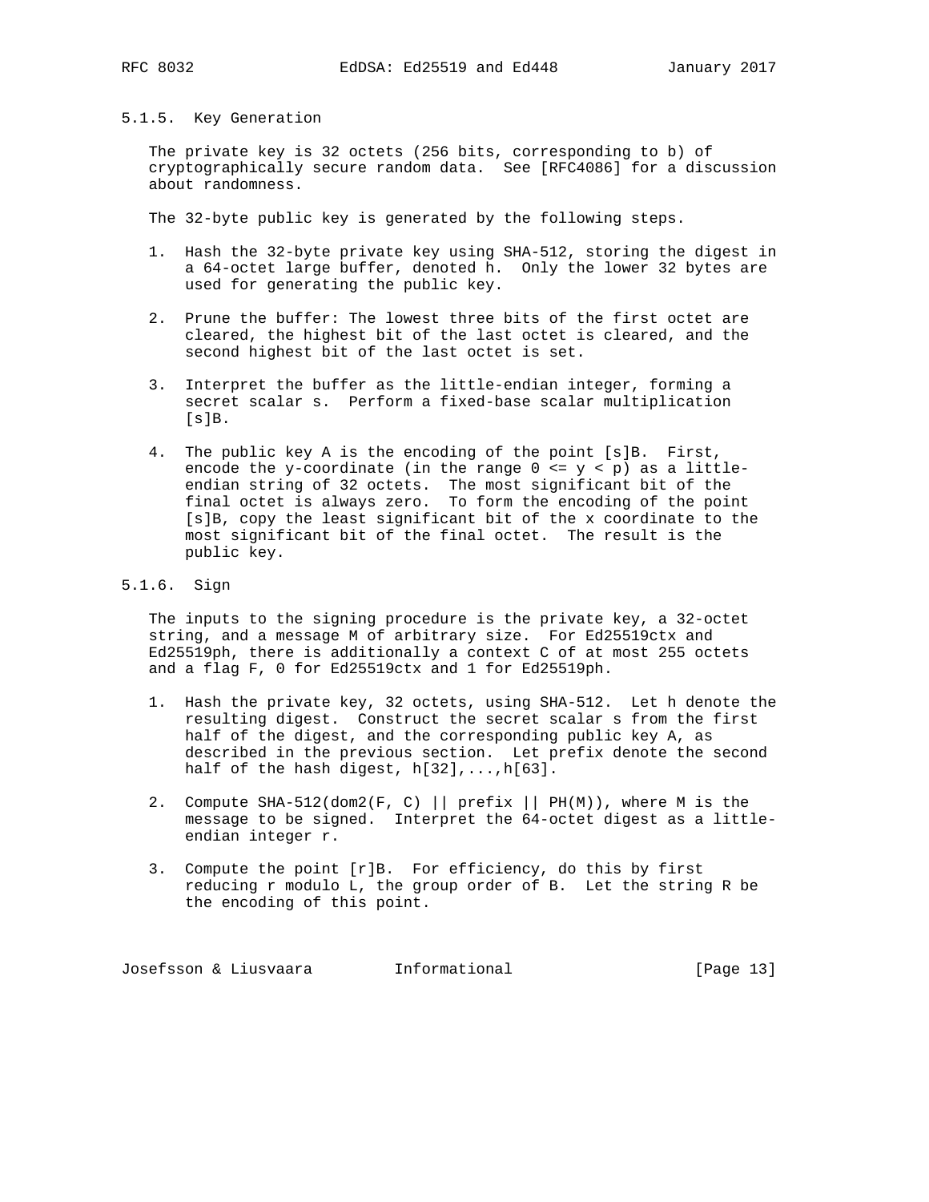#### 5.1.5. Key Generation

The private key is 32 octets (256 bits, corresponding to b) of cryptographically secure random data. See [RFC4086] for a discussion about randomness.

The 32-byte public key is generated by the following steps.

1. Hash the 32-byte private key using SHA-512, storing the digest in a 64-octet large buffer, denoted h. Only the lower 32 bytes are used for generating the public key.

2. Prune the buffer: The lowest three bits of the first octet are cleared, the highest bit of the last octet is cleared, and the second highest bit of the last octet is set.

3. Interpret the buffer as the little-endian integer, forming a secret scalar s. Perform a fixed-base scalar multiplication [s]B.

4. The public key A is the encoding of the point [s]B. First, encode the y-coordinate (in the range $0 <= y < p$) as a little-endian string of 32 octets. The most significant bit of the final octet is always zero. To form the encoding of the point [s]B, copy the least significant bit of the x coordinate to the most significant bit of the final octet. The result is the public key.

#### 5.1.6. Sign

The inputs to the signing procedure is the private key, a 32-octet string, and a message M of arbitrary size. For Ed25519ctx and Ed25519ph, there is additionally a context C of at most 255 octets and a flag F, 0 for Ed25519ctx and 1 for Ed25519ph.

1. Hash the private key, 32 octets, using SHA-512. Let h denote the resulting digest. Construct the secret scalar s from the first half of the digest, and the corresponding public key A, as described in the previous section. Let prefix denote the second half of the hash digest, h[32],...,h[63].

2. Compute SHA-512(dom2(F, C) || prefix || PH(M)), where M is the message to be signed. Interpret the 64-octet digest as a little-endian integer r.

3. Compute the point [r]B. For efficiency, do this by first reducing r modulo L, the group order of B. Let the string R be the encoding of this point.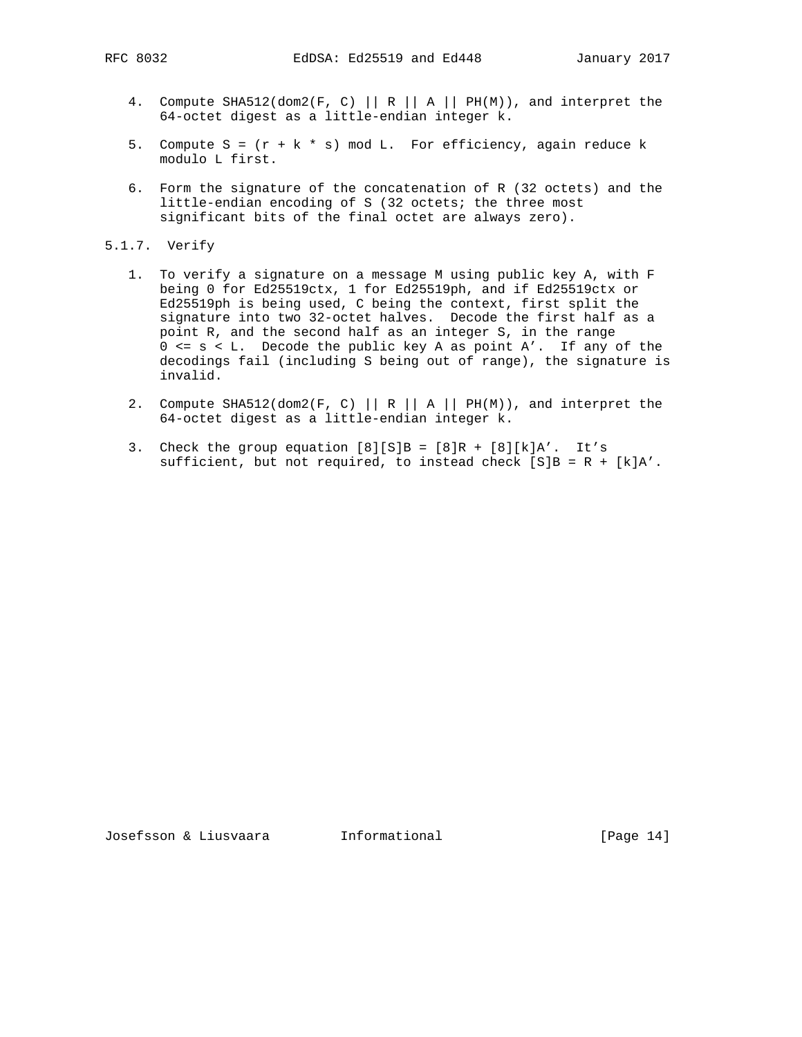4. Compute SHA512(dom2(F, C) || R || A || PH(M)), and interpret the 64-octet digest as a little-endian integer k.

5. Compute S = (r + k * s) mod L. For efficiency, again reduce k modulo L first.

6. Form the signature of the concatenation of R (32 octets) and the little-endian encoding of S (32 octets; the three most significant bits of the final octet are always zero).

### 5.1.7. Verify

1. To verify a signature on a message M using public key A, with F being 0 for Ed25519ctx, 1 for Ed25519ph, and if Ed25519ctx or Ed25519ph is being used, C being the context, first split the signature into two 32-octet halves. Decode the first half as a point R, and the second half as an integer S, in the range 0 <= s < L. Decode the public key A as point A'. If any of the decodings fail (including S being out of range), the signature is invalid.

2. Compute SHA512(dom2(F, C) || R || A || PH(M)), and interpret the 64-octet digest as a little-endian integer k.

3. Check the group equation [8][S]B = [8]R + [8][k]A'. It's sufficient, but not required, to instead check [S]B = R + [k]A'.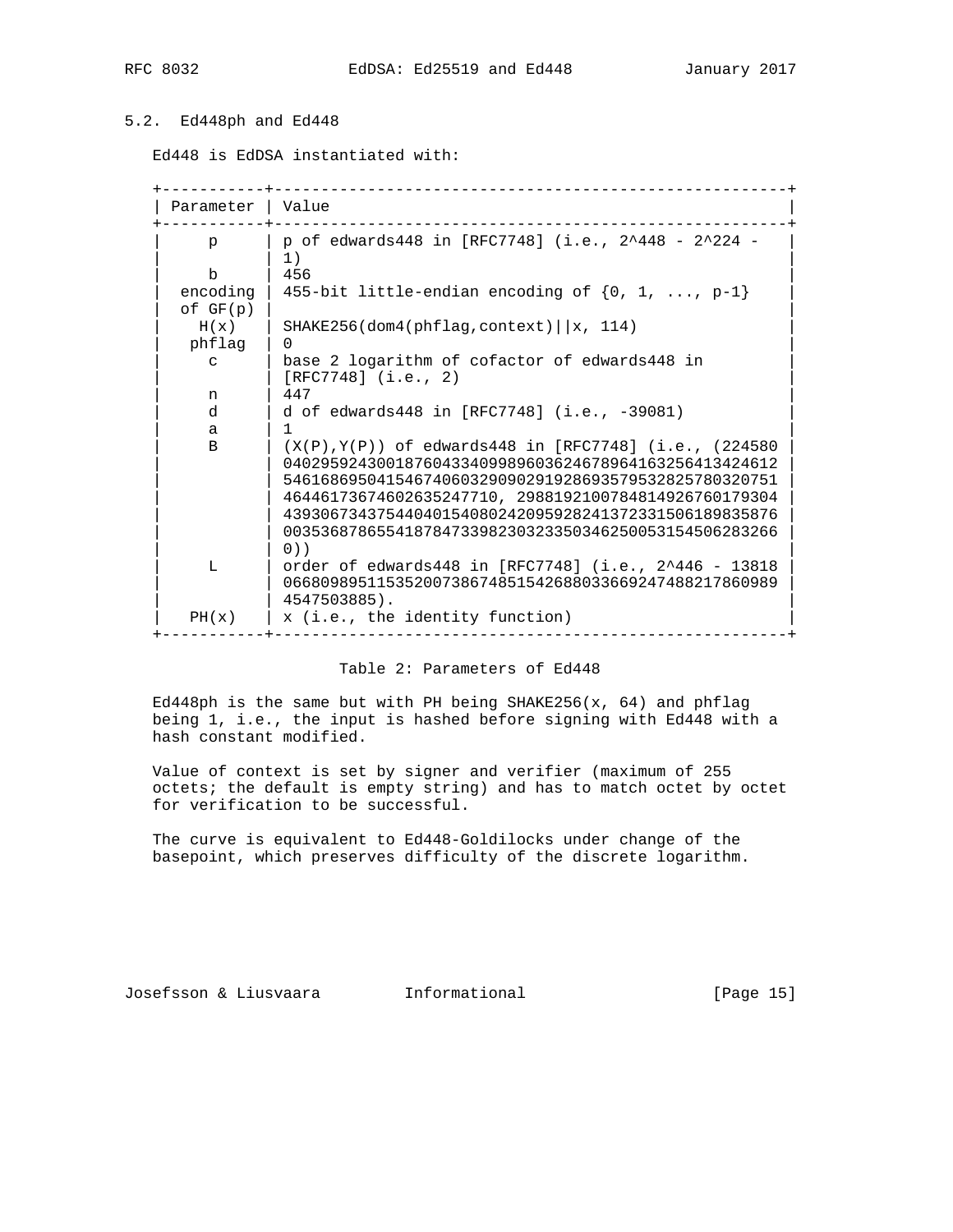## 5.2. Ed448ph and Ed448

Ed448 is EdDSA instantiated with:

| Parameter | Value |
|---|---|
| p | p of edwards448 in [RFC7748] (i.e., 2^448 - 2^224 - 1) |
| b | 456 |
| encoding of GF(p) | 455-bit little-endian encoding of {0, 1, ..., p-1} |
| H(x) | SHAKE256(dom4(phflag,context)\|\|x, 114) |
| phflag | 0 |
| c | base 2 logarithm of cofactor of edwards448 in [RFC7748] (i.e., 2) |
| n | 447 |
| d | d of edwards448 in [RFC7748] (i.e., -39081) |
| a | 1 |
| B | (X(P),Y(P)) of edwards448 in [RFC7748] (i.e., (224580040295924300187604334099896036246789641632564134246125461686950415467406032909029192869357953282578032075146446173674602635247710, 298819210078481492676017930443930673437544040154080242095928241372331506189835876003536878655418784733982303233503462500531545062832660)) |
| L | order of edwards448 in [RFC7748] (i.e., 2^446 - 13818066809895115352007386748515426880336692474882178609894547503885). |
| PH(x) | x (i.e., the identity function) |

Table 2: Parameters of Ed448

Ed448ph is the same but with PH being SHAKE256(x, 64) and phflag being 1, i.e., the input is hashed before signing with Ed448 with a hash constant modified.

Value of context is set by signer and verifier (maximum of 255 octets; the default is empty string) and has to match octet by octet for verification to be successful.

The curve is equivalent to Ed448-Goldilocks under change of the basepoint, which preserves difficulty of the discrete logarithm.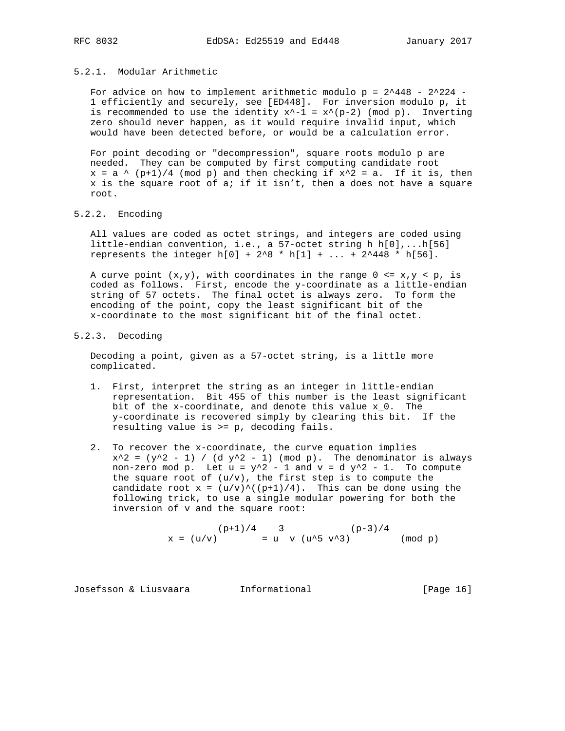#### 5.2.1. Modular Arithmetic

For advice on how to implement arithmetic modulo $p = 2^{448} - 2^{224} - 1$ efficiently and securely, see [ED448]. For inversion modulo p, it is recommended to use the identity $x^{-1} = x^{(p-2)} \pmod p$. Inverting zero should never happen, as it would require invalid input, which would have been detected before, or would be a calculation error.

For point decoding or "decompression", square roots modulo p are needed. They can be computed by first computing candidate root $x = a^{(p+1)/4} \pmod p$ and then checking if $x^2 = a$. If it is, then x is the square root of a; if it isn't, then a does not have a square root.

#### 5.2.2. Encoding

All values are coded as octet strings, and integers are coded using little-endian convention, i.e., a 57-octet string h h[0],...h[56] represents the integer $h[0] + 2^8 * h[1] + ... + 2^{448} * h[56]$.

A curve point (x,y), with coordinates in the range $0 \le x,y < p$, is coded as follows. First, encode the y-coordinate as a little-endian string of 57 octets. The final octet is always zero. To form the encoding of the point, copy the least significant bit of the x-coordinate to the most significant bit of the final octet.

#### 5.2.3. Decoding

Decoding a point, given as a 57-octet string, is a little more complicated.

1. First, interpret the string as an integer in little-endian representation. Bit 455 of this number is the least significant bit of the x-coordinate, and denote this value $x_0$. The y-coordinate is recovered simply by clearing this bit. If the resulting value is >= p, decoding fails.

2. To recover the x-coordinate, the curve equation implies $x^2 = (y^2 - 1) / (d y^2 - 1) \pmod p$. The denominator is always non-zero mod p. Let $u = y^2 - 1$ and $v = d y^2 - 1$. To compute the square root of (u/v), the first step is to compute the candidate root $x = (u/v)^{((p+1)/4)}$. This can be done using the following trick, to use a single modular powering for both the inversion of v and the square root:

$$x = (u/v)^{(p+1)/4} = u^3 v (u^5 v^3)^{(p-3)/4} \pmod p$$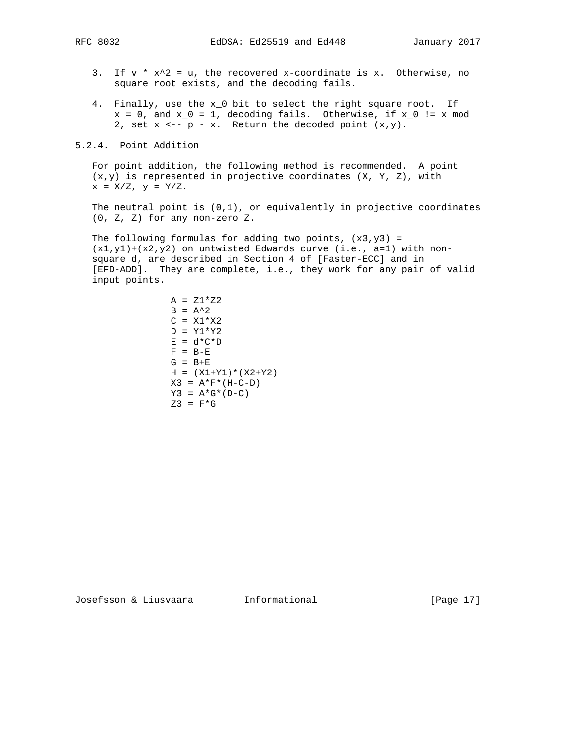3. If $v * x^2 = u$, the recovered x-coordinate is x. Otherwise, no square root exists, and the decoding fails.

4. Finally, use the $x_0$ bit to select the right square root. If $x = 0$, and $x_0 = 1$, decoding fails. Otherwise, if $x_0 \neq x \bmod 2$, set $x \leftarrow p - x$. Return the decoded point (x,y).

### 5.2.4. Point Addition

For point addition, the following method is recommended. A point (x,y) is represented in projective coordinates (X, Y, Z), with $x = X/Z$, $y = Y/Z$.

The neutral point is (0,1), or equivalently in projective coordinates (0, Z, Z) for any non-zero Z.

The following formulas for adding two points, (x3,y3) = (x1,y1)+(x2,y2) on untwisted Edwards curve (i.e., a=1) with non-square d, are described in Section 4 of [Faster-ECC] and in [EFD-ADD]. They are complete, i.e., they work for any pair of valid input points.

```
A = Z1*Z2
B = A^2
C = X1*X2
D = Y1*Y2
E = d*C*D
F = B-E
G = B+E
H = (X1+Y1)*(X2+Y2)
X3 = A*F*(H-C-D)
Y3 = A*G*(D-C)
Z3 = F*G
```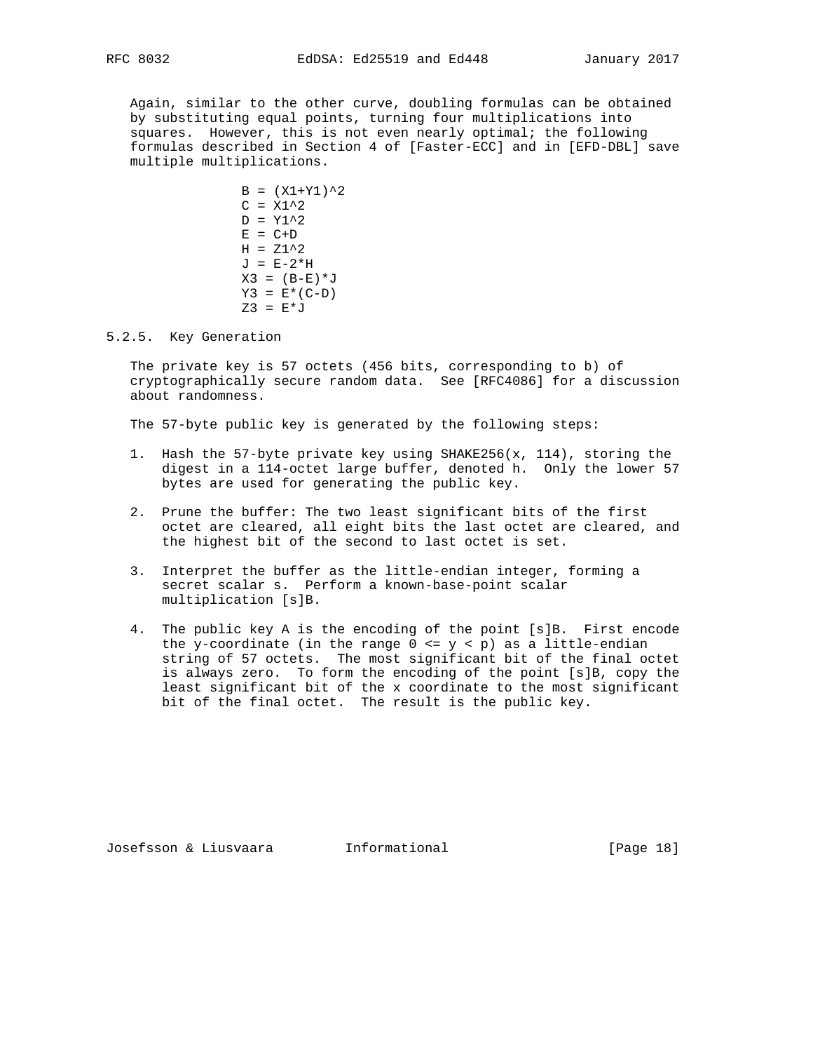Again, similar to the other curve, doubling formulas can be obtained by substituting equal points, turning four multiplications into squares. However, this is not even nearly optimal; the following formulas described in Section 4 of [Faster-ECC] and in [EFD-DBL] save multiple multiplications.

```
B = (X1+Y1)^2
C = X1^2
D = Y1^2
E = C+D
H = Z1^2
J = E-2*H
X3 = (B-E)*J
Y3 = E*(C-D)
Z3 = E*J
```

#### 5.2.5. Key Generation

The private key is 57 octets (456 bits, corresponding to b) of cryptographically secure random data. See [RFC4086] for a discussion about randomness.

The 57-byte public key is generated by the following steps:

1. Hash the 57-byte private key using SHAKE256(x, 114), storing the digest in a 114-octet large buffer, denoted h. Only the lower 57 bytes are used for generating the public key.

2. Prune the buffer: The two least significant bits of the first octet are cleared, all eight bits the last octet are cleared, and the highest bit of the second to last octet is set.

3. Interpret the buffer as the little-endian integer, forming a secret scalar s. Perform a known-base-point scalar multiplication [s]B.

4. The public key A is the encoding of the point [s]B. First encode the y-coordinate (in the range 0 <= y < p) as a little-endian string of 57 octets. The most significant bit of the final octet is always zero. To form the encoding of the point [s]B, copy the least significant bit of the x coordinate to the most significant bit of the final octet. The result is the public key.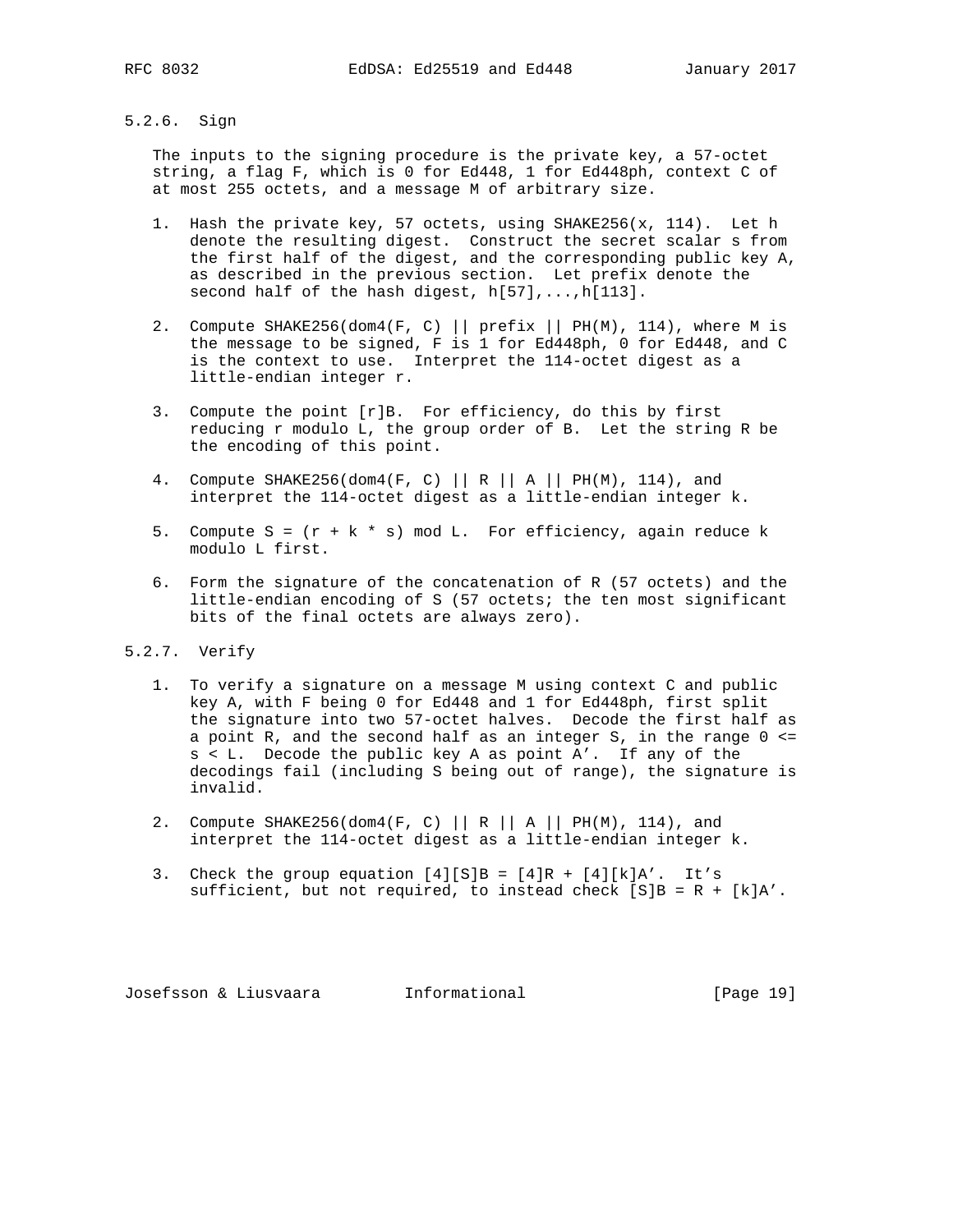### 5.2.6. Sign

The inputs to the signing procedure is the private key, a 57-octet string, a flag F, which is 0 for Ed448, 1 for Ed448ph, context C of at most 255 octets, and a message M of arbitrary size.

1. Hash the private key, 57 octets, using SHAKE256(x, 114). Let h denote the resulting digest. Construct the secret scalar s from the first half of the digest, and the corresponding public key A, as described in the previous section. Let prefix denote the second half of the hash digest, h[57],...,h[113].

2. Compute SHAKE256(dom4(F, C) || prefix || PH(M), 114), where M is the message to be signed, F is 1 for Ed448ph, 0 for Ed448, and C is the context to use. Interpret the 114-octet digest as a little-endian integer r.

3. Compute the point [r]B. For efficiency, do this by first reducing r modulo L, the group order of B. Let the string R be the encoding of this point.

4. Compute SHAKE256(dom4(F, C) || R || A || PH(M), 114), and interpret the 114-octet digest as a little-endian integer k.

5. Compute S = (r + k * s) mod L. For efficiency, again reduce k modulo L first.

6. Form the signature of the concatenation of R (57 octets) and the little-endian encoding of S (57 octets; the ten most significant bits of the final octets are always zero).

### 5.2.7. Verify

1. To verify a signature on a message M using context C and public key A, with F being 0 for Ed448 and 1 for Ed448ph, first split the signature into two 57-octet halves. Decode the first half as a point R, and the second half as an integer S, in the range 0 <= s < L. Decode the public key A as point A'. If any of the decodings fail (including S being out of range), the signature is invalid.

2. Compute SHAKE256(dom4(F, C) || R || A || PH(M), 114), and interpret the 114-octet digest as a little-endian integer k.

3. Check the group equation [4][S]B = [4]R + [4][k]A'. It's sufficient, but not required, to instead check [S]B = R + [k]A'.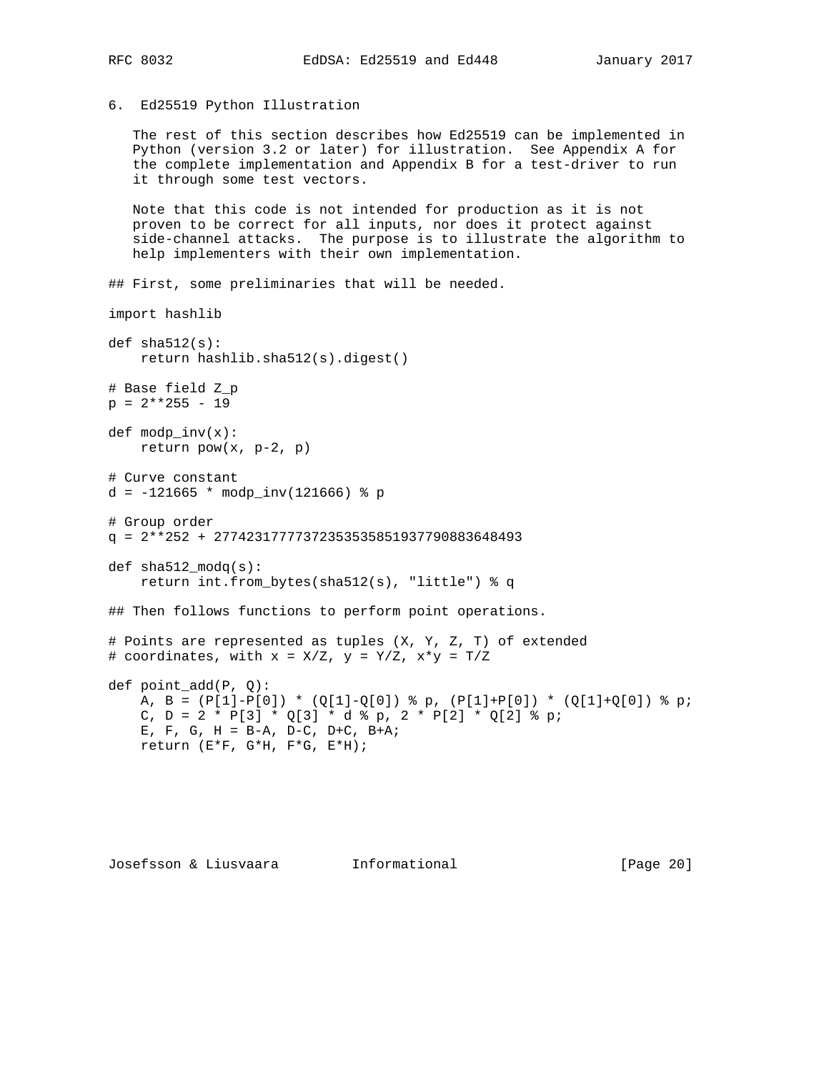## 6. Ed25519 Python Illustration

The rest of this section describes how Ed25519 can be implemented in Python (version 3.2 or later) for illustration. See Appendix A for the complete implementation and Appendix B for a test-driver to run it through some test vectors.

Note that this code is not intended for production as it is not proven to be correct for all inputs, nor does it protect against side-channel attacks. The purpose is to illustrate the algorithm to help implementers with their own implementation.

```
## First, some preliminaries that will be needed.

import hashlib

def sha512(s):
    return hashlib.sha512(s).digest()

# Base field Z_p
p = 2**255 - 19

def modp_inv(x):
    return pow(x, p-2, p)

# Curve constant
d = -121665 * modp_inv(121666) % p

# Group order
q = 2**252 + 27742317777372353535851937790883648493

def sha512_modq(s):
    return int.from_bytes(sha512(s), "little") % q

## Then follows functions to perform point operations.

# Points are represented as tuples (X, Y, Z, T) of extended
# coordinates, with x = X/Z, y = Y/Z, x*y = T/Z

def point_add(P, Q):
    A, B = (P[1]-P[0]) * (Q[1]-Q[0]) % p, (P[1]+P[0]) * (Q[1]+Q[0]) % p;
    C, D = 2 * P[3] * Q[3] * d % p, 2 * P[2] * Q[2] % p;
    E, F, G, H = B-A, D-C, D+C, B+A;
    return (E*F, G*H, F*G, E*H);
```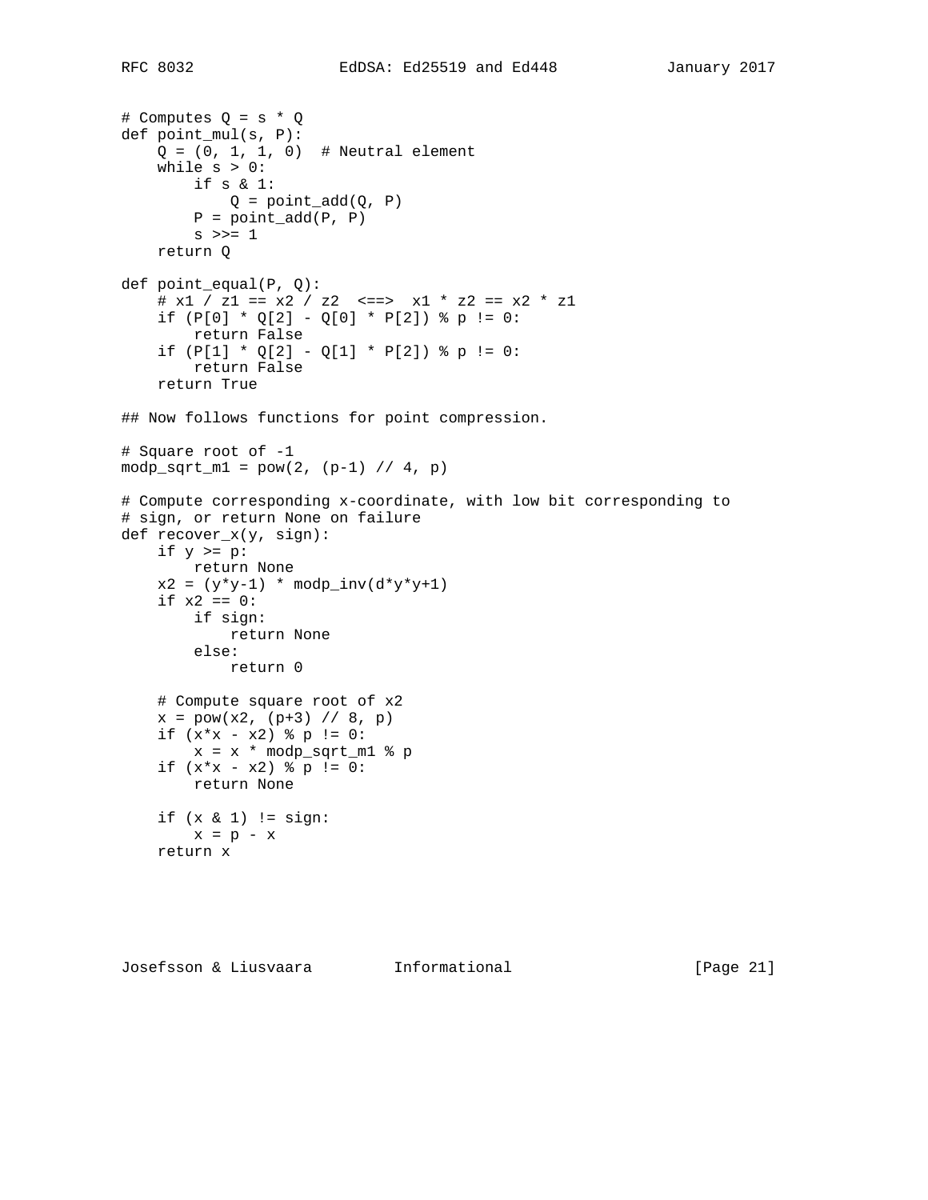```
# Computes Q = s * Q
def point_mul(s, P):
    Q = (0, 1, 1, 0)  # Neutral element
    while s > 0:
        if s & 1:
            Q = point_add(Q, P)
        P = point_add(P, P)
        s >>= 1
    return Q

def point_equal(P, Q):
    # x1 / z1 == x2 / z2  <==>  x1 * z2 == x2 * z1
    if (P[0] * Q[2] - Q[0] * P[2]) % p != 0:
        return False
    if (P[1] * Q[2] - Q[1] * P[2]) % p != 0:
        return False
    return True

## Now follows functions for point compression.

# Square root of -1
modp_sqrt_m1 = pow(2, (p-1) // 4, p)

# Compute corresponding x-coordinate, with low bit corresponding to
# sign, or return None on failure
def recover_x(y, sign):
    if y >= p:
        return None
    x2 = (y*y-1) * modp_inv(d*y*y+1)
    if x2 == 0:
        if sign:
            return None
        else:
            return 0

    # Compute square root of x2
    x = pow(x2, (p+3) // 8, p)
    if (x*x - x2) % p != 0:
        x = x * modp_sqrt_m1 % p
    if (x*x - x2) % p != 0:
        return None

    if (x & 1) != sign:
        x = p - x
    return x
```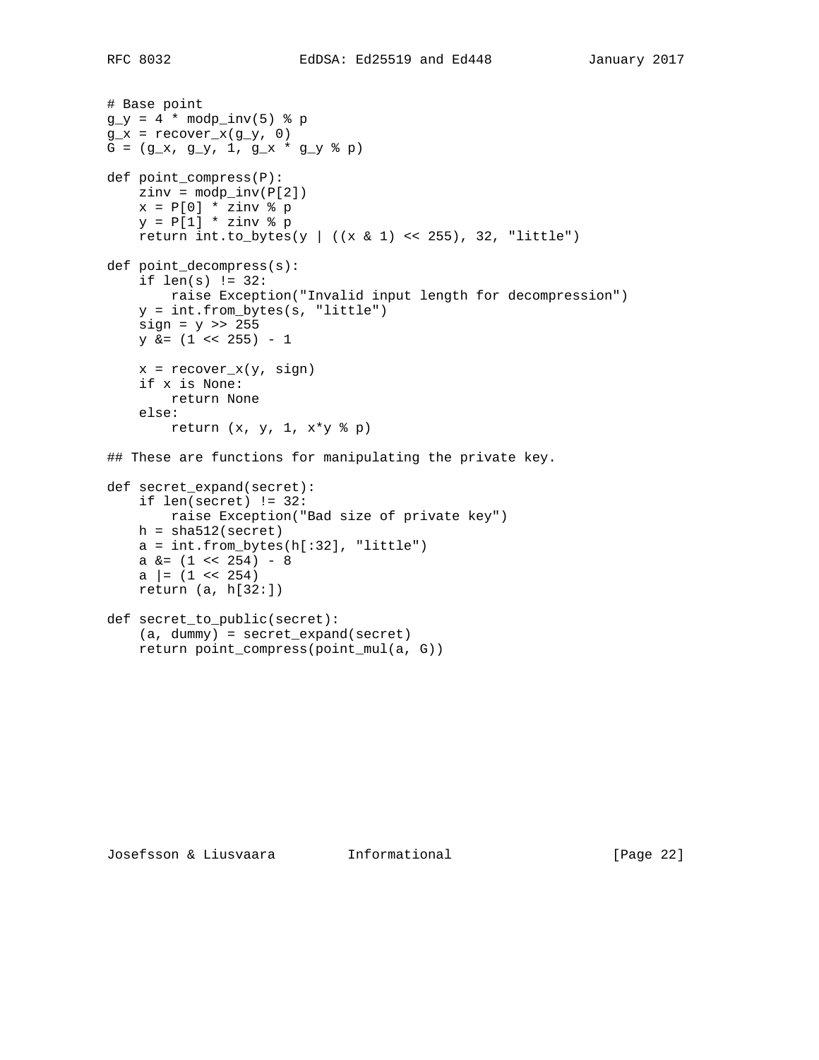```
# Base point
g_y = 4 * modp_inv(5) % p
g_x = recover_x(g_y, 0)
G = (g_x, g_y, 1, g_x * g_y % p)

def point_compress(P):
    zinv = modp_inv(P[2])
    x = P[0] * zinv % p
    y = P[1] * zinv % p
    return int.to_bytes(y | ((x & 1) << 255), 32, "little")

def point_decompress(s):
    if len(s) != 32:
        raise Exception("Invalid input length for decompression")
    y = int.from_bytes(s, "little")
    sign = y >> 255
    y &= (1 << 255) - 1

    x = recover_x(y, sign)
    if x is None:
        return None
    else:
        return (x, y, 1, x*y % p)

## These are functions for manipulating the private key.

def secret_expand(secret):
    if len(secret) != 32:
        raise Exception("Bad size of private key")
    h = sha512(secret)
    a = int.from_bytes(h[:32], "little")
    a &= (1 << 254) - 8
    a |= (1 << 254)
    return (a, h[32:])

def secret_to_public(secret):
    (a, dummy) = secret_expand(secret)
    return point_compress(point_mul(a, G))
```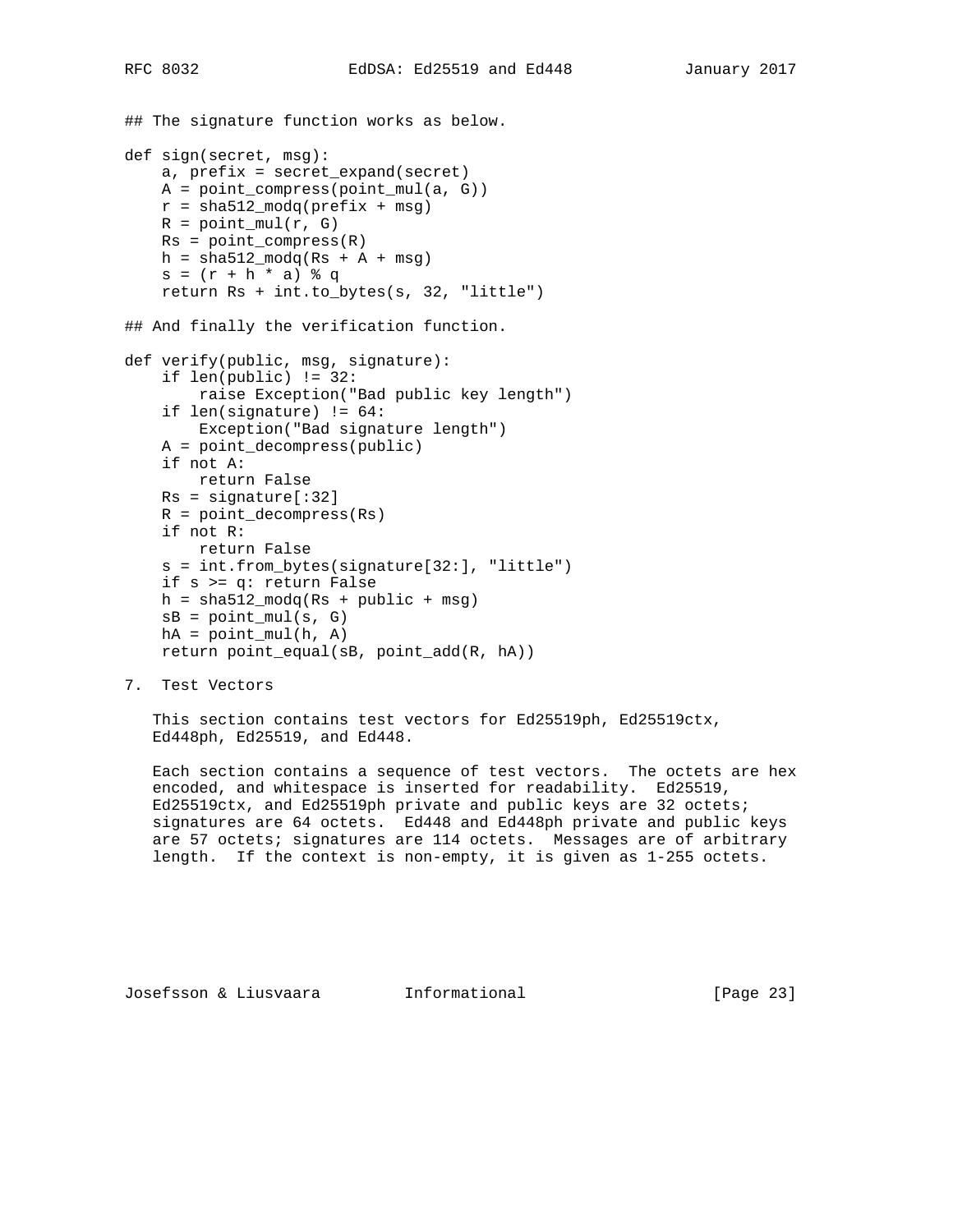```
## The signature function works as below.

def sign(secret, msg):
    a, prefix = secret_expand(secret)
    A = point_compress(point_mul(a, G))
    r = sha512_modq(prefix + msg)
    R = point_mul(r, G)
    Rs = point_compress(R)
    h = sha512_modq(Rs + A + msg)
    s = (r + h * a) % q
    return Rs + int.to_bytes(s, 32, "little")

## And finally the verification function.

def verify(public, msg, signature):
    if len(public) != 32:
        raise Exception("Bad public key length")
    if len(signature) != 64:
        Exception("Bad signature length")
    A = point_decompress(public)
    if not A:
        return False
    Rs = signature[:32]
    R = point_decompress(Rs)
    if not R:
        return False
    s = int.from_bytes(signature[32:], "little")
    if s >= q: return False
    h = sha512_modq(Rs + public + msg)
    sB = point_mul(s, G)
    hA = point_mul(h, A)
    return point_equal(sB, point_add(R, hA))
```

## 7. Test Vectors

This section contains test vectors for Ed25519ph, Ed25519ctx, Ed448ph, Ed25519, and Ed448.

Each section contains a sequence of test vectors. The octets are hex encoded, and whitespace is inserted for readability. Ed25519, Ed25519ctx, and Ed25519ph private and public keys are 32 octets; signatures are 64 octets. Ed448 and Ed448ph private and public keys are 57 octets; signatures are 114 octets. Messages are of arbitrary length. If the context is non-empty, it is given as 1-255 octets.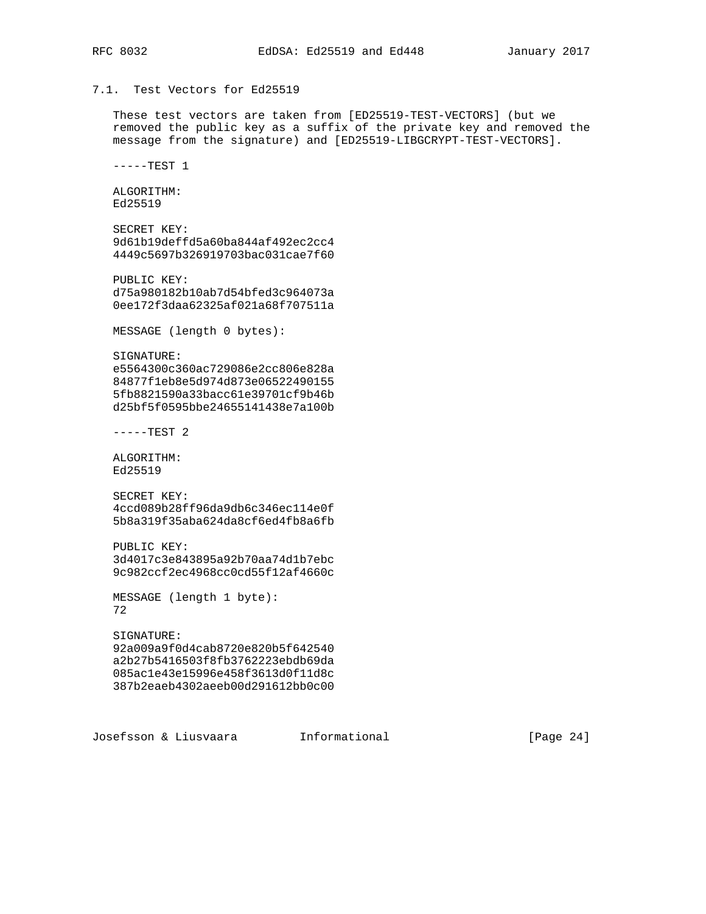### 7.1. Test Vectors for Ed25519

These test vectors are taken from [ED25519-TEST-VECTORS] (but we removed the public key as a suffix of the private key and removed the message from the signature) and [ED25519-LIBGCRYPT-TEST-VECTORS].

```
-----TEST 1

ALGORITHM:
Ed25519

SECRET KEY:
9d61b19deffd5a60ba844af492ec2cc4
4449c5697b326919703bac031cae7f60

PUBLIC KEY:
d75a980182b10ab7d54bfed3c964073a
0ee172f3daa62325af021a68f707511a

MESSAGE (length 0 bytes):

SIGNATURE:
e5564300c360ac729086e2cc806e828a
84877f1eb8e5d974d873e06522490155
5fb8821590a33bacc61e39701cf9b46b
d25bf5f0595bbe24655141438e7a100b

-----TEST 2

ALGORITHM:
Ed25519

SECRET KEY:
4ccd089b28ff96da9db6c346ec114e0f
5b8a319f35aba624da8cf6ed4fb8a6fb

PUBLIC KEY:
3d4017c3e843895a92b70aa74d1b7ebc
9c982ccf2ec4968cc0cd55f12af4660c

MESSAGE (length 1 byte):
72

SIGNATURE:
92a009a9f0d4cab8720e820b5f642540
a2b27b5416503f8fb3762223ebdb69da
085ac1e43e15996e458f3613d0f11d8c
387b2eaeb4302aeeb00d291612bb0c00
```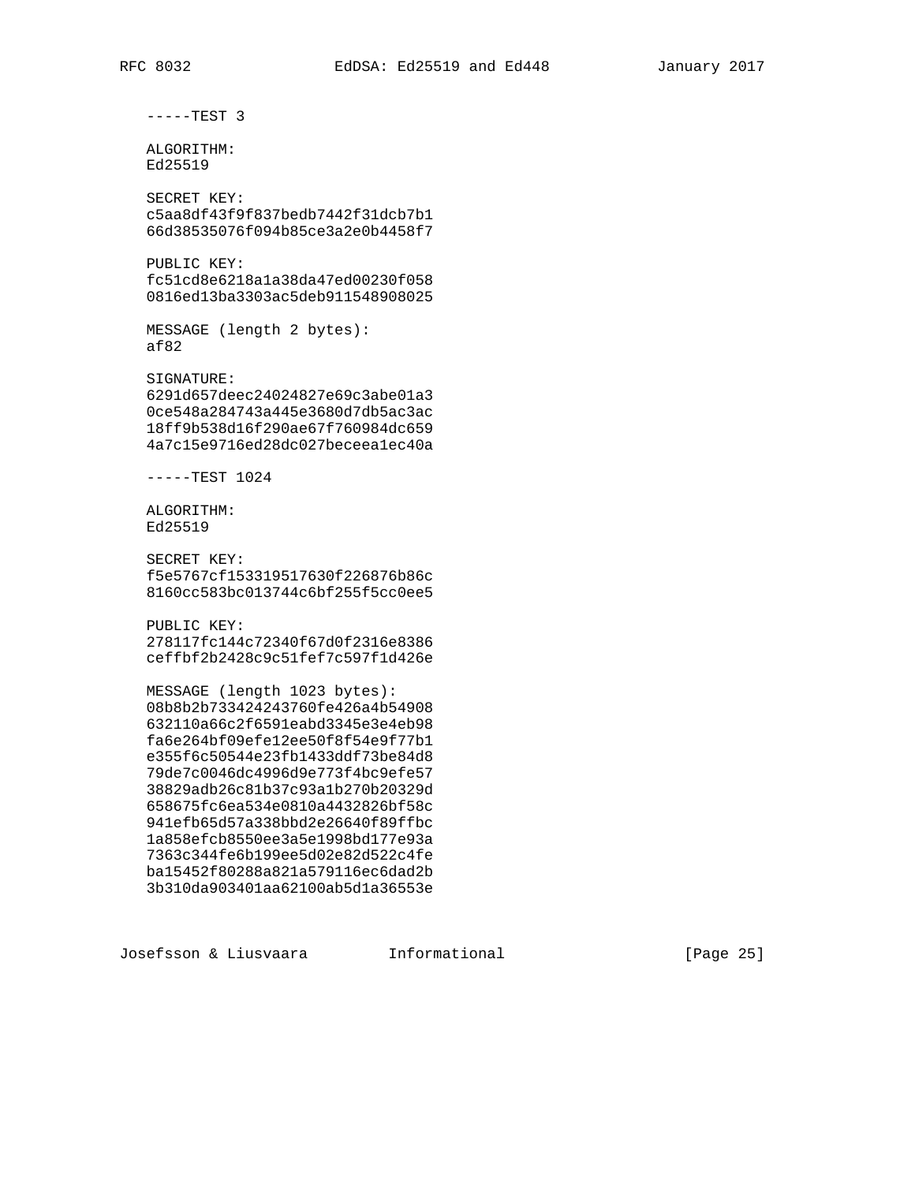```
-----TEST 3

ALGORITHM:
Ed25519

SECRET KEY:
c5aa8df43f9f837bedb7442f31dcb7b1
66d38535076f094b85ce3a2e0b4458f7

PUBLIC KEY:
fc51cd8e6218a1a38da47ed00230f058
0816ed13ba3303ac5deb911548908025

MESSAGE (length 2 bytes):
af82

SIGNATURE:
6291d657deec24024827e69c3abe01a3
0ce548a284743a445e3680d7db5ac3ac
18ff9b538d16f290ae67f760984dc659
4a7c15e9716ed28dc027beceea1ec40a

-----TEST 1024

ALGORITHM:
Ed25519

SECRET KEY:
f5e5767cf153319517630f226876b86c
8160cc583bc013744c6bf255f5cc0ee5

PUBLIC KEY:
278117fc144c72340f67d0f2316e8386
ceffbf2b2428c9c51fef7c597f1d426e

MESSAGE (length 1023 bytes):
08b8b2b733424243760fe426a4b54908
632110a66c2f6591eabd3345e3e4eb98
fa6e264bf09efe12ee50f8f54e9f77b1
e355f6c50544e23fb1433ddf73be84d8
79de7c0046dc4996d9e773f4bc9efe57
38829adb26c81b37c93a1b270b20329d
658675fc6ea534e0810a4432826bf58c
941efb65d57a338bbd2e26640f89ffbc
1a858efcb8550ee3a5e1998bd177e93a
7363c344fe6b199ee5d02e82d522c4fe
ba15452f80288a821a579116ec6dad2b
3b310da903401aa62100ab5d1a36553e
```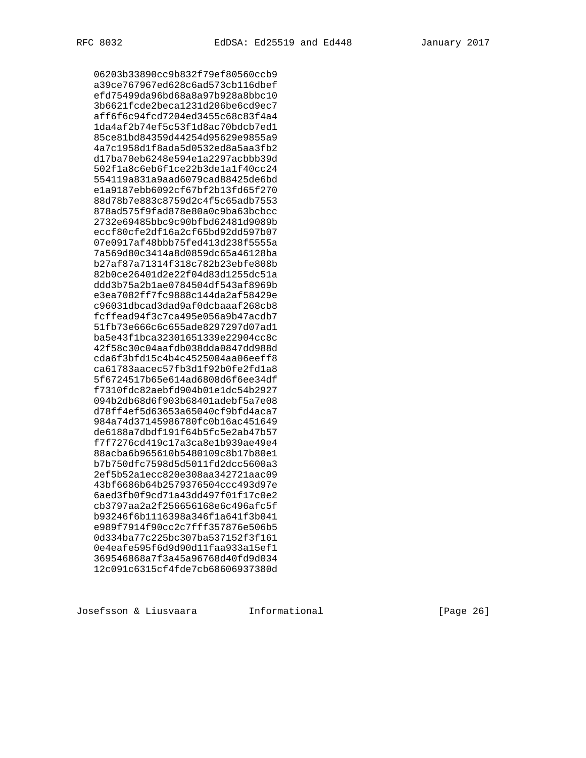```
   06203b33890cc9b832f79ef80560ccb9
   a39ce767967ed628c6ad573cb116dbef
   efd75499da96bd68a8a97b928a8bbc10
   3b6621fcde2beca1231d206be6cd9ec7
   aff6f6c94fcd7204ed3455c68c83f4a4
   1da4af2b74ef5c53f1d8ac70bdcb7ed1
   85ce81bd84359d44254d95629e9855a9
   4a7c1958d1f8ada5d0532ed8a5aa3fb2
   d17ba70eb6248e594e1a2297acbbb39d
   502f1a8c6eb6f1ce22b3de1a1f40cc24
   554119a831a9aad6079cad88425de6bd
   e1a9187ebb6092cf67bf2b13fd65f270
   88d78b7e883c8759d2c4f5c65adb7553
   878ad575f9fad878e80a0c9ba63bcbcc
   2732e69485bbc9c90bfbd62481d9089b
   eccf80cfe2df16a2cf65bd92dd597b07
   07e0917af48bbb75fed413d238f5555a
   7a569d80c3414a8d0859dc65a46128ba
   b27af87a71314f318c782b23ebfe808b
   82b0ce26401d2e22f04d83d1255dc51a
   ddd3b75a2b1ae0784504df543af8969b
   e3ea7082ff7fc9888c144da2af58429e
   c96031dbcad3dad9af0dcbaaaf268cb8
   fcffead94f3c7ca495e056a9b47acdb7
   51fb73e666c6c655ade8297297d07ad1
   ba5e43f1bca32301651339e22904cc8c
   42f58c30c04aafdb038dda0847dd988d
   cda6f3bfd15c4b4c4525004aa06eeff8
   ca61783aacec57fb3d1f92b0fe2fd1a8
   5f6724517b65e614ad6808d6f6ee34df
   f7310fdc82aebfd904b01e1dc54b2927
   094b2db68d6f903b68401adebf5a7e08
   d78ff4ef5d63653a65040cf9bfd4aca7
   984a74d37145986780fc0b16ac451649
   de6188a7dbdf191f64b5fc5e2ab47b57
   f7f7276cd419c17a3ca8e1b939ae49e4
   88acba6b965610b5480109c8b17b80e1
   b7b750dfc7598d5d5011fd2dcc5600a3
   2ef5b52a1ecc820e308aa342721aac09
   43bf6686b64b2579376504ccc493d97e
   6aed3fb0f9cd71a43dd497f01f17c0e2
   cb3797aa2a2f256656168e6c496afc5f
   b93246f6b1116398a346f1a641f3b041
   e989f7914f90cc2c7fff357876e506b5
   0d334ba77c225bc307ba537152f3f161
   0e4eafe595f6d9d90d11faa933a15ef1
   369546868a7f3a45a96768d40fd9d034
   12c091c6315cf4fde7cb68606937380d
```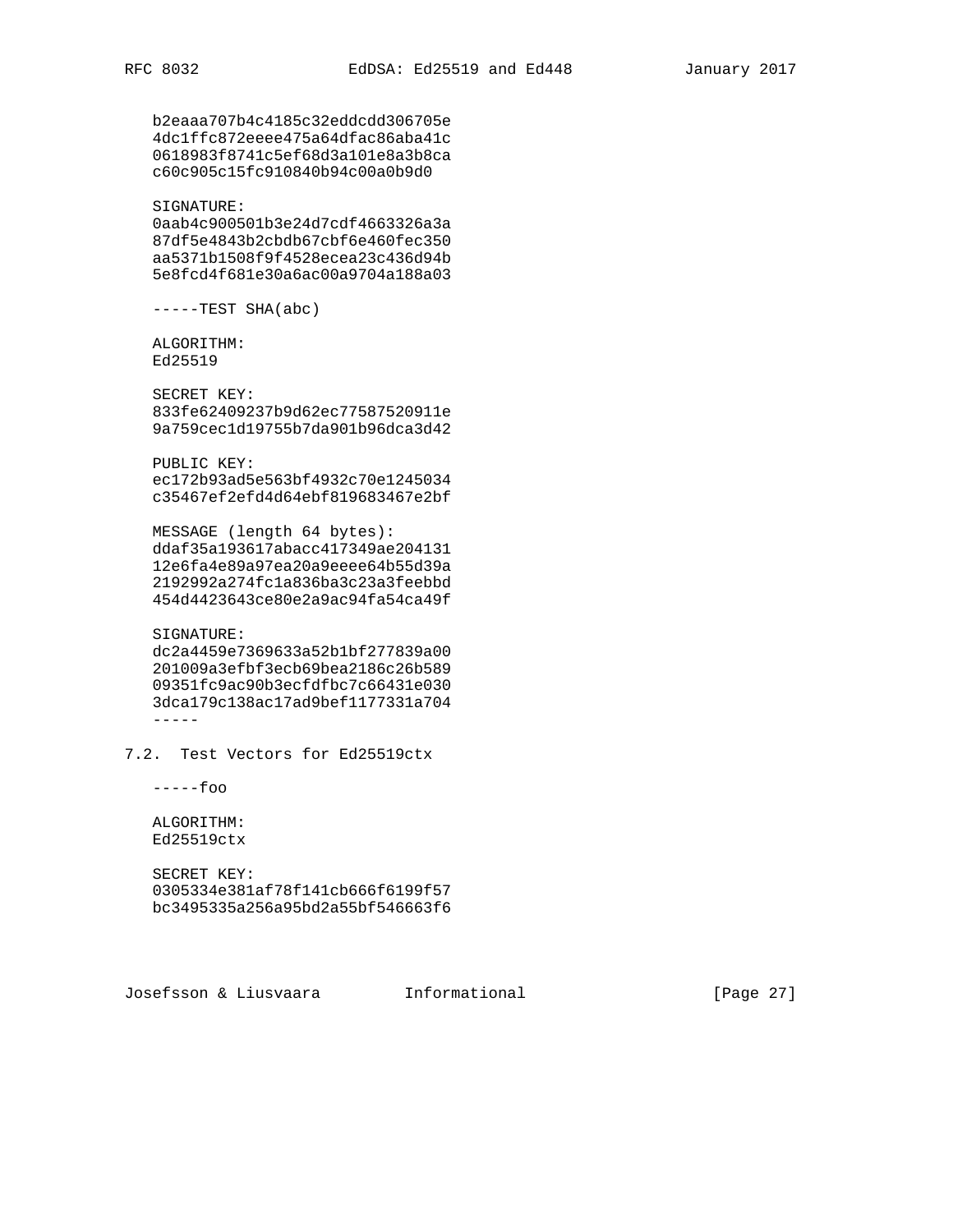```
   b2eaaa707b4c4185c32eddcdd306705e
   4dc1ffc872eeee475a64dfac86aba41c
   0618983f8741c5ef68d3a101e8a3b8ca
   c60c905c15fc910840b94c00a0b9d0

   SIGNATURE:
   0aab4c900501b3e24d7cdf4663326a3a
   87df5e4843b2cbdb67cbf6e460fec350
   aa5371b1508f9f4528ecea23c436d94b
   5e8fcd4f681e30a6ac00a9704a188a03

   -----TEST SHA(abc)

   ALGORITHM:
   Ed25519

   SECRET KEY:
   833fe62409237b9d62ec77587520911e
   9a759cec1d19755b7da901b96dca3d42

   PUBLIC KEY:
   ec172b93ad5e563bf4932c70e1245034
   c35467ef2efd4d64ebf819683467e2bf

   MESSAGE (length 64 bytes):
   ddaf35a193617abacc417349ae204131
   12e6fa4e89a97ea20a9eeee64b55d39a
   2192992a274fc1a836ba3c23a3feebbd
   454d4423643ce80e2a9ac94fa54ca49f

   SIGNATURE:
   dc2a4459e7369633a52b1bf277839a00
   201009a3efbf3ecb69bea2186c26b589
   09351fc9ac90b3ecfdfbc7c66431e030
   3dca179c138ac17ad9bef1177331a704
   -----
```

## 7.2. Test Vectors for Ed25519ctx

```
   -----foo

   ALGORITHM:
   Ed25519ctx

   SECRET KEY:
   0305334e381af78f141cb666f6199f57
   bc3495335a256a95bd2a55bf546663f6
```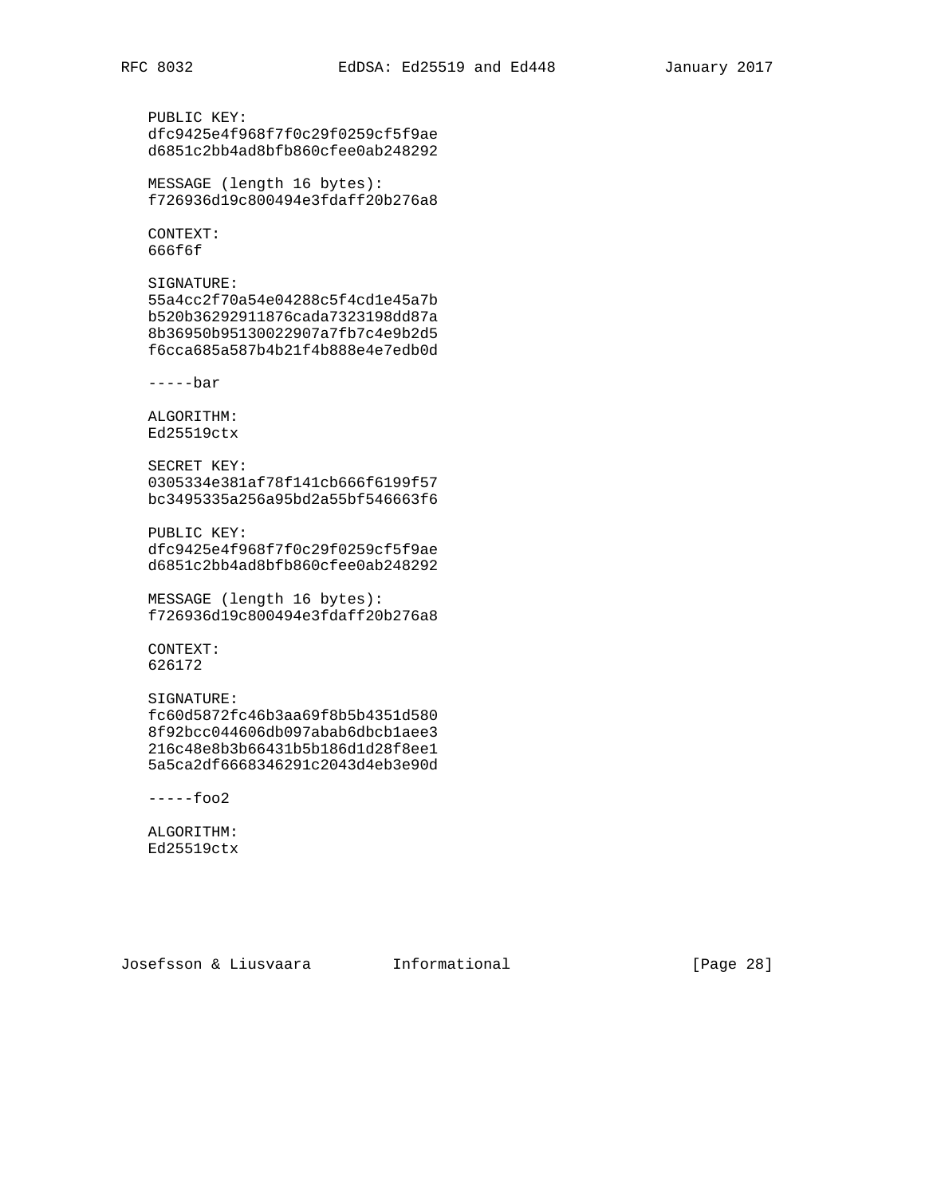PUBLIC KEY:
dfc9425e4f968f7f0c29f0259cf5f9ae
d6851c2bb4ad8bfb860cfee0ab248292

MESSAGE (length 16 bytes):
f726936d19c800494e3fdaff20b276a8

CONTEXT:
666f6f

SIGNATURE:
55a4cc2f70a54e04288c5f4cd1e45a7b
b520b36292911876cada7323198dd87a
8b36950b95130022907a7fb7c4e9b2d5
f6cca685a587b4b21f4b888e4e7edb0d

-----bar

ALGORITHM:
Ed25519ctx

SECRET KEY:
0305334e381af78f141cb666f6199f57
bc3495335a256a95bd2a55bf546663f6

PUBLIC KEY:
dfc9425e4f968f7f0c29f0259cf5f9ae
d6851c2bb4ad8bfb860cfee0ab248292

MESSAGE (length 16 bytes):
f726936d19c800494e3fdaff20b276a8

CONTEXT:
626172

SIGNATURE:
fc60d5872fc46b3aa69f8b5b4351d580
8f92bcc044606db097abab6dbcb1aee3
216c48e8b3b66431b5b186d1d28f8ee1
5a5ca2df6668346291c2043d4eb3e90d

-----foo2

ALGORITHM:
Ed25519ctx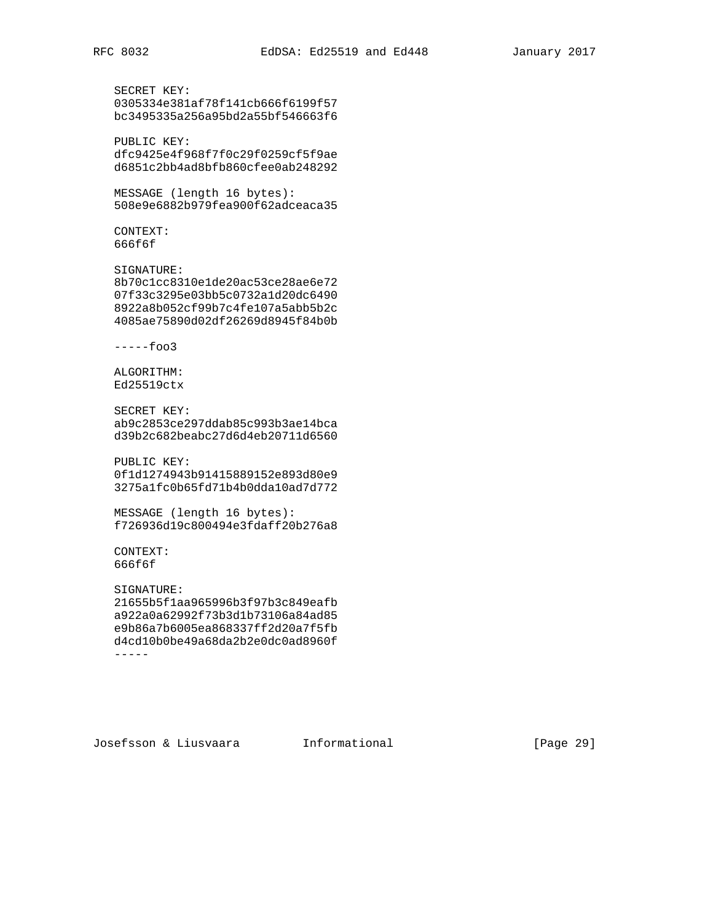```
   SECRET KEY:
   0305334e381af78f141cb666f6199f57
   bc3495335a256a95bd2a55bf546663f6

   PUBLIC KEY:
   dfc9425e4f968f7f0c29f0259cf5f9ae
   d6851c2bb4ad8bfb860cfee0ab248292

   MESSAGE (length 16 bytes):
   508e9e6882b979fea900f62adceaca35

   CONTEXT:
   666f6f

   SIGNATURE:
   8b70c1cc8310e1de20ac53ce28ae6e72
   07f33c3295e03bb5c0732a1d20dc6490
   8922a8b052cf99b7c4fe107a5abb5b2c
   4085ae75890d02df26269d8945f84b0b

   -----foo3

   ALGORITHM:
   Ed25519ctx

   SECRET KEY:
   ab9c2853ce297ddab85c993b3ae14bca
   d39b2c682beabc27d6d4eb20711d6560

   PUBLIC KEY:
   0f1d1274943b91415889152e893d80e9
   3275a1fc0b65fd71b4b0dda10ad7d772

   MESSAGE (length 16 bytes):
   f726936d19c800494e3fdaff20b276a8

   CONTEXT:
   666f6f

   SIGNATURE:
   21655b5f1aa965996b3f97b3c849eafb
   a922a0a62992f73b3d1b73106a84ad85
   e9b86a7b6005ea868337ff2d20a7f5fb
   d4cd10b0be49a68da2b2e0dc0ad8960f
   -----
```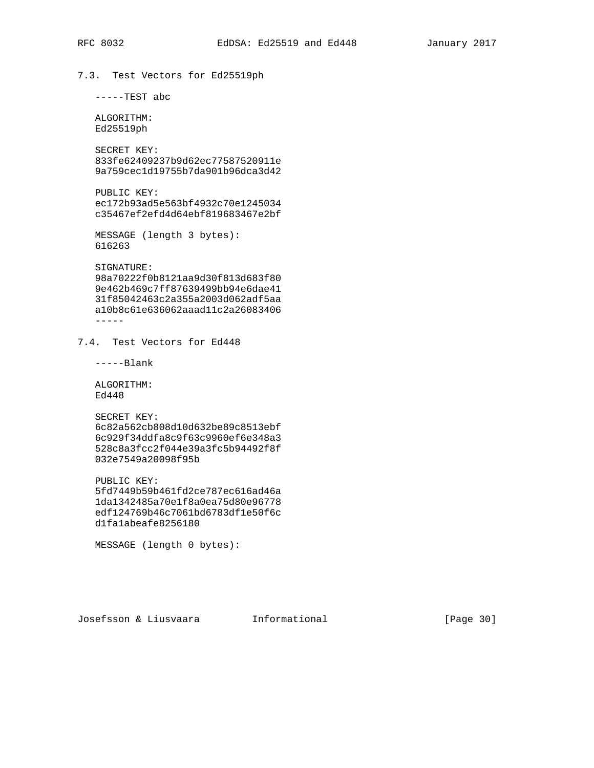### 7.3. Test Vectors for Ed25519ph

```
-----TEST abc

ALGORITHM:
Ed25519ph

SECRET KEY:
833fe62409237b9d62ec77587520911e
9a759cec1d19755b7da901b96dca3d42

PUBLIC KEY:
ec172b93ad5e563bf4932c70e1245034
c35467ef2efd4d64ebf819683467e2bf

MESSAGE (length 3 bytes):
616263

SIGNATURE:
98a70222f0b8121aa9d30f813d683f80
9e462b469c7ff87639499bb94e6dae41
31f85042463c2a355a2003d062adf5aa
a10b8c61e636062aaad11c2a26083406
-----
```

### 7.4. Test Vectors for Ed448

```
-----Blank

ALGORITHM:
Ed448

SECRET KEY:
6c82a562cb808d10d632be89c8513ebf
6c929f34ddfa8c9f63c9960ef6e348a3
528c8a3fcc2f044e39a3fc5b94492f8f
032e7549a20098f95b

PUBLIC KEY:
5fd7449b59b461fd2ce787ec616ad46a
1da1342485a70e1f8a0ea75d80e96778
edf124769b46c7061bd6783df1e50f6c
d1fa1abeafe8256180

MESSAGE (length 0 bytes):
```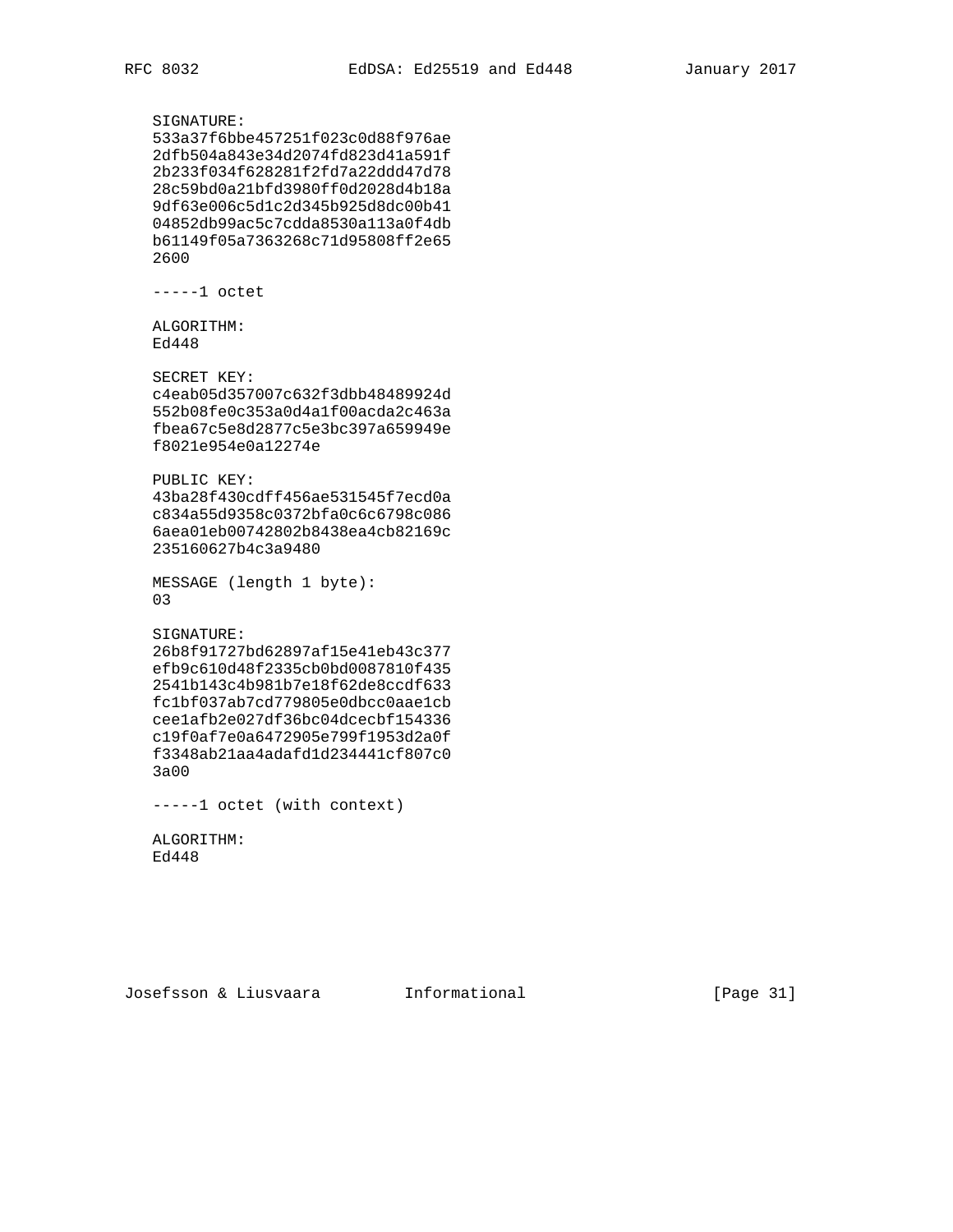SIGNATURE:
533a37f6bbe457251f023c0d88f976ae
2dfb504a843e34d2074fd823d41a591f
2b233f034f628281f2fd7a22ddd47d78
28c59bd0a21bfd3980ff0d2028d4b18a
9df63e006c5d1c2d345b925d8dc00b41
04852db99ac5c7cdda8530a113a0f4db
b61149f05a7363268c71d95808ff2e65
2600

-----1 octet

ALGORITHM:
Ed448

SECRET KEY:
c4eab05d357007c632f3dbb48489924d
552b08fe0c353a0d4a1f00acda2c463a
fbea67c5e8d2877c5e3bc397a659949e
f8021e954e0a12274e

PUBLIC KEY:
43ba28f430cdff456ae531545f7ecd0a
c834a55d9358c0372bfa0c6c6798c086
6aea01eb00742802b8438ea4cb82169c
235160627b4c3a9480

MESSAGE (length 1 byte):
03

SIGNATURE:
26b8f91727bd62897af15e41eb43c377
efb9c610d48f2335cb0bd0087810f435
2541b143c4b981b7e18f62de8ccdf633
fc1bf037ab7cd779805e0dbcc0aae1cb
cee1afb2e027df36bc04dcecbf154336
c19f0af7e0a6472905e799f1953d2a0f
f3348ab21aa4adafd1d234441cf807c0
3a00

-----1 octet (with context)

ALGORITHM:
Ed448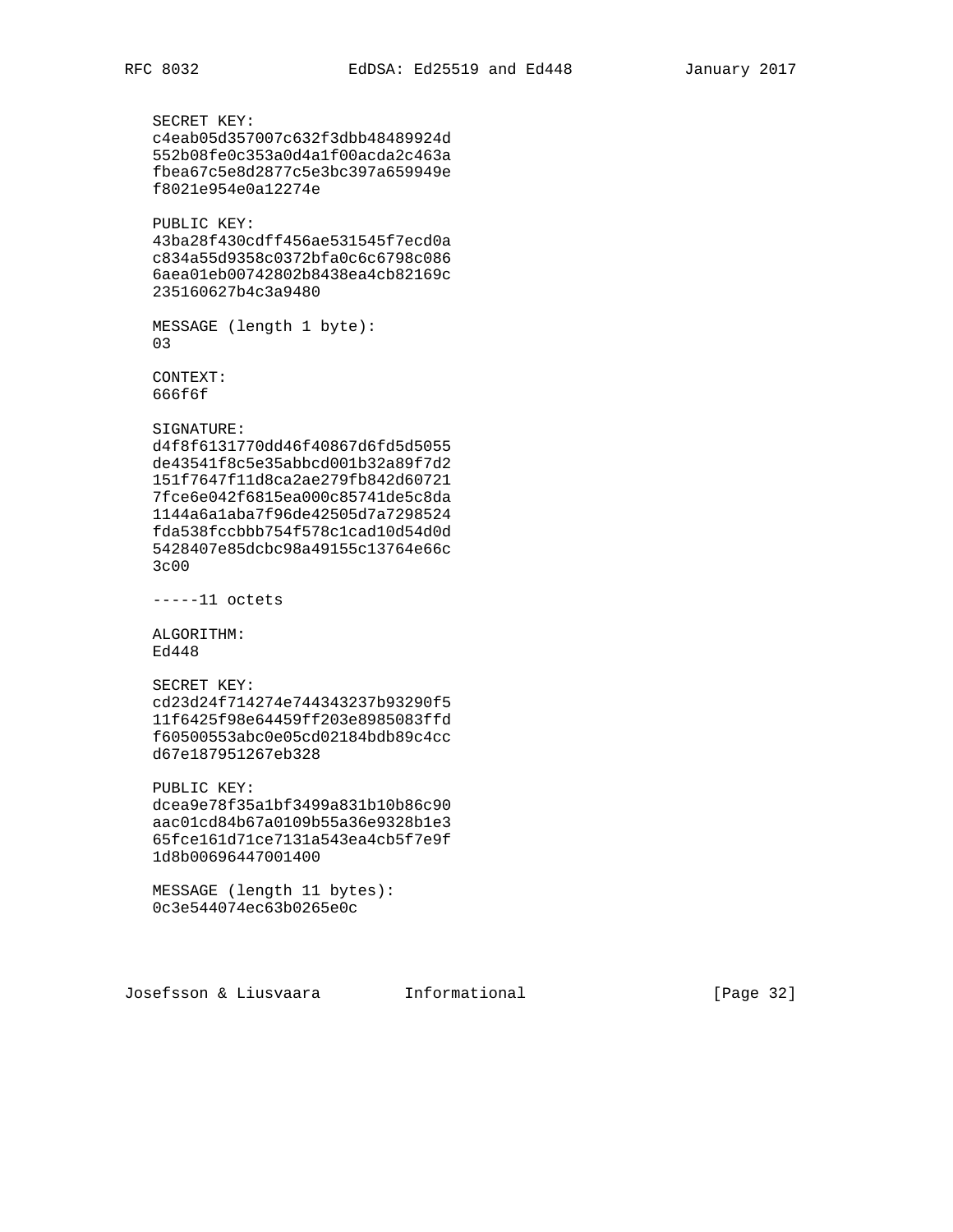```
   SECRET KEY:
   c4eab05d357007c632f3dbb48489924d
   552b08fe0c353a0d4a1f00acda2c463a
   fbea67c5e8d2877c5e3bc397a659949e
   f8021e954e0a12274e

   PUBLIC KEY:
   43ba28f430cdff456ae531545f7ecd0a
   c834a55d9358c0372bfa0c6c6798c086
   6aea01eb00742802b8438ea4cb82169c
   235160627b4c3a9480

   MESSAGE (length 1 byte):
   03

   CONTEXT:
   666f6f

   SIGNATURE:
   d4f8f6131770dd46f40867d6fd5d5055
   de43541f8c5e35abbcd001b32a89f7d2
   151f7647f11d8ca2ae279fb842d60721
   7fce6e042f6815ea000c85741de5c8da
   1144a6a1aba7f96de42505d7a7298524
   fda538fccbbb754f578c1cad10d54d0d
   5428407e85dcbc98a49155c13764e66c
   3c00

   -----11 octets

   ALGORITHM:
   Ed448

   SECRET KEY:
   cd23d24f714274e744343237b93290f5
   11f6425f98e64459ff203e8985083ffd
   f60500553abc0e05cd02184bdb89c4cc
   d67e187951267eb328

   PUBLIC KEY:
   dcea9e78f35a1bf3499a831b10b86c90
   aac01cd84b67a0109b55a36e9328b1e3
   65fce161d71ce7131a543ea4cb5f7e9f
   1d8b00696447001400

   MESSAGE (length 11 bytes):
   0c3e544074ec63b0265e0c
```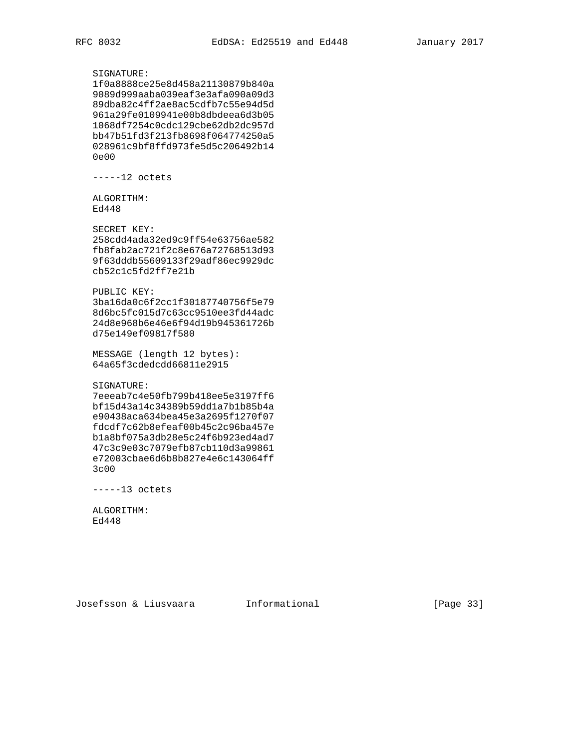```
   SIGNATURE:
   1f0a8888ce25e8d458a21130879b840a
   9089d999aaba039eaf3e3afa090a09d3
   89dba82c4ff2ae8ac5cdfb7c55e94d5d
   961a29fe0109941e00b8dbdeea6d3b05
   1068df7254c0cdc129cbe62db2dc957d
   bb47b51fd3f213fb8698f064774250a5
   028961c9bf8ffd973fe5d5c206492b14
   0e00

   -----12 octets

   ALGORITHM:
   Ed448

   SECRET KEY:
   258cdd4ada32ed9c9ff54e63756ae582
   fb8fab2ac721f2c8e676a72768513d93
   9f63dddb55609133f29adf86ec9929dc
   cb52c1c5fd2ff7e21b

   PUBLIC KEY:
   3ba16da0c6f2cc1f30187740756f5e79
   8d6bc5fc015d7c63cc9510ee3fd44adc
   24d8e968b6e46e6f94d19b945361726b
   d75e149ef09817f580

   MESSAGE (length 12 bytes):
   64a65f3cdedcdd66811e2915

   SIGNATURE:
   7eeeab7c4e50fb799b418ee5e3197ff6
   bf15d43a14c34389b59dd1a7b1b85b4a
   e90438aca634bea45e3a2695f1270f07
   fdcdf7c62b8efeaf00b45c2c96ba457e
   b1a8bf075a3db28e5c24f6b923ed4ad7
   47c3c9e03c7079efb87cb110d3a99861
   e72003cbae6d6b8b827e4e6c143064ff
   3c00

   -----13 octets

   ALGORITHM:
   Ed448
```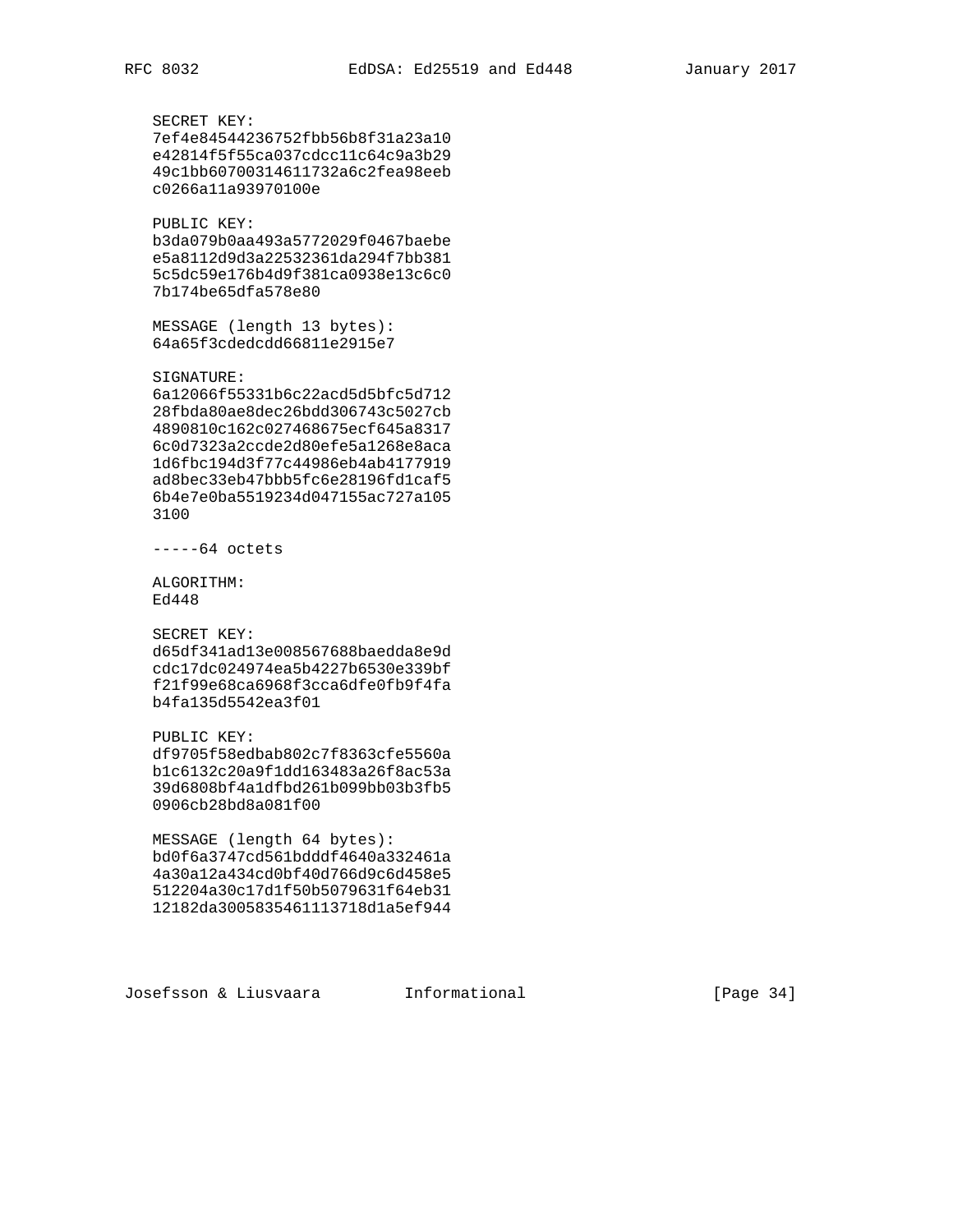```
   SECRET KEY:
   7ef4e84544236752fbb56b8f31a23a10
   e42814f5f55ca037cdcc11c64c9a3b29
   49c1bb60700314611732a6c2fea98eeb
   c0266a11a93970100e

   PUBLIC KEY:
   b3da079b0aa493a5772029f0467baebe
   e5a8112d9d3a22532361da294f7bb381
   5c5dc59e176b4d9f381ca0938e13c6c0
   7b174be65dfa578e80

   MESSAGE (length 13 bytes):
   64a65f3cdedcdd66811e2915e7

   SIGNATURE:
   6a12066f55331b6c22acd5d5bfc5d712
   28fbda80ae8dec26bdd306743c5027cb
   4890810c162c027468675ecf645a8317
   6c0d7323a2ccde2d80efe5a1268e8aca
   1d6fbc194d3f77c44986eb4ab4177919
   ad8bec33eb47bbb5fc6e28196fd1caf5
   6b4e7e0ba5519234d047155ac727a105
   3100

   -----64 octets

   ALGORITHM:
   Ed448

   SECRET KEY:
   d65df341ad13e008567688baedda8e9d
   cdc17dc024974ea5b4227b6530e339bf
   f21f99e68ca6968f3cca6dfe0fb9f4fa
   b4fa135d5542ea3f01

   PUBLIC KEY:
   df9705f58edbab802c7f8363cfe5560a
   b1c6132c20a9f1dd163483a26f8ac53a
   39d6808bf4a1dfbd261b099bb03b3fb5
   0906cb28bd8a081f00

   MESSAGE (length 64 bytes):
   bd0f6a3747cd561bdddf4640a332461a
   4a30a12a434cd0bf40d766d9c6d458e5
   512204a30c17d1f50b5079631f64eb31
   12182da3005835461113718d1a5ef944
```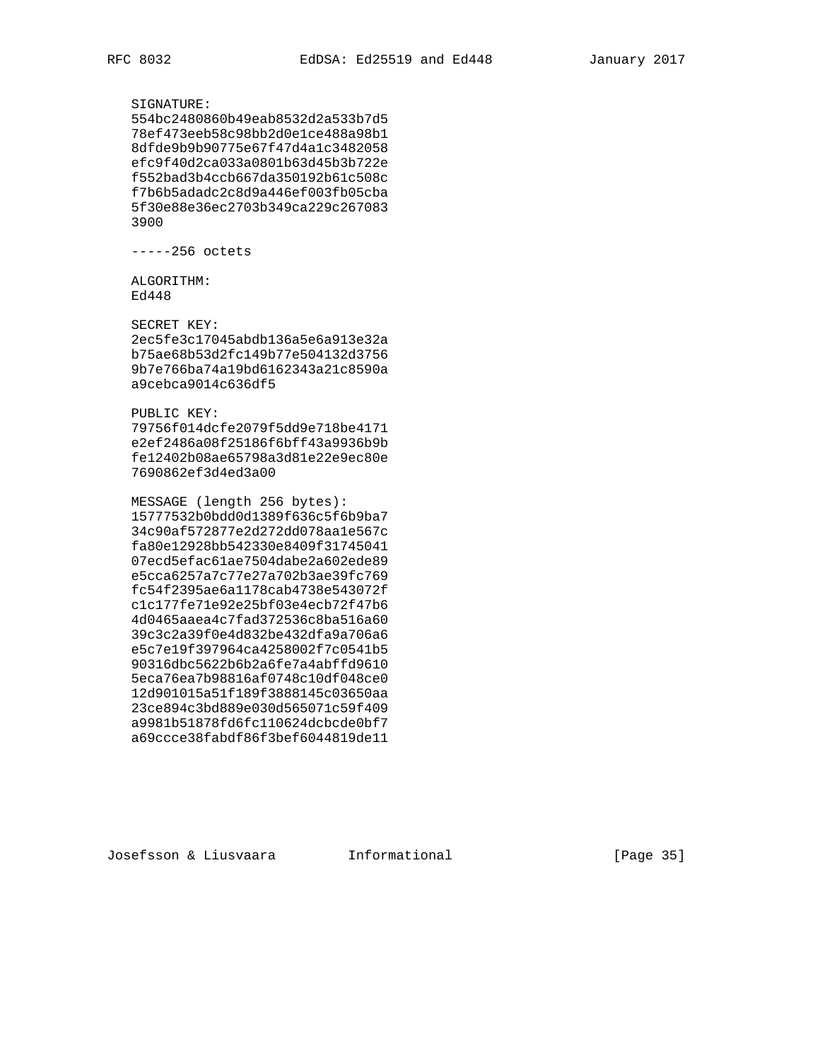```
SIGNATURE:
554bc2480860b49eab8532d2a533b7d5
78ef473eeb58c98bb2d0e1ce488a98b1
8dfde9b9b90775e67f47d4a1c3482058
efc9f40d2ca033a0801b63d45b3b722e
f552bad3b4ccb667da350192b61c508c
f7b6b5adadc2c8d9a446ef003fb05cba
5f30e88e36ec2703b349ca229c267083
3900

-----256 octets

ALGORITHM:
Ed448

SECRET KEY:
2ec5fe3c17045abdb136a5e6a913e32a
b75ae68b53d2fc149b77e504132d3756
9b7e766ba74a19bd6162343a21c8590a
a9cebca9014c636df5

PUBLIC KEY:
79756f014dcfe2079f5dd9e718be4171
e2ef2486a08f25186f6bff43a9936b9b
fe12402b08ae65798a3d81e22e9ec80e
7690862ef3d4ed3a00

MESSAGE (length 256 bytes):
15777532b0bdd0d1389f636c5f6b9ba7
34c90af572877e2d272dd078aa1e567c
fa80e12928bb542330e8409f31745041
07ecd5efac61ae7504dabe2a602ede89
e5cca6257a7c77e27a702b3ae39fc769
fc54f2395ae6a1178cab4738e543072f
c1c177fe71e92e25bf03e4ecb72f47b6
4d0465aaea4c7fad372536c8ba516a60
39c3c2a39f0e4d832be432dfa9a706a6
e5c7e19f397964ca4258002f7c0541b5
90316dbc5622b6b2a6fe7a4abffd9610
5eca76ea7b98816af0748c10df048ce0
12d901015a51f189f3888145c03650aa
23ce894c3bd889e030d565071c59f409
a9981b51878fd6fc110624dcbcde0bf7
a69ccce38fabdf86f3bef6044819de11
```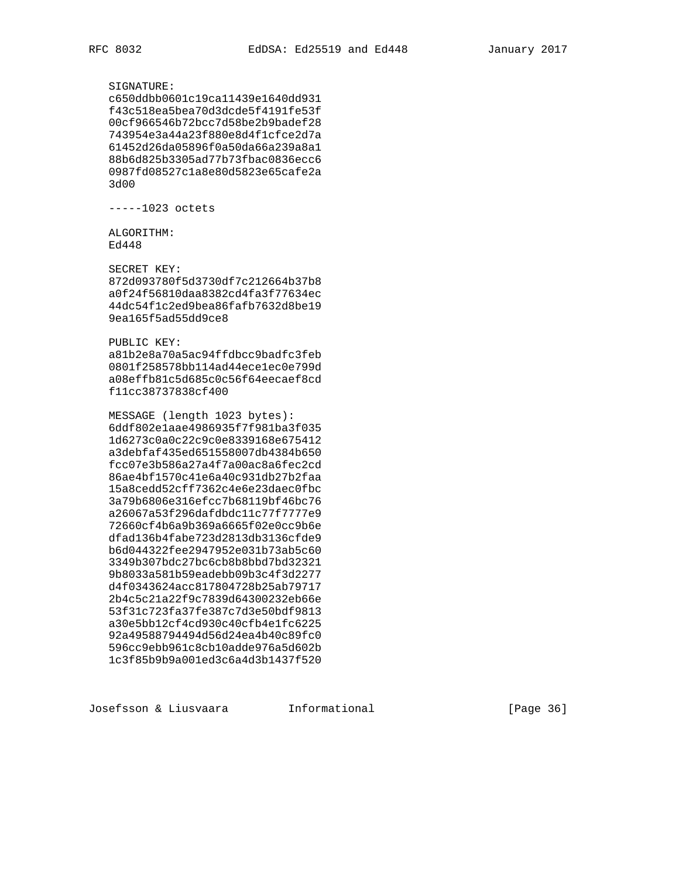SIGNATURE:
c650ddbb0601c19ca11439e1640dd931
f43c518ea5bea70d3dcde5f4191fe53f
00cf966546b72bcc7d58be2b9badef28
743954e3a44a23f880e8d4f1cfce2d7a
61452d26da05896f0a50da66a239a8a1
88b6d825b3305ad77b73fbac0836ecc6
0987fd08527c1a8e80d5823e65cafe2a
3d00

-----1023 octets

ALGORITHM:
Ed448

SECRET KEY:
872d093780f5d3730df7c212664b37b8
a0f24f56810daa8382cd4fa3f77634ec
44dc54f1c2ed9bea86fafb7632d8be19
9ea165f5ad55dd9ce8

PUBLIC KEY:
a81b2e8a70a5ac94ffdbcc9badfc3feb
0801f258578bb114ad44ece1ec0e799d
a08effb81c5d685c0c56f64eecaef8cd
f11cc38737838cf400

MESSAGE (length 1023 bytes):
6ddf802e1aae4986935f7f981ba3f035
1d6273c0a0c22c9c0e8339168e675412
a3debfaf435ed651558007db4384b650
fcc07e3b586a27a4f7a00ac8a6fec2cd
86ae4bf1570c41e6a40c931db27b2faa
15a8cedd52cff7362c4e6e23daec0fbc
3a79b6806e316efcc7b68119bf46bc76
a26067a53f296dafdbdc11c77f7777e9
72660cf4b6a9b369a6665f02e0cc9b6e
dfad136b4fabe723d2813db3136cfde9
b6d044322fee2947952e031b73ab5c60
3349b307bdc27bc6cb8b8bbd7bd32321
9b8033a581b59eadebb09b3c4f3d2277
d4f0343624acc817804728b25ab79717
2b4c5c21a22f9c7839d64300232eb66e
53f31c723fa37fe387c7d3e50bdf9813
a30e5bb12cf4cd930c40cfb4e1fc6225
92a49588794494d56d24ea4b40c89fc0
596cc9ebb961c8cb10adde976a5d602b
1c3f85b9b9a001ed3c6a4d3b1437f520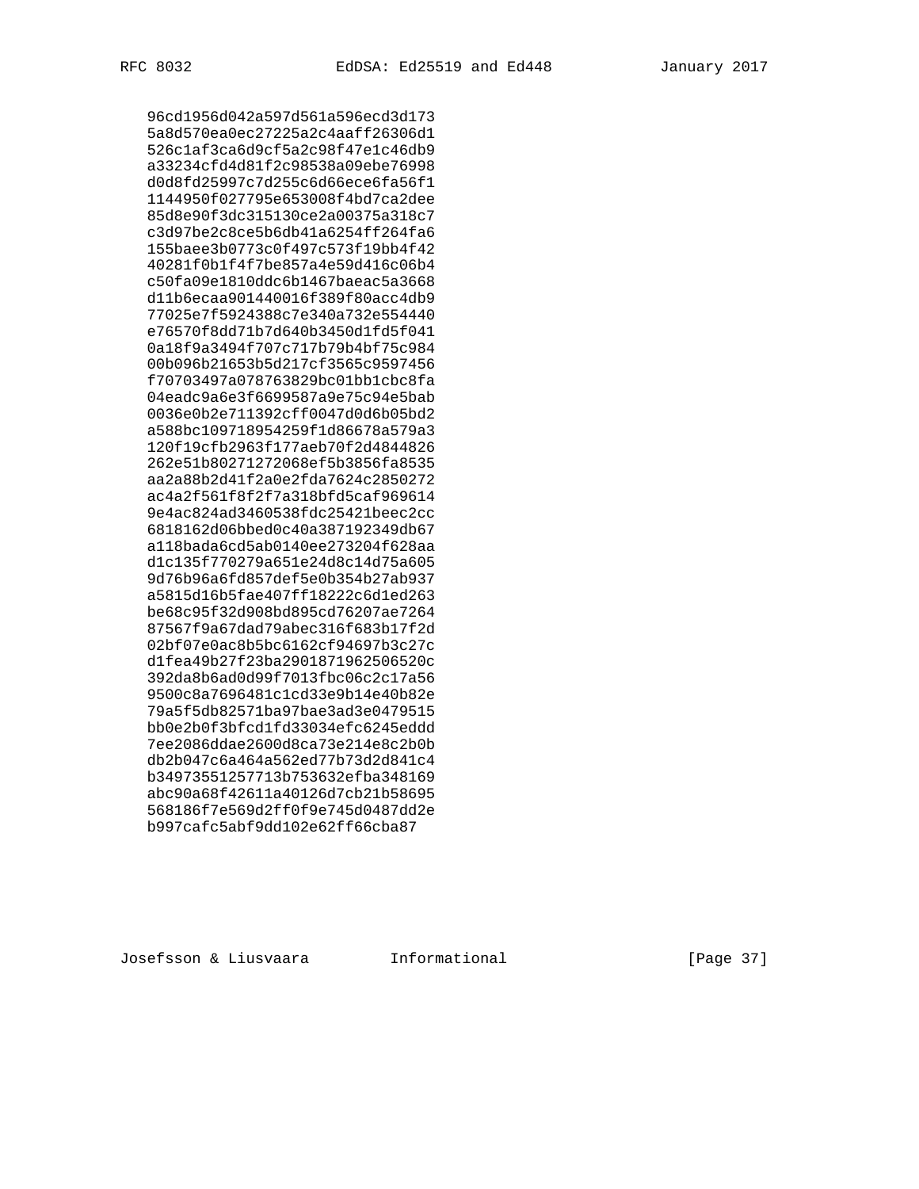```
96cd1956d042a597d561a596ecd3d173
5a8d570ea0ec27225a2c4aaff26306d1
526c1af3ca6d9cf5a2c98f47e1c46db9
a33234cfd4d81f2c98538a09ebe76998
d0d8fd25997c7d255c6d66ece6fa56f1
1144950f027795e653008f4bd7ca2dee
85d8e90f3dc315130ce2a00375a318c7
c3d97be2c8ce5b6db41a6254ff264fa6
155baee3b0773c0f497c573f19bb4f42
40281f0b1f4f7be857a4e59d416c06b4
c50fa09e1810ddc6b1467baeac5a3668
d11b6ecaa901440016f389f80acc4db9
77025e7f5924388c7e340a732e554440
e76570f8dd71b7d640b3450d1fd5f041
0a18f9a3494f707c717b79b4bf75c984
00b096b21653b5d217cf3565c9597456
f70703497a078763829bc01bb1cbc8fa
04eadc9a6e3f6699587a9e75c94e5bab
0036e0b2e711392cff0047d0d6b05bd2
a588bc109718954259f1d86678a579a3
120f19cfb2963f177aeb70f2d4844826
262e51b80271272068ef5b3856fa8535
aa2a88b2d41f2a0e2fda7624c2850272
ac4a2f561f8f2f7a318bfd5caf969614
9e4ac824ad3460538fdc25421beec2cc
6818162d06bbed0c40a387192349db67
a118bada6cd5ab0140ee273204f628aa
d1c135f770279a651e24d8c14d75a605
9d76b96a6fd857def5e0b354b27ab937
a5815d16b5fae407ff18222c6d1ed263
be68c95f32d908bd895cd76207ae7264
87567f9a67dad79abec316f683b17f2d
02bf07e0ac8b5bc6162cf94697b3c27c
d1fea49b27f23ba2901871962506520c
392da8b6ad0d99f7013fbc06c2c17a56
9500c8a7696481c1cd33e9b14e40b82e
79a5f5db82571ba97bae3ad3e0479515
bb0e2b0f3bfcd1fd33034efc6245eddd
7ee2086ddae2600d8ca73e214e8c2b0b
db2b047c6a464a562ed77b73d2d841c4
b34973551257713b753632efba348169
abc90a68f42611a40126d7cb21b58695
568186f7e569d2ff0f9e745d0487dd2e
b997cafc5abf9dd102e62ff66cba87
```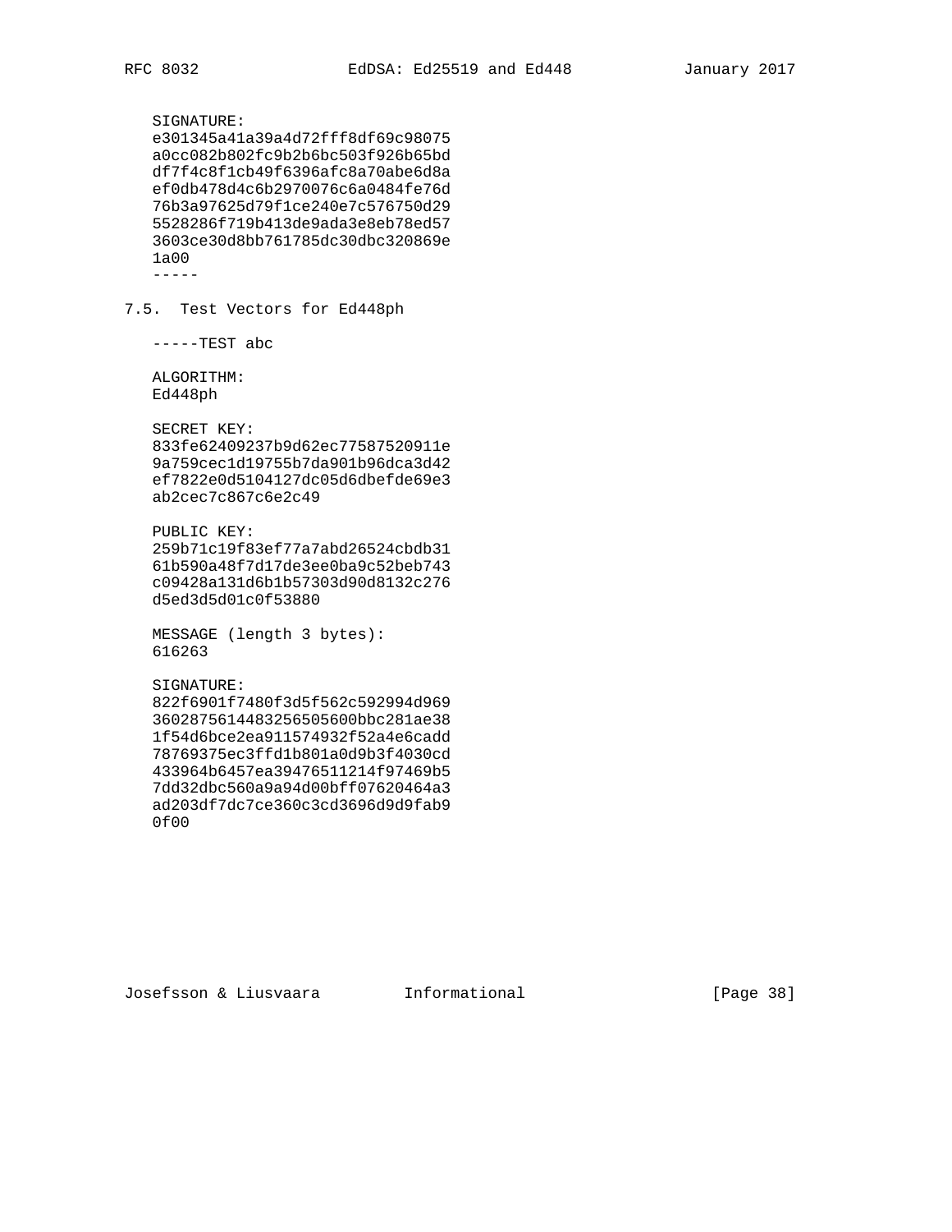```
SIGNATURE:
e301345a41a39a4d72fff8df69c98075
a0cc082b802fc9b2b6bc503f926b65bd
df7f4c8f1cb49f6396afc8a70abe6d8a
ef0db478d4c6b2970076c6a0484fe76d
76b3a97625d79f1ce240e7c576750d29
5528286f719b413de9ada3e8eb78ed57
3603ce30d8bb761785dc30dbc320869e
1a00
-----
```

### 7.5. Test Vectors for Ed448ph

```
-----TEST abc

ALGORITHM:
Ed448ph

SECRET KEY:
833fe62409237b9d62ec77587520911e
9a759cec1d19755b7da901b96dca3d42
ef7822e0d5104127dc05d6dbefde69e3
ab2cec7c867c6e2c49

PUBLIC KEY:
259b71c19f83ef77a7abd26524cbdb31
61b590a48f7d17de3ee0ba9c52beb743
c09428a131d6b1b57303d90d8132c276
d5ed3d5d01c0f53880

MESSAGE (length 3 bytes):
616263

SIGNATURE:
822f6901f7480f3d5f562c592994d969
3602875614483256505600bbc281ae38
1f54d6bce2ea911574932f52a4e6cadd
78769375ec3ffd1b801a0d9b3f4030cd
433964b6457ea39476511214f97469b5
7dd32dbc560a9a94d00bff07620464a3
ad203df7dc7ce360c3cd3696d9d9fab9
0f00
```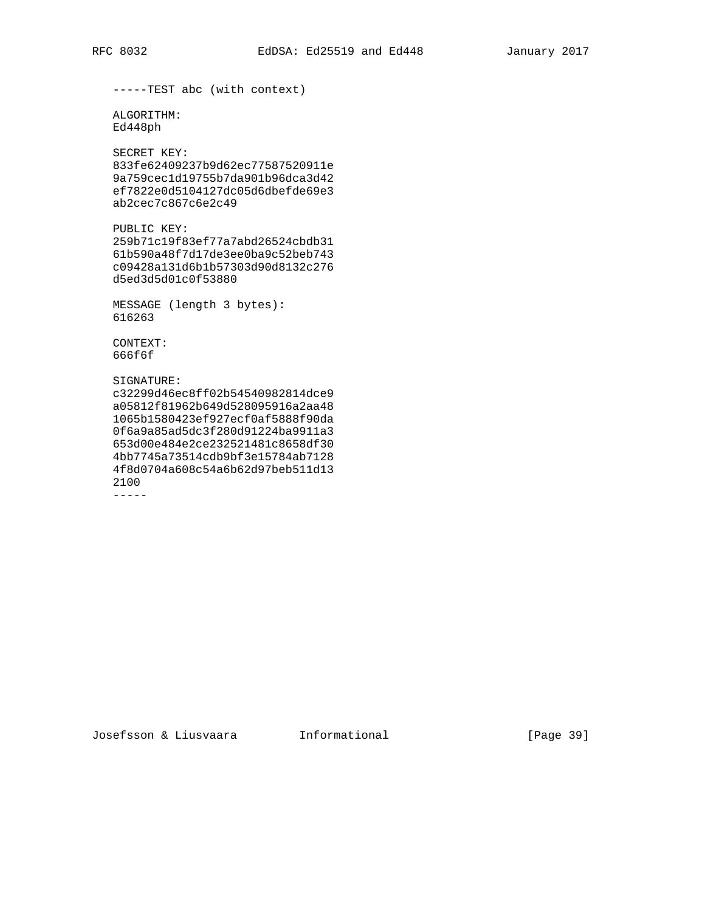```
-----TEST abc (with context)

ALGORITHM:
Ed448ph

SECRET KEY:
833fe62409237b9d62ec77587520911e
9a759cec1d19755b7da901b96dca3d42
ef7822e0d5104127dc05d6dbefde69e3
ab2cec7c867c6e2c49

PUBLIC KEY:
259b71c19f83ef77a7abd26524cbdb31
61b590a48f7d17de3ee0ba9c52beb743
c09428a131d6b1b57303d90d8132c276
d5ed3d5d01c0f53880

MESSAGE (length 3 bytes):
616263

CONTEXT:
666f6f

SIGNATURE:
c32299d46ec8ff02b54540982814dce9
a05812f81962b649d528095916a2aa48
1065b1580423ef927ecf0af5888f90da
0f6a9a85ad5dc3f280d91224ba9911a3
653d00e484e2ce232521481c8658df30
4bb7745a73514cdb9bf3e15784ab7128
4f8d0704a608c54a6b62d97beb511d13
2100
-----
```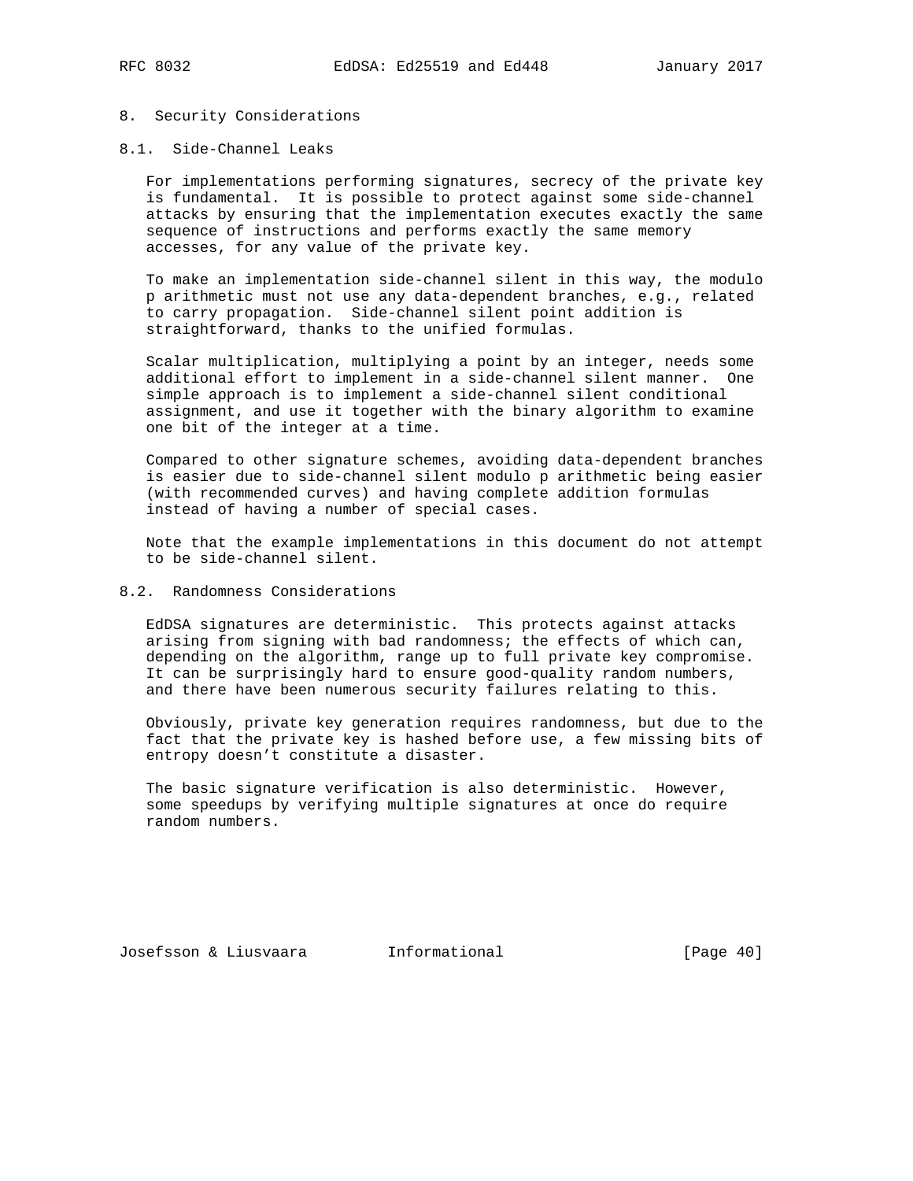# 8. Security Considerations

## 8.1. Side-Channel Leaks

For implementations performing signatures, secrecy of the private key is fundamental. It is possible to protect against some side-channel attacks by ensuring that the implementation executes exactly the same sequence of instructions and performs exactly the same memory accesses, for any value of the private key.

To make an implementation side-channel silent in this way, the modulo p arithmetic must not use any data-dependent branches, e.g., related to carry propagation. Side-channel silent point addition is straightforward, thanks to the unified formulas.

Scalar multiplication, multiplying a point by an integer, needs some additional effort to implement in a side-channel silent manner. One simple approach is to implement a side-channel silent conditional assignment, and use it together with the binary algorithm to examine one bit of the integer at a time.

Compared to other signature schemes, avoiding data-dependent branches is easier due to side-channel silent modulo p arithmetic being easier (with recommended curves) and having complete addition formulas instead of having a number of special cases.

Note that the example implementations in this document do not attempt to be side-channel silent.

## 8.2. Randomness Considerations

EdDSA signatures are deterministic. This protects against attacks arising from signing with bad randomness; the effects of which can, depending on the algorithm, range up to full private key compromise. It can be surprisingly hard to ensure good-quality random numbers, and there have been numerous security failures relating to this.

Obviously, private key generation requires randomness, but due to the fact that the private key is hashed before use, a few missing bits of entropy doesn't constitute a disaster.

The basic signature verification is also deterministic. However, some speedups by verifying multiple signatures at once do require random numbers.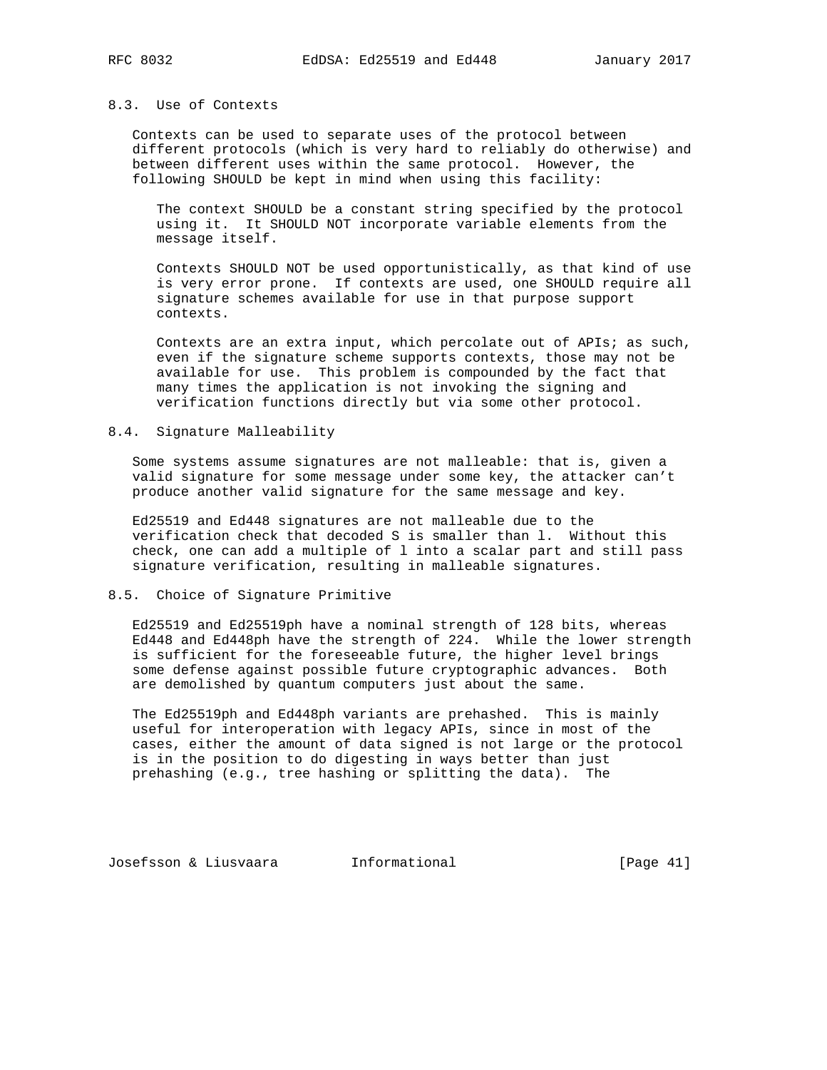### 8.3. Use of Contexts

Contexts can be used to separate uses of the protocol between different protocols (which is very hard to reliably do otherwise) and between different uses within the same protocol. However, the following SHOULD be kept in mind when using this facility:

The context SHOULD be a constant string specified by the protocol using it. It SHOULD NOT incorporate variable elements from the message itself.

Contexts SHOULD NOT be used opportunistically, as that kind of use is very error prone. If contexts are used, one SHOULD require all signature schemes available for use in that purpose support contexts.

Contexts are an extra input, which percolate out of APIs; as such, even if the signature scheme supports contexts, those may not be available for use. This problem is compounded by the fact that many times the application is not invoking the signing and verification functions directly but via some other protocol.

### 8.4. Signature Malleability

Some systems assume signatures are not malleable: that is, given a valid signature for some message under some key, the attacker can't produce another valid signature for the same message and key.

Ed25519 and Ed448 signatures are not malleable due to the verification check that decoded S is smaller than l. Without this check, one can add a multiple of l into a scalar part and still pass signature verification, resulting in malleable signatures.

### 8.5. Choice of Signature Primitive

Ed25519 and Ed25519ph have a nominal strength of 128 bits, whereas Ed448 and Ed448ph have the strength of 224. While the lower strength is sufficient for the foreseeable future, the higher level brings some defense against possible future cryptographic advances. Both are demolished by quantum computers just about the same.

The Ed25519ph and Ed448ph variants are prehashed. This is mainly useful for interoperation with legacy APIs, since in most of the cases, either the amount of data signed is not large or the protocol is in the position to do digesting in ways better than just prehashing (e.g., tree hashing or splitting the data). The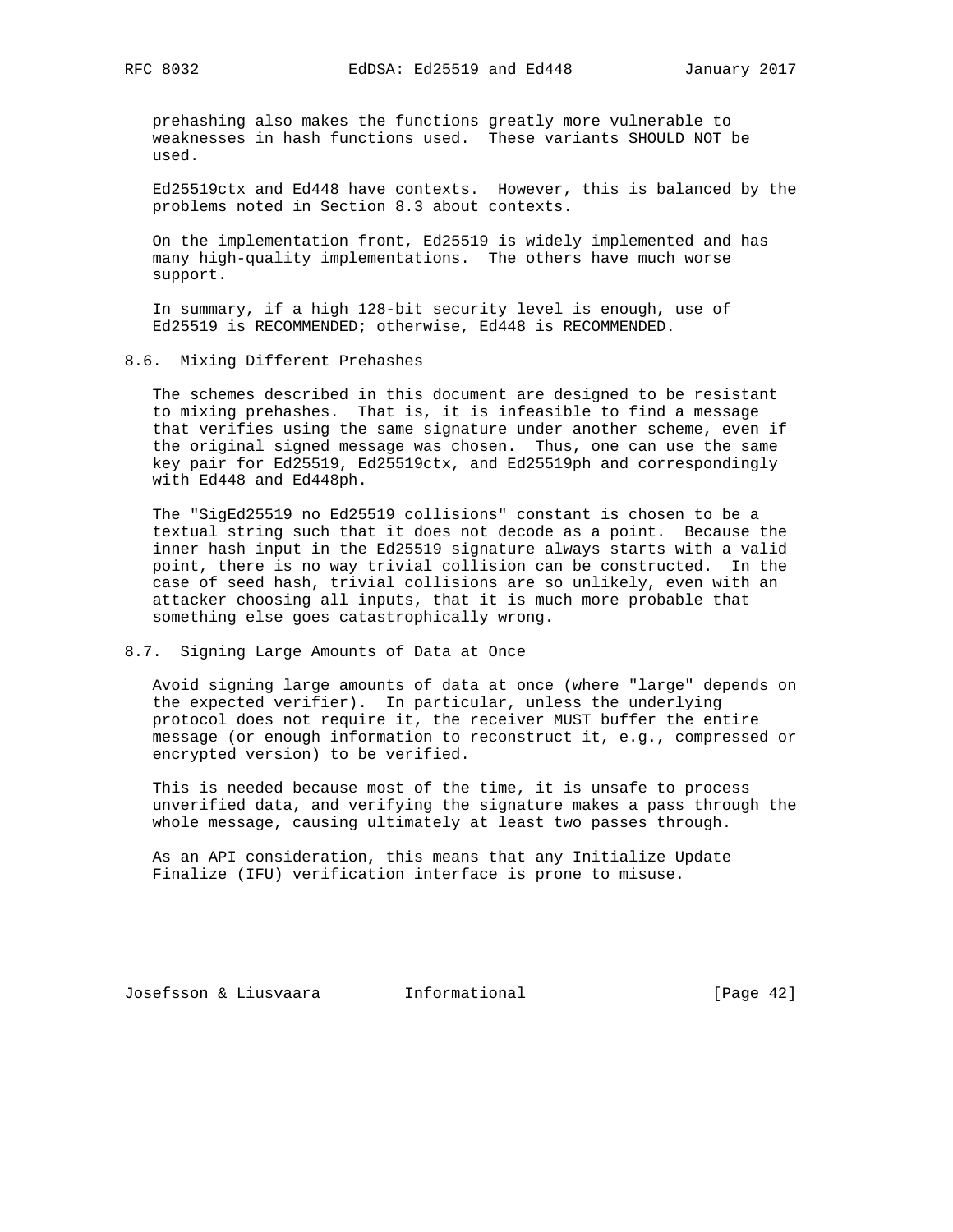prehashing also makes the functions greatly more vulnerable to weaknesses in hash functions used. These variants SHOULD NOT be used.

Ed25519ctx and Ed448 have contexts. However, this is balanced by the problems noted in Section 8.3 about contexts.

On the implementation front, Ed25519 is widely implemented and has many high-quality implementations. The others have much worse support.

In summary, if a high 128-bit security level is enough, use of Ed25519 is RECOMMENDED; otherwise, Ed448 is RECOMMENDED.

## 8.6. Mixing Different Prehashes

The schemes described in this document are designed to be resistant to mixing prehashes. That is, it is infeasible to find a message that verifies using the same signature under another scheme, even if the original signed message was chosen. Thus, one can use the same key pair for Ed25519, Ed25519ctx, and Ed25519ph and correspondingly with Ed448 and Ed448ph.

The "SigEd25519 no Ed25519 collisions" constant is chosen to be a textual string such that it does not decode as a point. Because the inner hash input in the Ed25519 signature always starts with a valid point, there is no way trivial collision can be constructed. In the case of seed hash, trivial collisions are so unlikely, even with an attacker choosing all inputs, that it is much more probable that something else goes catastrophically wrong.

## 8.7. Signing Large Amounts of Data at Once

Avoid signing large amounts of data at once (where "large" depends on the expected verifier). In particular, unless the underlying protocol does not require it, the receiver MUST buffer the entire message (or enough information to reconstruct it, e.g., compressed or encrypted version) to be verified.

This is needed because most of the time, it is unsafe to process unverified data, and verifying the signature makes a pass through the whole message, causing ultimately at least two passes through.

As an API consideration, this means that any Initialize Update Finalize (IFU) verification interface is prone to misuse.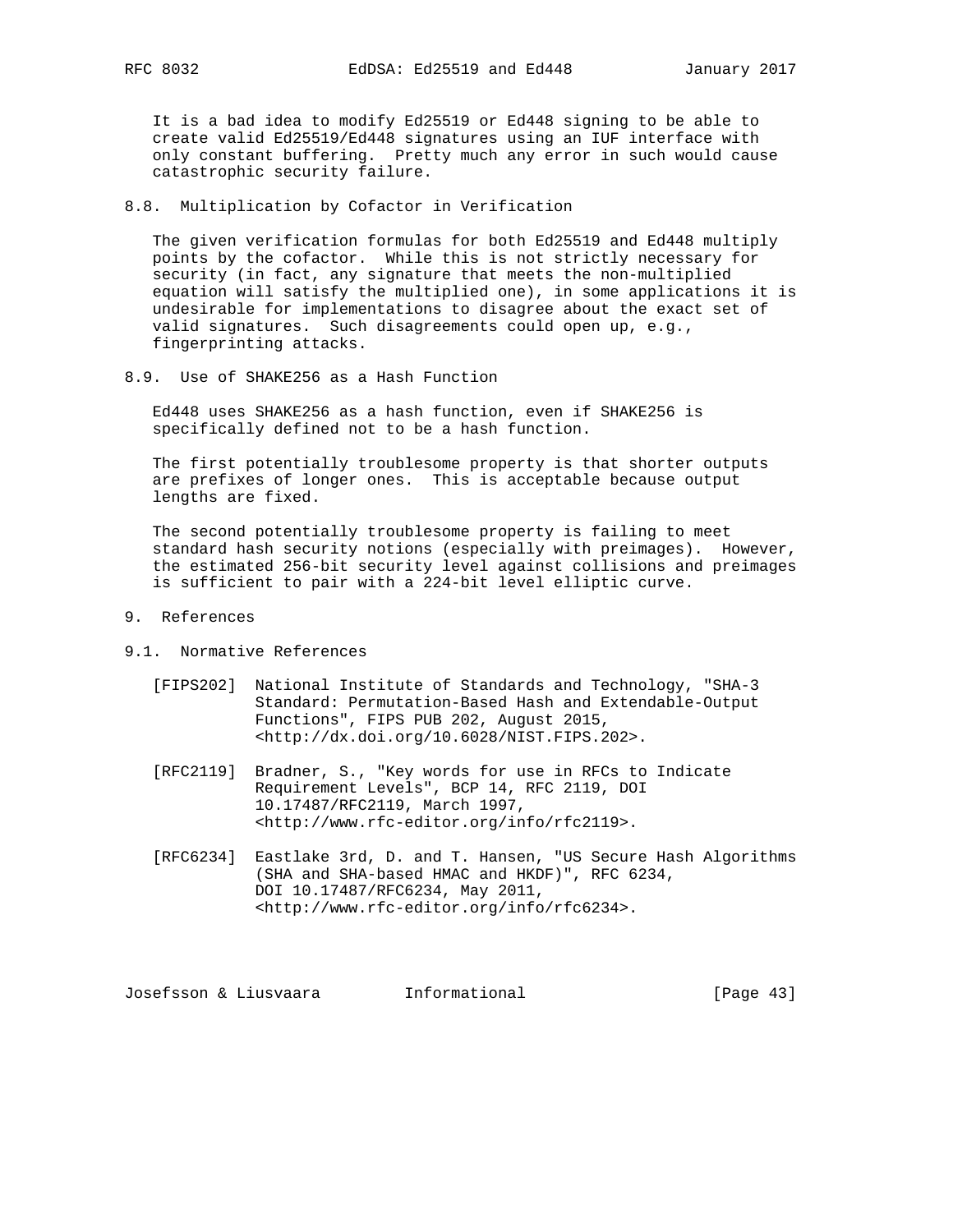It is a bad idea to modify Ed25519 or Ed448 signing to be able to create valid Ed25519/Ed448 signatures using an IUF interface with only constant buffering. Pretty much any error in such would cause catastrophic security failure.

### 8.8. Multiplication by Cofactor in Verification

The given verification formulas for both Ed25519 and Ed448 multiply points by the cofactor. While this is not strictly necessary for security (in fact, any signature that meets the non-multiplied equation will satisfy the multiplied one), in some applications it is undesirable for implementations to disagree about the exact set of valid signatures. Such disagreements could open up, e.g., fingerprinting attacks.

### 8.9. Use of SHAKE256 as a Hash Function

Ed448 uses SHAKE256 as a hash function, even if SHAKE256 is specifically defined not to be a hash function.

The first potentially troublesome property is that shorter outputs are prefixes of longer ones. This is acceptable because output lengths are fixed.

The second potentially troublesome property is failing to meet standard hash security notions (especially with preimages). However, the estimated 256-bit security level against collisions and preimages is sufficient to pair with a 224-bit level elliptic curve.

## 9. References

### 9.1. Normative References

[FIPS202] National Institute of Standards and Technology, "SHA-3 Standard: Permutation-Based Hash and Extendable-Output Functions", FIPS PUB 202, August 2015, <http://dx.doi.org/10.6028/NIST.FIPS.202>.

[RFC2119] Bradner, S., "Key words for use in RFCs to Indicate Requirement Levels", BCP 14, RFC 2119, DOI 10.17487/RFC2119, March 1997, <http://www.rfc-editor.org/info/rfc2119>.

[RFC6234] Eastlake 3rd, D. and T. Hansen, "US Secure Hash Algorithms (SHA and SHA-based HMAC and HKDF)", RFC 6234, DOI 10.17487/RFC6234, May 2011, <http://www.rfc-editor.org/info/rfc6234>.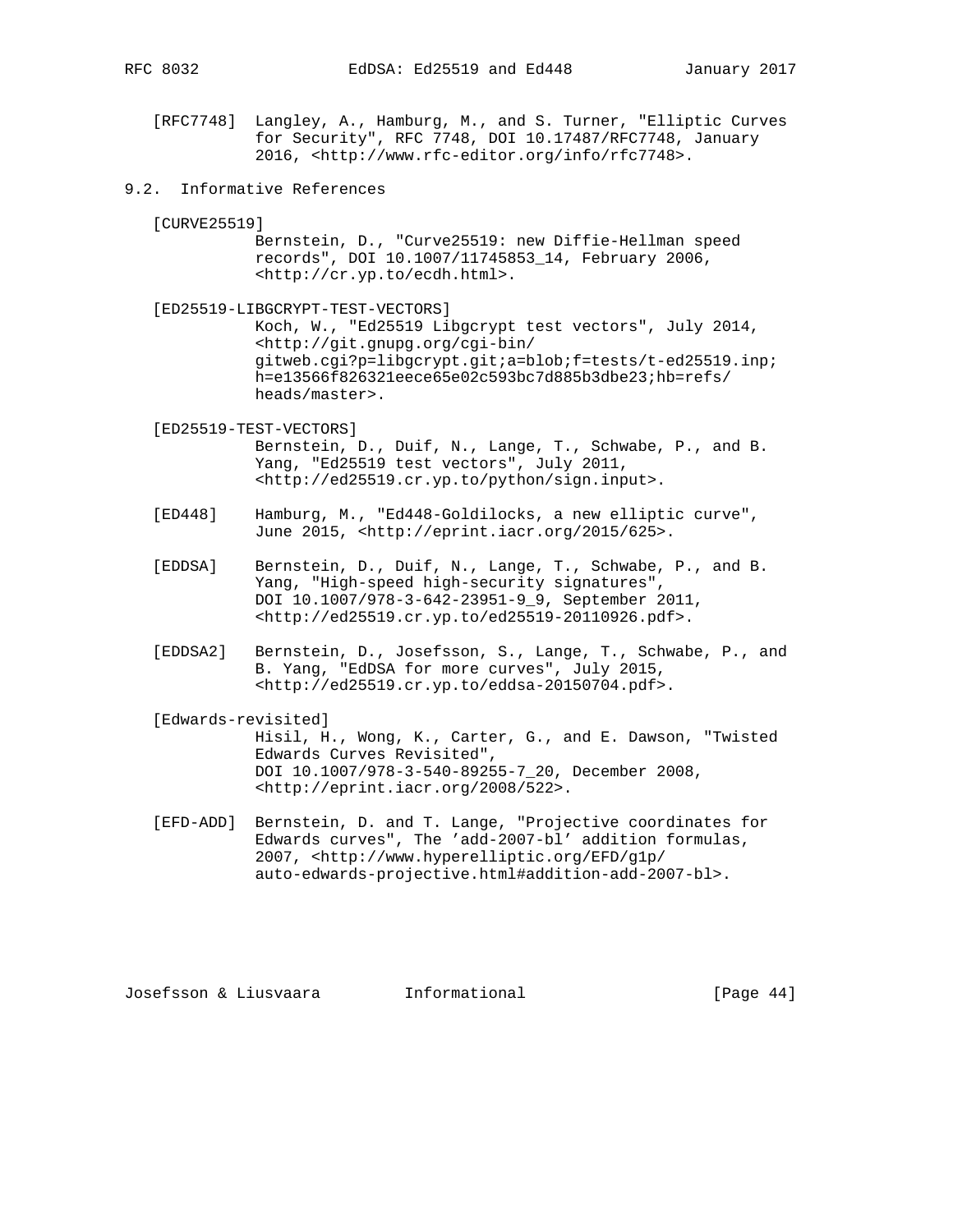[RFC7748] Langley, A., Hamburg, M., and S. Turner, "Elliptic Curves for Security", RFC 7748, DOI 10.17487/RFC7748, January 2016, <http://www.rfc-editor.org/info/rfc7748>.

## 9.2. Informative References

[CURVE25519]
Bernstein, D., "Curve25519: new Diffie-Hellman speed records", DOI 10.1007/11745853_14, February 2006, <http://cr.yp.to/ecdh.html>.

[ED25519-LIBGCRYPT-TEST-VECTORS]
Koch, W., "Ed25519 Libgcrypt test vectors", July 2014, <http://git.gnupg.org/cgi-bin/gitweb.cgi?p=libgcrypt.git;a=blob;f=tests/t-ed25519.inp;h=e13566f826321eece65e02c593bc7d885b3dbe23;hb=refs/heads/master>.

[ED25519-TEST-VECTORS]
Bernstein, D., Duif, N., Lange, T., Schwabe, P., and B. Yang, "Ed25519 test vectors", July 2011, <http://ed25519.cr.yp.to/python/sign.input>.

[ED448] Hamburg, M., "Ed448-Goldilocks, a new elliptic curve", June 2015, <http://eprint.iacr.org/2015/625>.

[EDDSA] Bernstein, D., Duif, N., Lange, T., Schwabe, P., and B. Yang, "High-speed high-security signatures", DOI 10.1007/978-3-642-23951-9_9, September 2011, <http://ed25519.cr.yp.to/ed25519-20110926.pdf>.

[EDDSA2] Bernstein, D., Josefsson, S., Lange, T., Schwabe, P., and B. Yang, "EdDSA for more curves", July 2015, <http://ed25519.cr.yp.to/eddsa-20150704.pdf>.

[Edwards-revisited]
Hisil, H., Wong, K., Carter, G., and E. Dawson, "Twisted Edwards Curves Revisited", DOI 10.1007/978-3-540-89255-7_20, December 2008, <http://eprint.iacr.org/2008/522>.

[EFD-ADD] Bernstein, D. and T. Lange, "Projective coordinates for Edwards curves", The 'add-2007-bl' addition formulas, 2007, <http://www.hyperelliptic.org/EFD/g1p/auto-edwards-projective.html#addition-add-2007-bl>.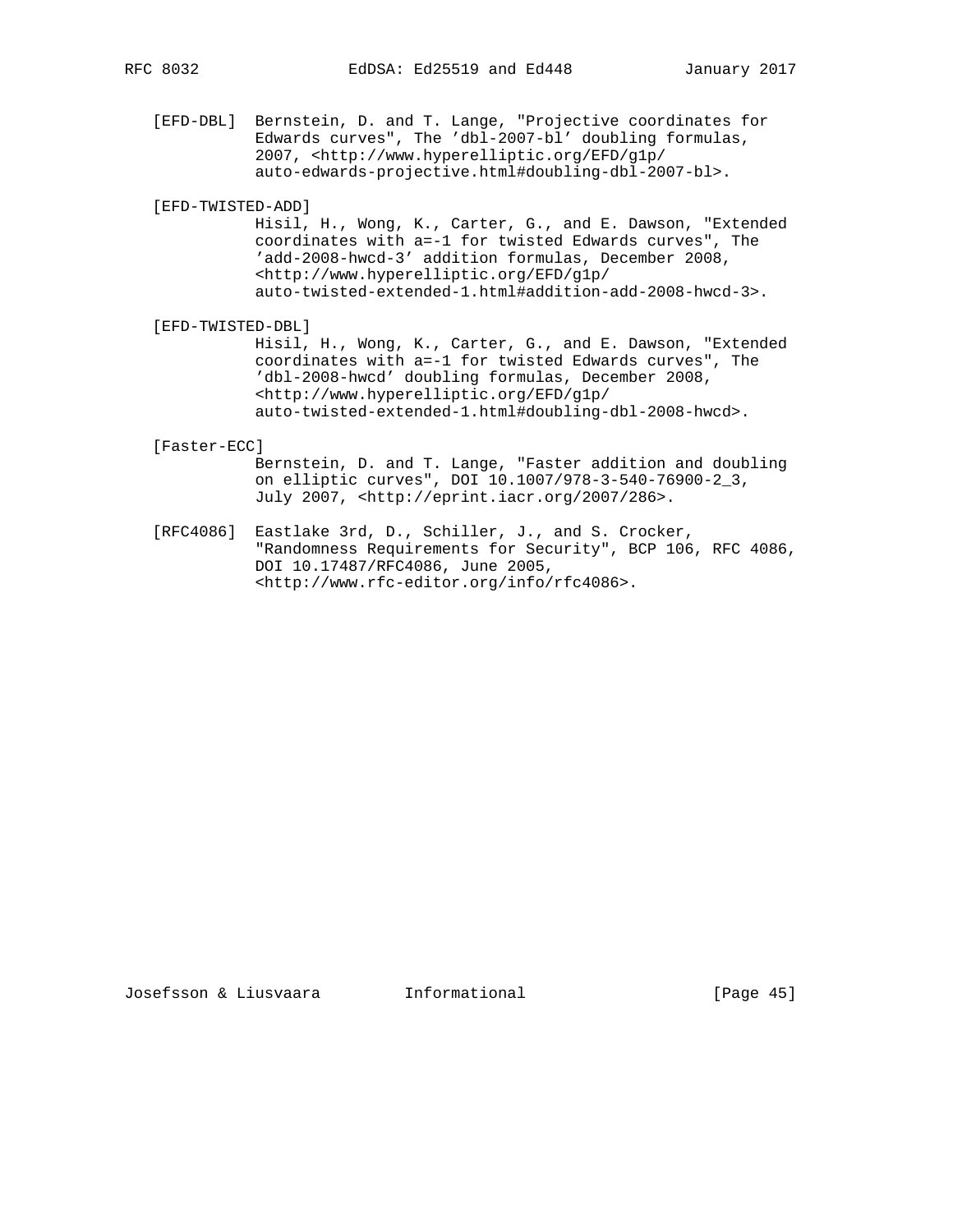[EFD-DBL] Bernstein, D. and T. Lange, "Projective coordinates for Edwards curves", The 'dbl-2007-bl' doubling formulas, 2007, <http://www.hyperelliptic.org/EFD/g1p/auto-edwards-projective.html#doubling-dbl-2007-bl>.

[EFD-TWISTED-ADD] Hisil, H., Wong, K., Carter, G., and E. Dawson, "Extended coordinates with a=-1 for twisted Edwards curves", The 'add-2008-hwcd-3' addition formulas, December 2008, <http://www.hyperelliptic.org/EFD/g1p/auto-twisted-extended-1.html#addition-add-2008-hwcd-3>.

[EFD-TWISTED-DBL] Hisil, H., Wong, K., Carter, G., and E. Dawson, "Extended coordinates with a=-1 for twisted Edwards curves", The 'dbl-2008-hwcd' doubling formulas, December 2008, <http://www.hyperelliptic.org/EFD/g1p/auto-twisted-extended-1.html#doubling-dbl-2008-hwcd>.

[Faster-ECC] Bernstein, D. and T. Lange, "Faster addition and doubling on elliptic curves", DOI 10.1007/978-3-540-76900-2_3, July 2007, <http://eprint.iacr.org/2007/286>.

[RFC4086] Eastlake 3rd, D., Schiller, J., and S. Crocker, "Randomness Requirements for Security", BCP 106, RFC 4086, DOI 10.17487/RFC4086, June 2005, <http://www.rfc-editor.org/info/rfc4086>.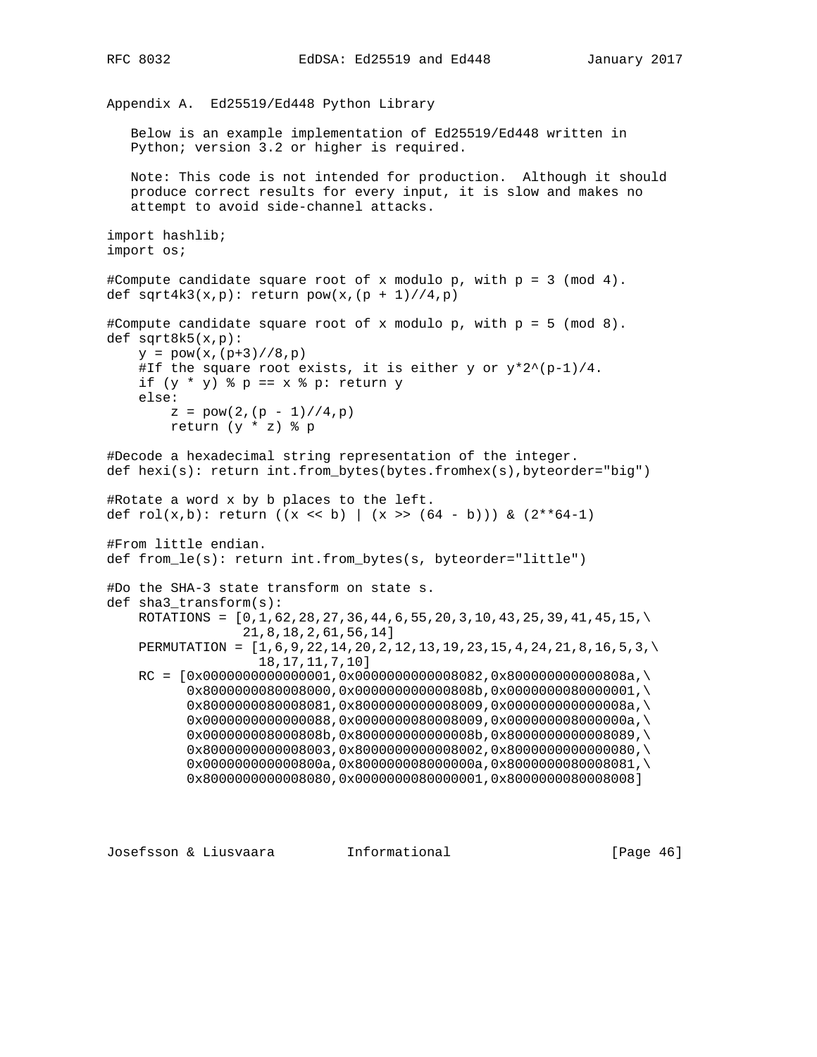## Appendix A. Ed25519/Ed448 Python Library

Below is an example implementation of Ed25519/Ed448 written in Python; version 3.2 or higher is required.

Note: This code is not intended for production. Although it should produce correct results for every input, it is slow and makes no attempt to avoid side-channel attacks.

```
import hashlib;
import os;

#Compute candidate square root of x modulo p, with p = 3 (mod 4).
def sqrt4k3(x,p): return pow(x,(p + 1)//4,p)

#Compute candidate square root of x modulo p, with p = 5 (mod 8).
def sqrt8k5(x,p):
    y = pow(x,(p+3)//8,p)
    #If the square root exists, it is either y or y*2^(p-1)/4.
    if (y * y) % p == x % p: return y
    else:
        z = pow(2,(p - 1)//4,p)
        return (y * z) % p

#Decode a hexadecimal string representation of the integer.
def hexi(s): return int.from_bytes(bytes.fromhex(s),byteorder="big")

#Rotate a word x by b places to the left.
def rol(x,b): return ((x << b) | (x >> (64 - b))) & (2**64-1)

#From little endian.
def from_le(s): return int.from_bytes(s, byteorder="little")

#Do the SHA-3 state transform on state s.
def sha3_transform(s):
    ROTATIONS = [0,1,62,28,27,36,44,6,55,20,3,10,43,25,39,41,45,15,\
                 21,8,18,2,61,56,14]
    PERMUTATION = [1,6,9,22,14,20,2,12,13,19,23,15,4,24,21,8,16,5,3,\
                   18,17,11,7,10]
    RC = [0x0000000000000001,0x0000000000008082,0x800000000000808a,\
          0x8000000080008000,0x000000000000808b,0x0000000080000001,\
          0x8000000080008081,0x8000000000008009,0x000000000000008a,\
          0x0000000000000088,0x0000000080008009,0x000000008000000a,\
          0x000000008000808b,0x800000000000008b,0x8000000000008089,\
          0x8000000000008003,0x8000000000008002,0x8000000000000080,\
          0x000000000000800a,0x800000008000000a,0x8000000080008081,\
          0x8000000000008080,0x0000000080000001,0x8000000080008008]
```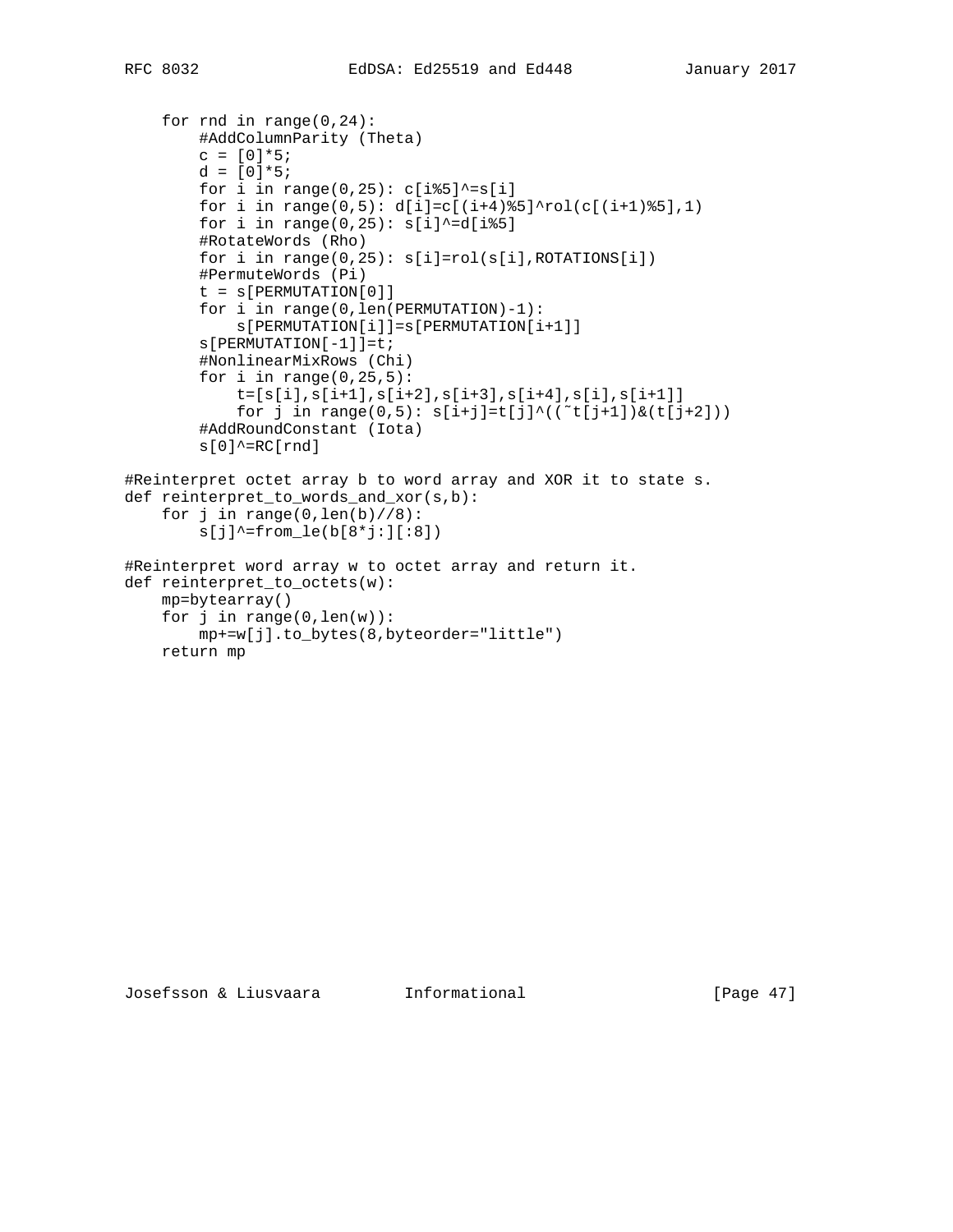```
    for rnd in range(0,24):
        #AddColumnParity (Theta)
        c = [0]*5;
        d = [0]*5;
        for i in range(0,25): c[i%5]^=s[i]
        for i in range(0,5): d[i]=c[(i+4)%5]^rol(c[(i+1)%5],1)
        for i in range(0,25): s[i]^=d[i%5]
        #RotateWords (Rho)
        for i in range(0,25): s[i]=rol(s[i],ROTATIONS[i])
        #PermuteWords (Pi)
        t = s[PERMUTATION[0]]
        for i in range(0,len(PERMUTATION)-1):
            s[PERMUTATION[i]]=s[PERMUTATION[i+1]]
        s[PERMUTATION[-1]]=t;
        #NonlinearMixRows (Chi)
        for i in range(0,25,5):
            t=[s[i],s[i+1],s[i+2],s[i+3],s[i+4],s[i],s[i+1]]
            for j in range(0,5): s[i+j]=t[j]^((~t[j+1])&(t[j+2]))
        #AddRoundConstant (Iota)
        s[0]^=RC[rnd]

#Reinterpret octet array b to word array and XOR it to state s.
def reinterpret_to_words_and_xor(s,b):
    for j in range(0,len(b)//8):
        s[j]^=from_le(b[8*j:][:8])

#Reinterpret word array w to octet array and return it.
def reinterpret_to_octets(w):
    mp=bytearray()
    for j in range(0,len(w)):
        mp+=w[j].to_bytes(8,byteorder="little")
    return mp
```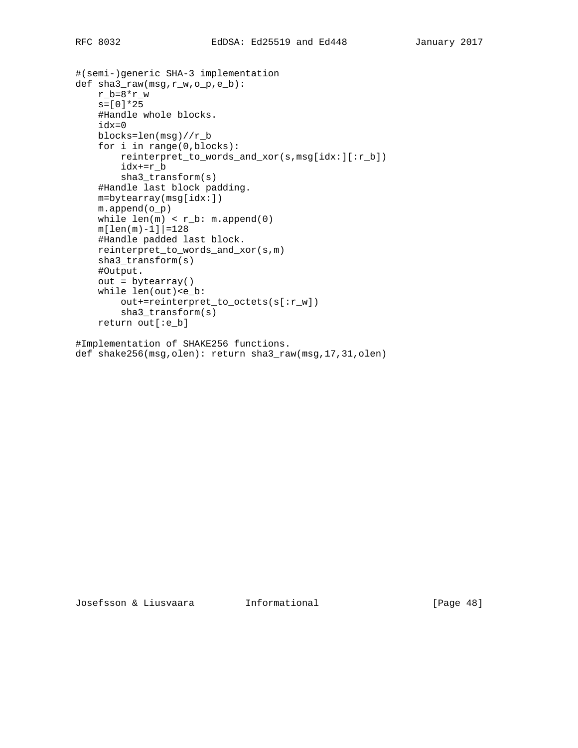```
#(semi-)generic SHA-3 implementation
def sha3_raw(msg,r_w,o_p,e_b):
    r_b=8*r_w
    s=[0]*25
    #Handle whole blocks.
    idx=0
    blocks=len(msg)//r_b
    for i in range(0,blocks):
        reinterpret_to_words_and_xor(s,msg[idx:][:r_b])
        idx+=r_b
        sha3_transform(s)
    #Handle last block padding.
    m=bytearray(msg[idx:])
    m.append(o_p)
    while len(m) < r_b: m.append(0)
    m[len(m)-1]|=128
    #Handle padded last block.
    reinterpret_to_words_and_xor(s,m)
    sha3_transform(s)
    #Output.
    out = bytearray()
    while len(out)<e_b:
        out+=reinterpret_to_octets(s[:r_w])
        sha3_transform(s)
    return out[:e_b]

#Implementation of SHAKE256 functions.
def shake256(msg,olen): return sha3_raw(msg,17,31,olen)
```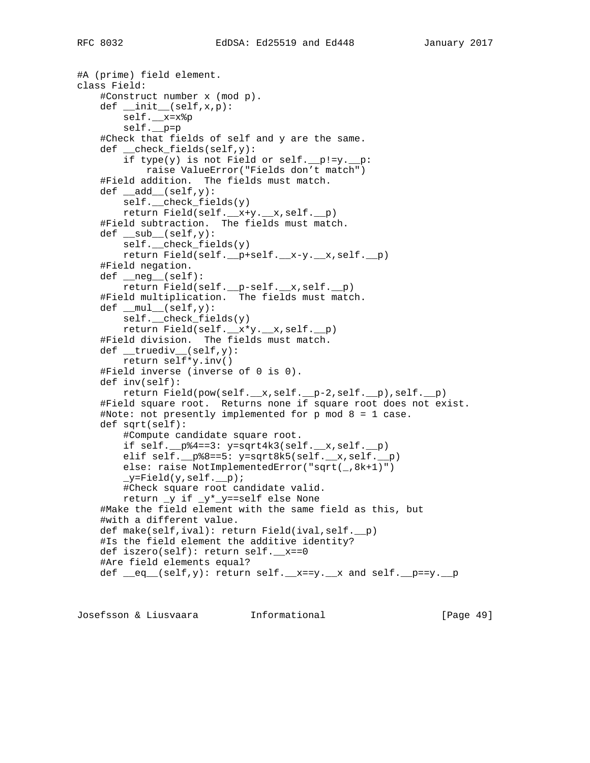```
#A (prime) field element.
class Field:
    #Construct number x (mod p).
    def __init__(self,x,p):
        self.__x=x%p
        self.__p=p
    #Check that fields of self and y are the same.
    def __check_fields(self,y):
        if type(y) is not Field or self.__p!=y.__p:
            raise ValueError("Fields don't match")
    #Field addition.  The fields must match.
    def __add__(self,y):
        self.__check_fields(y)
        return Field(self.__x+y.__x,self.__p)
    #Field subtraction.  The fields must match.
    def __sub__(self,y):
        self.__check_fields(y)
        return Field(self.__p+self.__x-y.__x,self.__p)
    #Field negation.
    def __neg__(self):
        return Field(self.__p-self.__x,self.__p)
    #Field multiplication.  The fields must match.
    def __mul__(self,y):
        self.__check_fields(y)
        return Field(self.__x*y.__x,self.__p)
    #Field division.  The fields must match.
    def __truediv__(self,y):
        return self*y.inv()
    #Field inverse (inverse of 0 is 0).
    def inv(self):
        return Field(pow(self.__x,self.__p-2,self.__p),self.__p)
    #Field square root.  Returns none if square root does not exist.
    #Note: not presently implemented for p mod 8 = 1 case.
    def sqrt(self):
        #Compute candidate square root.
        if self.__p%4==3: y=sqrt4k3(self.__x,self.__p)
        elif self.__p%8==5: y=sqrt8k5(self.__x,self.__p)
        else: raise NotImplementedError("sqrt(_,8k+1)")
        _y=Field(y,self.__p);
        #Check square root candidate valid.
        return _y if _y*_y==self else None
    #Make the field element with the same field as this, but
    #with a different value.
    def make(self,ival): return Field(ival,self.__p)
    #Is the field element the additive identity?
    def iszero(self): return self.__x==0
    #Are field elements equal?
    def __eq__(self,y): return self.__x==y.__x and self.__p==y.__p
```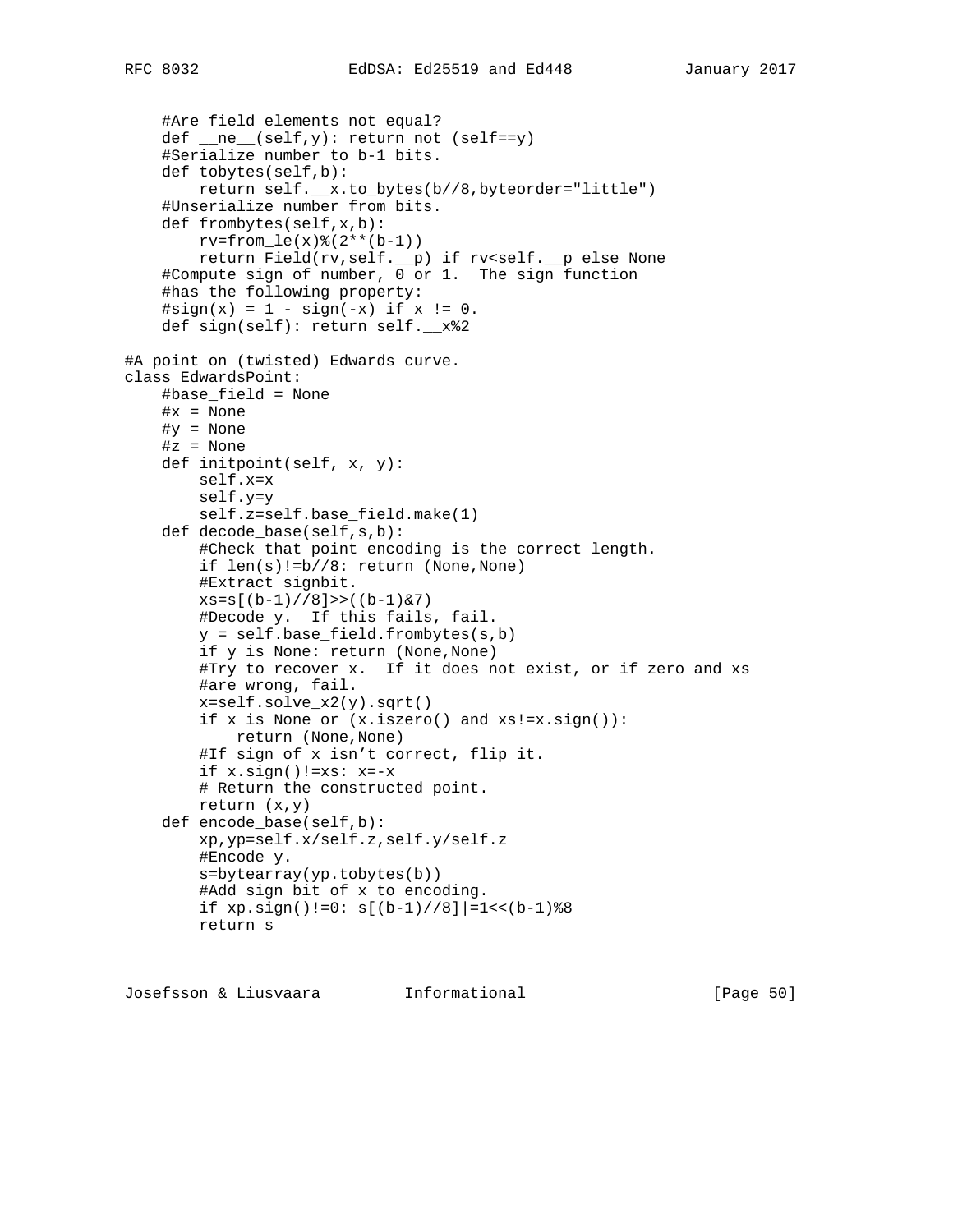```
    #Are field elements not equal?
    def __ne__(self,y): return not (self==y)
    #Serialize number to b-1 bits.
    def tobytes(self,b):
        return self.__x.to_bytes(b//8,byteorder="little")
    #Unserialize number from bits.
    def frombytes(self,x,b):
        rv=from_le(x)%(2**(b-1))
        return Field(rv,self.__p) if rv<self.__p else None
    #Compute sign of number, 0 or 1.  The sign function
    #has the following property:
    #sign(x) = 1 - sign(-x) if x != 0.
    def sign(self): return self.__x%2

#A point on (twisted) Edwards curve.
class EdwardsPoint:
    #base_field = None
    #x = None
    #y = None
    #z = None
    def initpoint(self, x, y):
        self.x=x
        self.y=y
        self.z=self.base_field.make(1)
    def decode_base(self,s,b):
        #Check that point encoding is the correct length.
        if len(s)!=b//8: return (None,None)
        #Extract signbit.
        xs=s[(b-1)//8]>>((b-1)&7)
        #Decode y.  If this fails, fail.
        y = self.base_field.frombytes(s,b)
        if y is None: return (None,None)
        #Try to recover x.  If it does not exist, or if zero and xs
        #are wrong, fail.
        x=self.solve_x2(y).sqrt()
        if x is None or (x.iszero() and xs!=x.sign()):
            return (None,None)
        #If sign of x isn't correct, flip it.
        if x.sign()!=xs: x=-x
        # Return the constructed point.
        return (x,y)
    def encode_base(self,b):
        xp,yp=self.x/self.z,self.y/self.z
        #Encode y.
        s=bytearray(yp.tobytes(b))
        #Add sign bit of x to encoding.
        if xp.sign()!=0: s[(b-1)//8]|=1<<(b-1)%8
        return s
```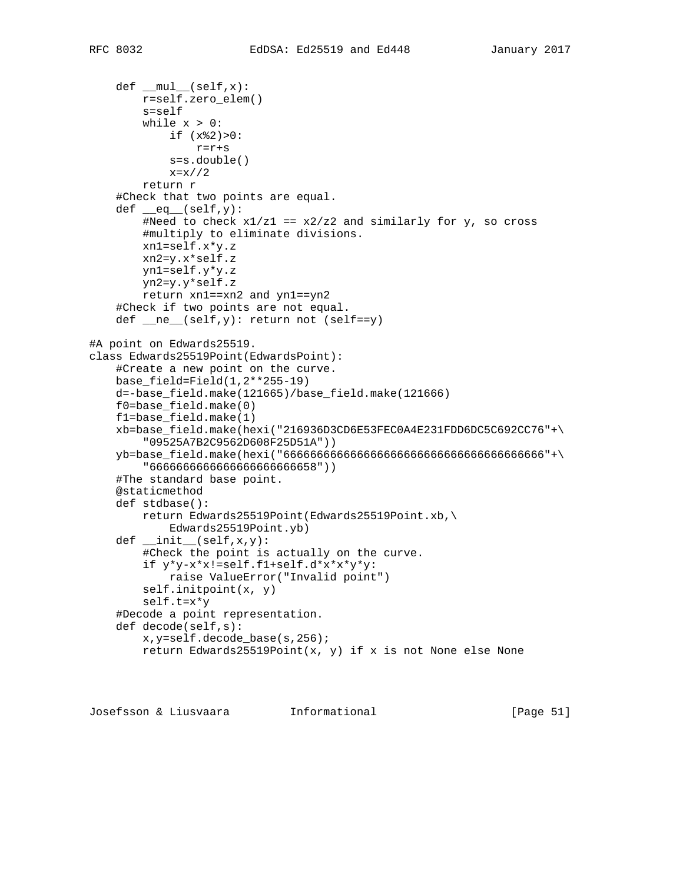```
    def __mul__(self,x):
        r=self.zero_elem()
        s=self
        while x > 0:
            if (x%2)>0:
                r=r+s
            s=s.double()
            x=x//2
        return r
    #Check that two points are equal.
    def __eq__(self,y):
        #Need to check x1/z1 == x2/z2 and similarly for y, so cross
        #multiply to eliminate divisions.
        xn1=self.x*y.z
        xn2=y.x*self.z
        yn1=self.y*y.z
        yn2=y.y*self.z
        return xn1==xn2 and yn1==yn2
    #Check if two points are not equal.
    def __ne__(self,y): return not (self==y)

#A point on Edwards25519.
class Edwards25519Point(EdwardsPoint):
    #Create a new point on the curve.
    base_field=Field(1,2**255-19)
    d=-base_field.make(121665)/base_field.make(121666)
    f0=base_field.make(0)
    f1=base_field.make(1)
    xb=base_field.make(hexi("216936D3CD6E53FEC0A4E231FDD6DC5C692CC76"+\
        "09525A7B2C9562D608F25D51A"))
    yb=base_field.make(hexi("666666666666666666666666666666666666666"+\
        "6666666666666666666666658"))
    #The standard base point.
    @staticmethod
    def stdbase():
        return Edwards25519Point(Edwards25519Point.xb,\
            Edwards25519Point.yb)
    def __init__(self,x,y):
        #Check the point is actually on the curve.
        if y*y-x*x!=self.f1+self.d*x*x*y*y:
            raise ValueError("Invalid point")
        self.initpoint(x, y)
        self.t=x*y
    #Decode a point representation.
    def decode(self,s):
        x,y=self.decode_base(s,256);
        return Edwards25519Point(x, y) if x is not None else None
```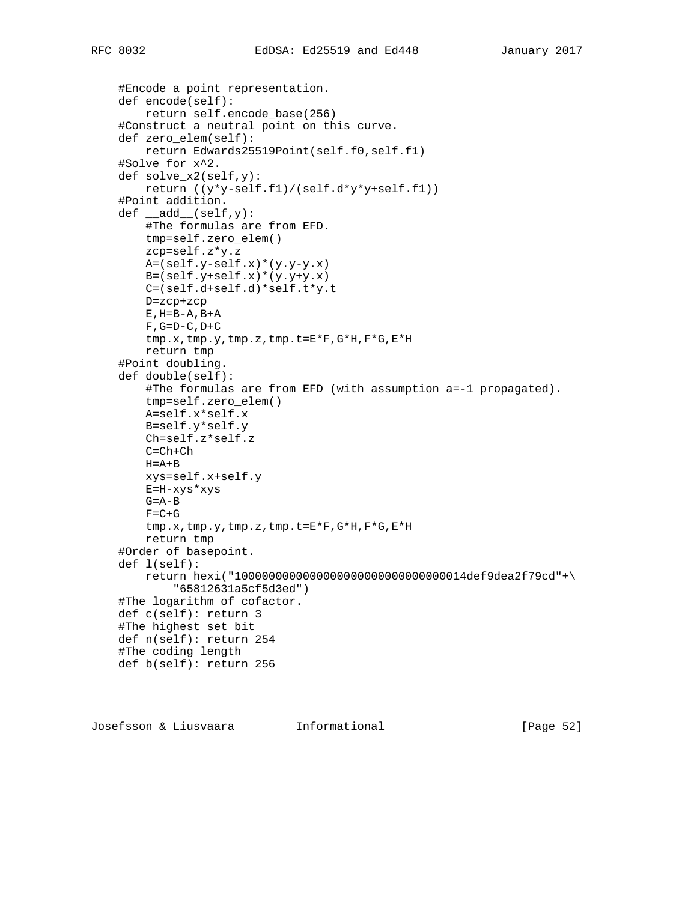```
    #Encode a point representation.
    def encode(self):
        return self.encode_base(256)
    #Construct a neutral point on this curve.
    def zero_elem(self):
        return Edwards25519Point(self.f0,self.f1)
    #Solve for x^2.
    def solve_x2(self,y):
        return ((y*y-self.f1)/(self.d*y*y+self.f1))
    #Point addition.
    def __add__(self,y):
        #The formulas are from EFD.
        tmp=self.zero_elem()
        zcp=self.z*y.z
        A=(self.y-self.x)*(y.y-y.x)
        B=(self.y+self.x)*(y.y+y.x)
        C=(self.d+self.d)*self.t*y.t
        D=zcp+zcp
        E,H=B-A,B+A
        F,G=D-C,D+C
        tmp.x,tmp.y,tmp.z,tmp.t=E*F,G*H,F*G,E*H
        return tmp
    #Point doubling.
    def double(self):
        #The formulas are from EFD (with assumption a=-1 propagated).
        tmp=self.zero_elem()
        A=self.x*self.x
        B=self.y*self.y
        Ch=self.z*self.z
        C=Ch+Ch
        H=A+B
        xys=self.x+self.y
        E=H-xys*xys
        G=A-B
        F=C+G
        tmp.x,tmp.y,tmp.z,tmp.t=E*F,G*H,F*G,E*H
        return tmp
    #Order of basepoint.
    def l(self):
        return hexi("1000000000000000000000000000000014def9dea2f79cd"+\
            "65812631a5cf5d3ed")
    #The logarithm of cofactor.
    def c(self): return 3
    #The highest set bit
    def n(self): return 254
    #The coding length
    def b(self): return 256
```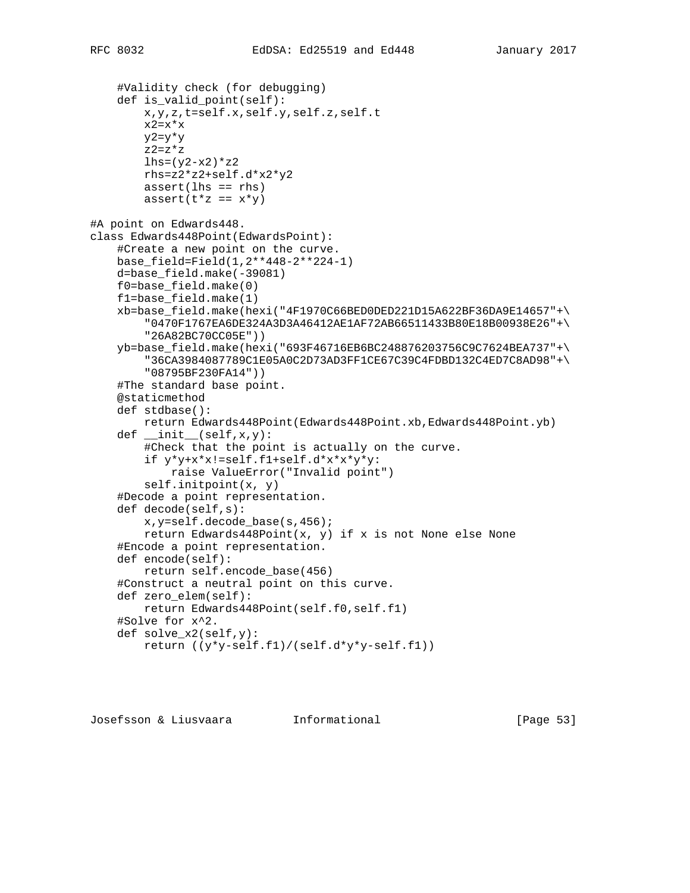```
    #Validity check (for debugging)
    def is_valid_point(self):
        x,y,z,t=self.x,self.y,self.z,self.t
        x2=x*x
        y2=y*y
        z2=z*z
        lhs=(y2-x2)*z2
        rhs=z2*z2+self.d*x2*y2
        assert(lhs == rhs)
        assert(t*z == x*y)

#A point on Edwards448.
class Edwards448Point(EdwardsPoint):
    #Create a new point on the curve.
    base_field=Field(1,2**448-2**224-1)
    d=base_field.make(-39081)
    f0=base_field.make(0)
    f1=base_field.make(1)
    xb=base_field.make(hexi("4F1970C66BED0DED221D15A622BF36DA9E14657"+\
        "0470F1767EA6DE324A3D3A46412AE1AF72AB66511433B80E18B00938E26"+\
        "26A82BC70CC05E"))
    yb=base_field.make(hexi("693F46716EB6BC248876203756C9C7624BEA737"+\
        "36CA3984087789C1E05A0C2D73AD3FF1CE67C39C4FDBD132C4ED7C8AD98"+\
        "08795BF230FA14"))
    #The standard base point.
    @staticmethod
    def stdbase():
        return Edwards448Point(Edwards448Point.xb,Edwards448Point.yb)
    def __init__(self,x,y):
        #Check that the point is actually on the curve.
        if y*y+x*x!=self.f1+self.d*x*x*y*y:
            raise ValueError("Invalid point")
        self.initpoint(x, y)
    #Decode a point representation.
    def decode(self,s):
        x,y=self.decode_base(s,456);
        return Edwards448Point(x, y) if x is not None else None
    #Encode a point representation.
    def encode(self):
        return self.encode_base(456)
    #Construct a neutral point on this curve.
    def zero_elem(self):
        return Edwards448Point(self.f0,self.f1)
    #Solve for x^2.
    def solve_x2(self,y):
        return ((y*y-self.f1)/(self.d*y*y-self.f1))
```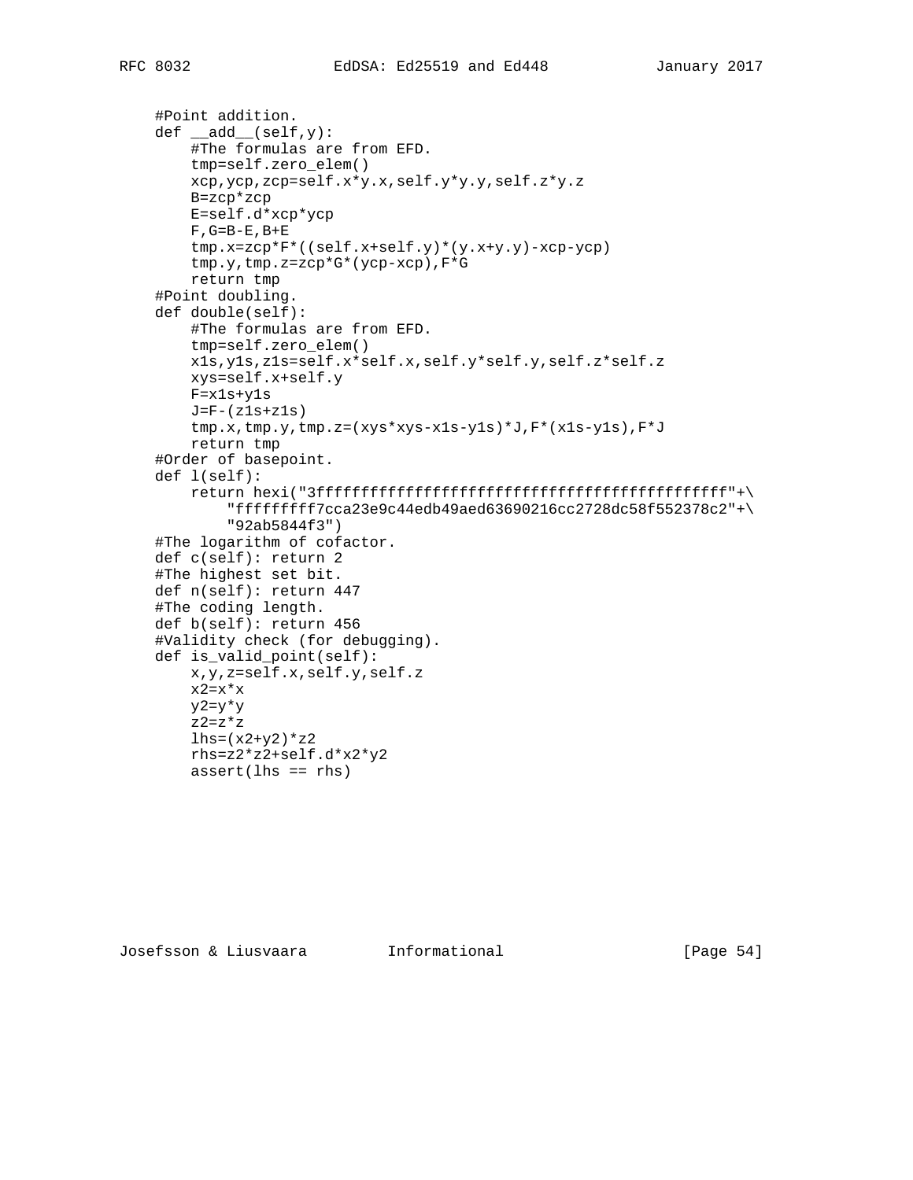```
    #Point addition.
    def __add__(self,y):
        #The formulas are from EFD.
        tmp=self.zero_elem()
        xcp,ycp,zcp=self.x*y.x,self.y*y.y,self.z*y.z
        B=zcp*zcp
        E=self.d*xcp*ycp
        F,G=B-E,B+E
        tmp.x=zcp*F*((self.x+self.y)*(y.x+y.y)-xcp-ycp)
        tmp.y,tmp.z=zcp*G*(ycp-xcp),F*G
        return tmp
    #Point doubling.
    def double(self):
        #The formulas are from EFD.
        tmp=self.zero_elem()
        x1s,y1s,z1s=self.x*self.x,self.y*self.y,self.z*self.z
        xys=self.x+self.y
        F=x1s+y1s
        J=F-(z1s+z1s)
        tmp.x,tmp.y,tmp.z=(xys*xys-x1s-y1s)*J,F*(x1s-y1s),F*J
        return tmp
    #Order of basepoint.
    def l(self):
        return hexi("3fffffffffffffffffffffffffffffffffffffffffffffffffff"+\
            "fffffffff7cca23e9c44edb49aed63690216cc2728dc58f552378c2"+\
            "92ab5844f3")
    #The logarithm of cofactor.
    def c(self): return 2
    #The highest set bit.
    def n(self): return 447
    #The coding length.
    def b(self): return 456
    #Validity check (for debugging).
    def is_valid_point(self):
        x,y,z=self.x,self.y,self.z
        x2=x*x
        y2=y*y
        z2=z*z
        lhs=(x2+y2)*z2
        rhs=z2*z2+self.d*x2*y2
        assert(lhs == rhs)
```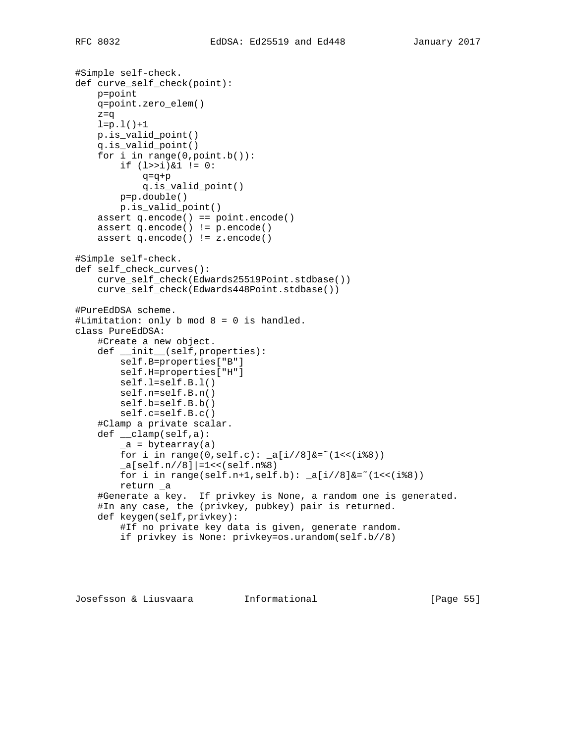```
#Simple self-check.
def curve_self_check(point):
    p=point
    q=point.zero_elem()
    z=q
    l=p.l()+1
    p.is_valid_point()
    q.is_valid_point()
    for i in range(0,point.b()):
        if (l>>i)&1 != 0:
            q=q+p
            q.is_valid_point()
        p=p.double()
        p.is_valid_point()
    assert q.encode() == point.encode()
    assert q.encode() != p.encode()
    assert q.encode() != z.encode()

#Simple self-check.
def self_check_curves():
    curve_self_check(Edwards25519Point.stdbase())
    curve_self_check(Edwards448Point.stdbase())

#PureEdDSA scheme.
#Limitation: only b mod 8 = 0 is handled.
class PureEdDSA:
    #Create a new object.
    def __init__(self,properties):
        self.B=properties["B"]
        self.H=properties["H"]
        self.l=self.B.l()
        self.n=self.B.n()
        self.b=self.B.b()
        self.c=self.B.c()
    #Clamp a private scalar.
    def __clamp(self,a):
        _a = bytearray(a)
        for i in range(0,self.c): _a[i//8]&=~(1<<(i%8))
        _a[self.n//8]|=1<<(self.n%8)
        for i in range(self.n+1,self.b): _a[i//8]&=~(1<<(i%8))
        return _a
    #Generate a key.  If privkey is None, a random one is generated.
    #In any case, the (privkey, pubkey) pair is returned.
    def keygen(self,privkey):
        #If no private key data is given, generate random.
        if privkey is None: privkey=os.urandom(self.b//8)
```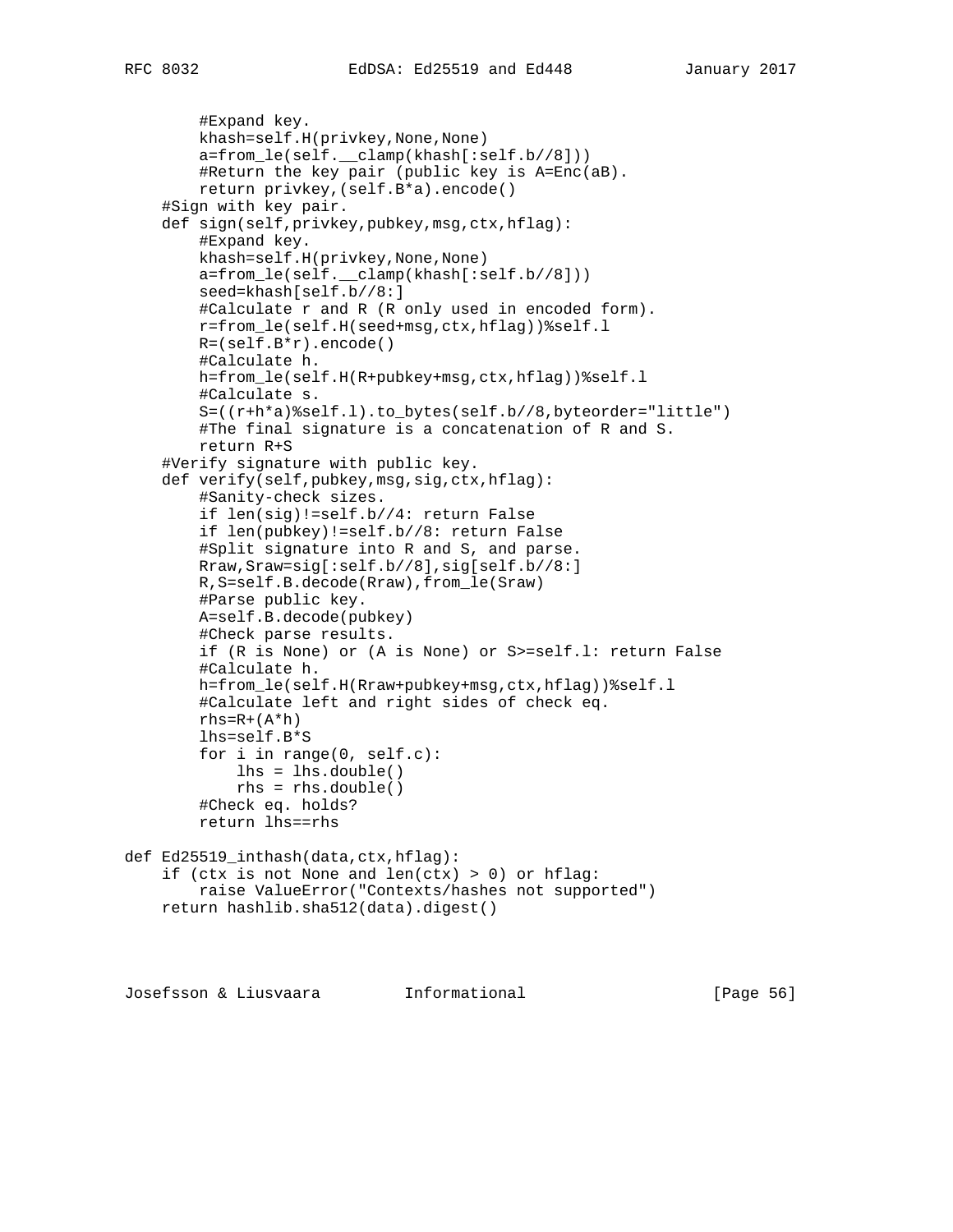```
        #Expand key.
        khash=self.H(privkey,None,None)
        a=from_le(self.__clamp(khash[:self.b//8]))
        #Return the key pair (public key is A=Enc(aB).
        return privkey,(self.B*a).encode()
    #Sign with key pair.
    def sign(self,privkey,pubkey,msg,ctx,hflag):
        #Expand key.
        khash=self.H(privkey,None,None)
        a=from_le(self.__clamp(khash[:self.b//8]))
        seed=khash[self.b//8:]
        #Calculate r and R (R only used in encoded form).
        r=from_le(self.H(seed+msg,ctx,hflag))%self.l
        R=(self.B*r).encode()
        #Calculate h.
        h=from_le(self.H(R+pubkey+msg,ctx,hflag))%self.l
        #Calculate s.
        S=((r+h*a)%self.l).to_bytes(self.b//8,byteorder="little")
        #The final signature is a concatenation of R and S.
        return R+S
    #Verify signature with public key.
    def verify(self,pubkey,msg,sig,ctx,hflag):
        #Sanity-check sizes.
        if len(sig)!=self.b//4: return False
        if len(pubkey)!=self.b//8: return False
        #Split signature into R and S, and parse.
        Rraw,Sraw=sig[:self.b//8],sig[self.b//8:]
        R,S=self.B.decode(Rraw),from_le(Sraw)
        #Parse public key.
        A=self.B.decode(pubkey)
        #Check parse results.
        if (R is None) or (A is None) or S>=self.l: return False
        #Calculate h.
        h=from_le(self.H(Rraw+pubkey+msg,ctx,hflag))%self.l
        #Calculate left and right sides of check eq.
        rhs=R+(A*h)
        lhs=self.B*S
        for i in range(0, self.c):
            lhs = lhs.double()
            rhs = rhs.double()
        #Check eq. holds?
        return lhs==rhs

def Ed25519_inthash(data,ctx,hflag):
    if (ctx is not None and len(ctx) > 0) or hflag:
        raise ValueError("Contexts/hashes not supported")
    return hashlib.sha512(data).digest()
```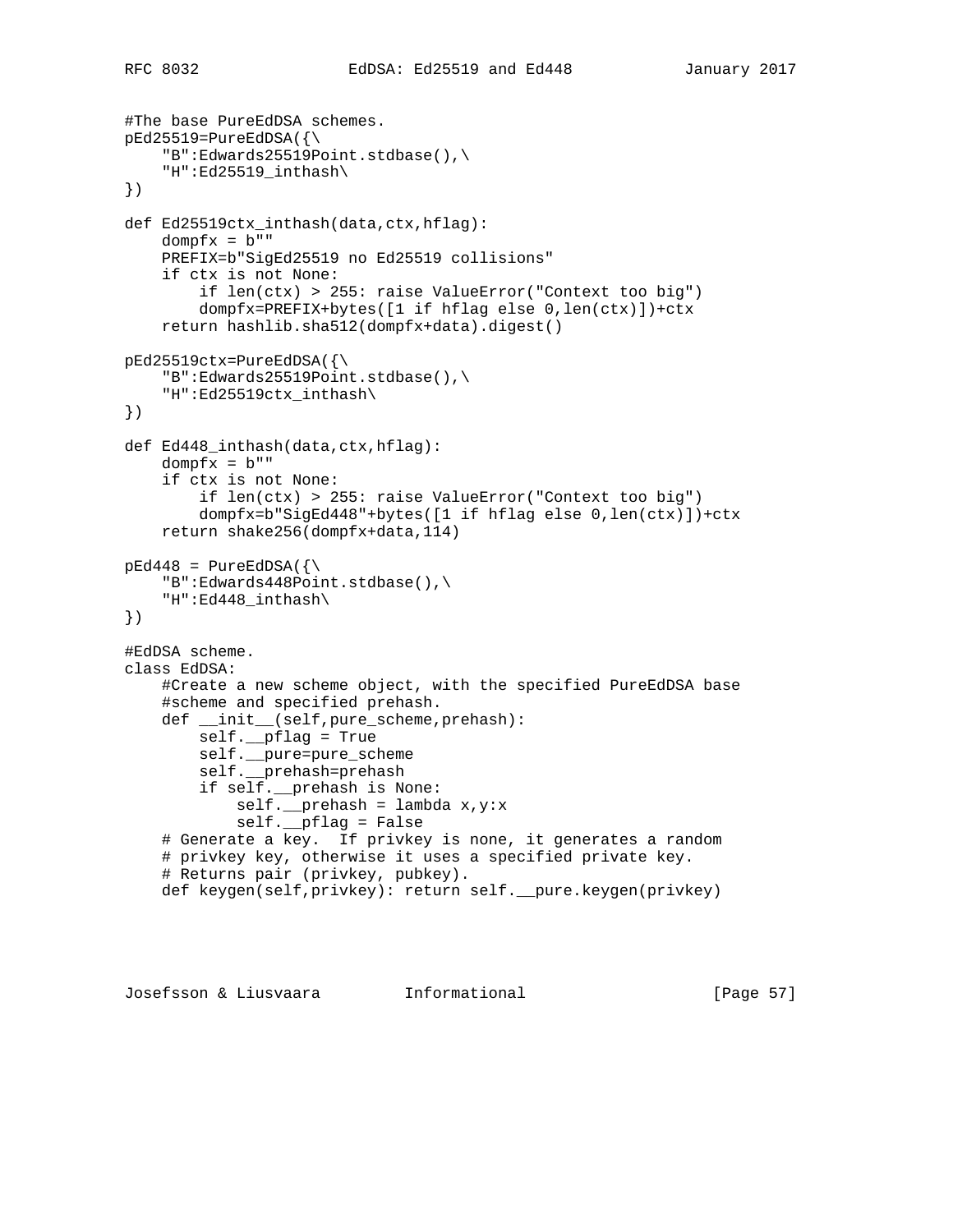```
#The base PureEdDSA schemes.
pEd25519=PureEdDSA({\
    "B":Edwards25519Point.stdbase(),\
    "H":Ed25519_inthash\
})

def Ed25519ctx_inthash(data,ctx,hflag):
    dompfx = b""
    PREFIX=b"SigEd25519 no Ed25519 collisions"
    if ctx is not None:
        if len(ctx) > 255: raise ValueError("Context too big")
        dompfx=PREFIX+bytes([1 if hflag else 0,len(ctx)])+ctx
    return hashlib.sha512(dompfx+data).digest()

pEd25519ctx=PureEdDSA({\
    "B":Edwards25519Point.stdbase(),\
    "H":Ed25519ctx_inthash\
})

def Ed448_inthash(data,ctx,hflag):
    dompfx = b""
    if ctx is not None:
        if len(ctx) > 255: raise ValueError("Context too big")
        dompfx=b"SigEd448"+bytes([1 if hflag else 0,len(ctx)])+ctx
    return shake256(dompfx+data,114)

pEd448 = PureEdDSA({\
    "B":Edwards448Point.stdbase(),\
    "H":Ed448_inthash\
})

#EdDSA scheme.
class EdDSA:
    #Create a new scheme object, with the specified PureEdDSA base
    #scheme and specified prehash.
    def __init__(self,pure_scheme,prehash):
        self.__pflag = True
        self.__pure=pure_scheme
        self.__prehash=prehash
        if self.__prehash is None:
            self.__prehash = lambda x,y:x
            self.__pflag = False
    # Generate a key.  If privkey is none, it generates a random
    # privkey key, otherwise it uses a specified private key.
    # Returns pair (privkey, pubkey).
    def keygen(self,privkey): return self.__pure.keygen(privkey)
```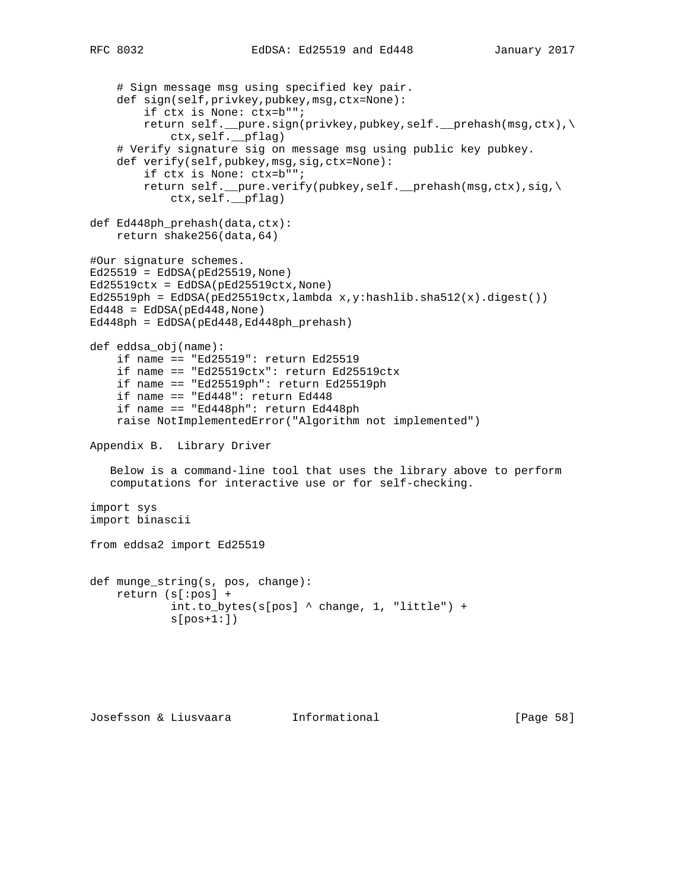```
    # Sign message msg using specified key pair.
    def sign(self,privkey,pubkey,msg,ctx=None):
        if ctx is None: ctx=b"";
        return self.__pure.sign(privkey,pubkey,self.__prehash(msg,ctx),\
            ctx,self.__pflag)
    # Verify signature sig on message msg using public key pubkey.
    def verify(self,pubkey,msg,sig,ctx=None):
        if ctx is None: ctx=b"";
        return self.__pure.verify(pubkey,self.__prehash(msg,ctx),sig,\
            ctx,self.__pflag)

def Ed448ph_prehash(data,ctx):
    return shake256(data,64)

#Our signature schemes.
Ed25519 = EdDSA(pEd25519,None)
Ed25519ctx = EdDSA(pEd25519ctx,None)
Ed25519ph = EdDSA(pEd25519ctx,lambda x,y:hashlib.sha512(x).digest())
Ed448 = EdDSA(pEd448,None)
Ed448ph = EdDSA(pEd448,Ed448ph_prehash)

def eddsa_obj(name):
    if name == "Ed25519": return Ed25519
    if name == "Ed25519ctx": return Ed25519ctx
    if name == "Ed25519ph": return Ed25519ph
    if name == "Ed448": return Ed448
    if name == "Ed448ph": return Ed448ph
    raise NotImplementedError("Algorithm not implemented")
```

## Appendix B. Library Driver

Below is a command-line tool that uses the library above to perform computations for interactive use or for self-checking.

```
import sys
import binascii

from eddsa2 import Ed25519


def munge_string(s, pos, change):
    return (s[:pos] +
            int.to_bytes(s[pos] ^ change, 1, "little") +
            s[pos+1:])
```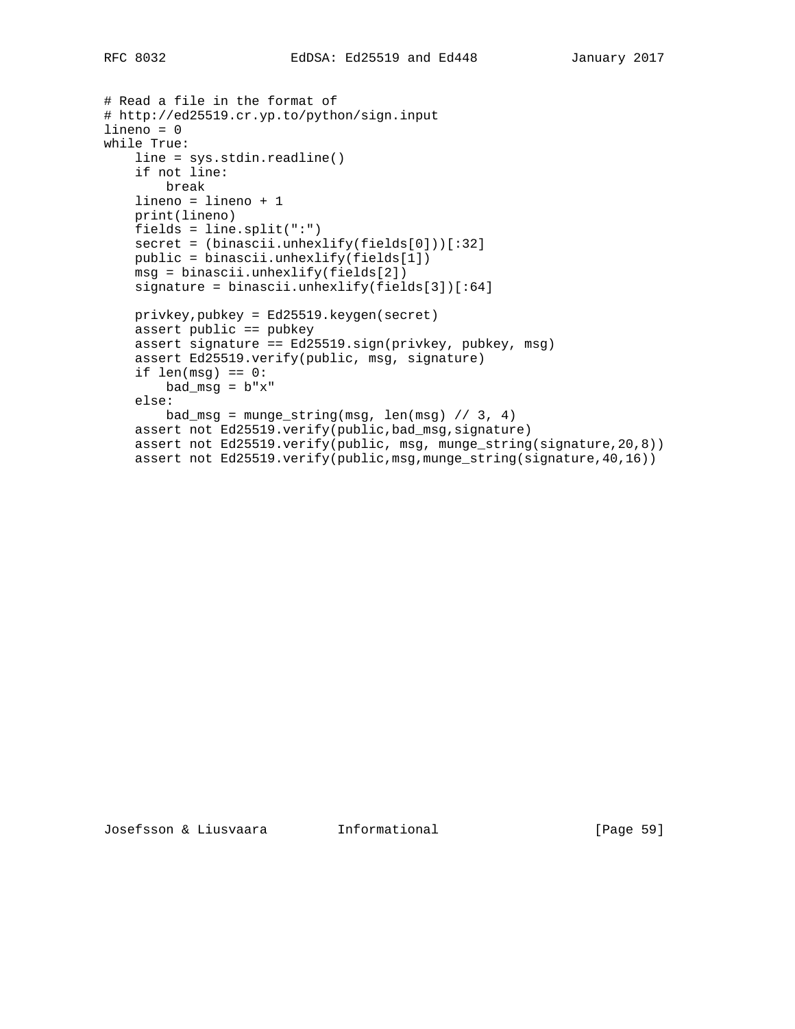```
# Read a file in the format of
# http://ed25519.cr.yp.to/python/sign.input
lineno = 0
while True:
    line = sys.stdin.readline()
    if not line:
        break
    lineno = lineno + 1
    print(lineno)
    fields = line.split(":")
    secret = (binascii.unhexlify(fields[0]))[:32]
    public = binascii.unhexlify(fields[1])
    msg = binascii.unhexlify(fields[2])
    signature = binascii.unhexlify(fields[3])[:64]

    privkey,pubkey = Ed25519.keygen(secret)
    assert public == pubkey
    assert signature == Ed25519.sign(privkey, pubkey, msg)
    assert Ed25519.verify(public, msg, signature)
    if len(msg) == 0:
        bad_msg = b"x"
    else:
        bad_msg = munge_string(msg, len(msg) // 3, 4)
    assert not Ed25519.verify(public,bad_msg,signature)
    assert not Ed25519.verify(public, msg, munge_string(signature,20,8))
    assert not Ed25519.verify(public,msg,munge_string(signature,40,16))
```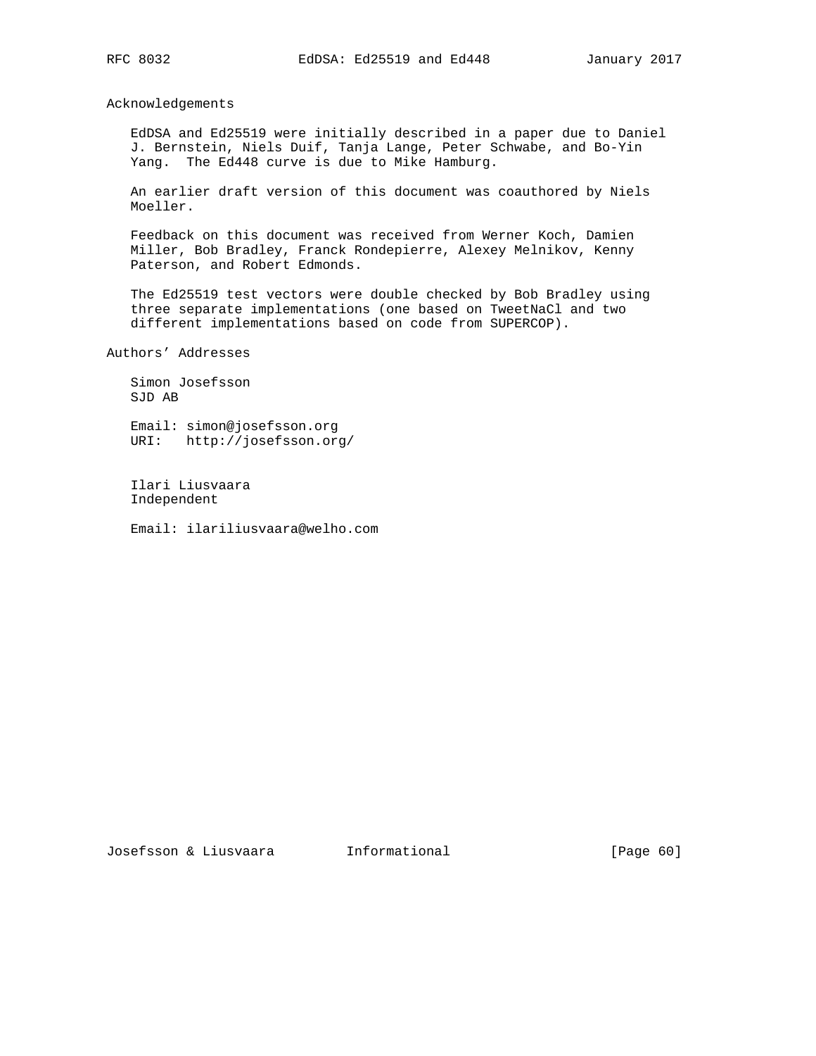## Acknowledgements

EdDSA and Ed25519 were initially described in a paper due to Daniel J. Bernstein, Niels Duif, Tanja Lange, Peter Schwabe, and Bo-Yin Yang. The Ed448 curve is due to Mike Hamburg.

An earlier draft version of this document was coauthored by Niels Moeller.

Feedback on this document was received from Werner Koch, Damien Miller, Bob Bradley, Franck Rondepierre, Alexey Melnikov, Kenny Paterson, and Robert Edmonds.

The Ed25519 test vectors were double checked by Bob Bradley using three separate implementations (one based on TweetNaCl and two different implementations based on code from SUPERCOP).

## Authors' Addresses

Simon Josefsson
SJD AB

Email: simon@josefsson.org
URI: http://josefsson.org/

Ilari Liusvaara
Independent

Email: ilariliusvaara@welho.com